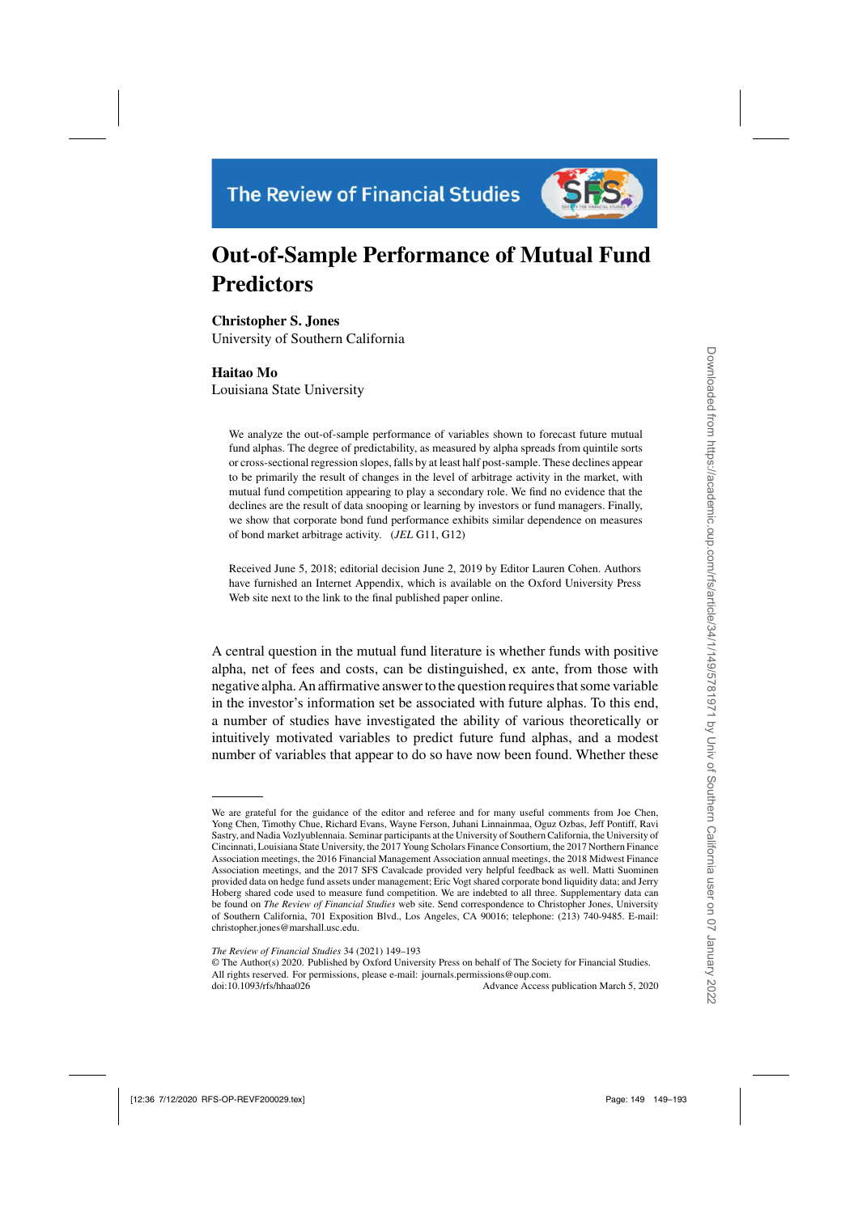# Out-of-Sample Performance of Mutual Fund Predictors

**Christopher S. Jones**
University of Southern California

**Haitao Mo**
Louisiana State University

We analyze the out-of-sample performance of variables shown to forecast future mutual fund alphas. The degree of predictability, as measured by alpha spreads from quintile sorts or cross-sectional regression slopes, falls by at least half post-sample. These declines appear to be primarily the result of changes in the level of arbitrage activity in the market, with mutual fund competition appearing to play a secondary role. We find no evidence that the declines are the result of data snooping or learning by investors or fund managers. Finally, we show that corporate bond fund performance exhibits similar dependence on measures of bond market arbitrage activity. (*JEL* G11, G12)

Received June 5, 2018; editorial decision June 2, 2019 by Editor Lauren Cohen. Authors have furnished an Internet Appendix, which is available on the Oxford University Press Web site next to the link to the final published paper online.

A central question in the mutual fund literature is whether funds with positive alpha, net of fees and costs, can be distinguished, ex ante, from those with negative alpha. An affirmative answer to the question requires that some variable in the investor's information set be associated with future alphas. To this end, a number of studies have investigated the ability of various theoretically or intuitively motivated variables to predict future fund alphas, and a modest number of variables that appear to do so have now been found. Whether these

---

We are grateful for the guidance of the editor and referee and for many useful comments from Joe Chen, Yong Chen, Timothy Chue, Richard Evans, Wayne Ferson, Juhani Linnainmaa, Oguz Ozbas, Jeff Pontiff, Ravi Sastry, and Nadia Vozlyublennaia. Seminar participants at the University of Southern California, the University of Cincinnati, Louisiana State University, the 2017 Young Scholars Finance Consortium, the 2017 Northern Finance Association meetings, the 2016 Financial Management Association annual meetings, the 2018 Midwest Finance Association meetings, and the 2017 SFS Cavalcade provided very helpful feedback as well. Matti Suominen provided data on hedge fund assets under management; Eric Vogt shared corporate bond liquidity data; and Jerry Hoberg shared code used to measure fund competition. We are indebted to all three. Supplementary data can be found on *The Review of Financial Studies* web site. Send correspondence to Christopher Jones, University of Southern California, 701 Exposition Blvd., Los Angeles, CA 90016; telephone: (213) 740-9485. E-mail: christopher.jones@marshall.usc.edu.

© The Author(s) 2020. Published by Oxford University Press on behalf of The Society for Financial Studies. All rights reserved. For permissions, please e-mail: journals.permissions@oup.com.
doi:10.1093/rfs/hhaa026 Advance Access publication March 5, 2020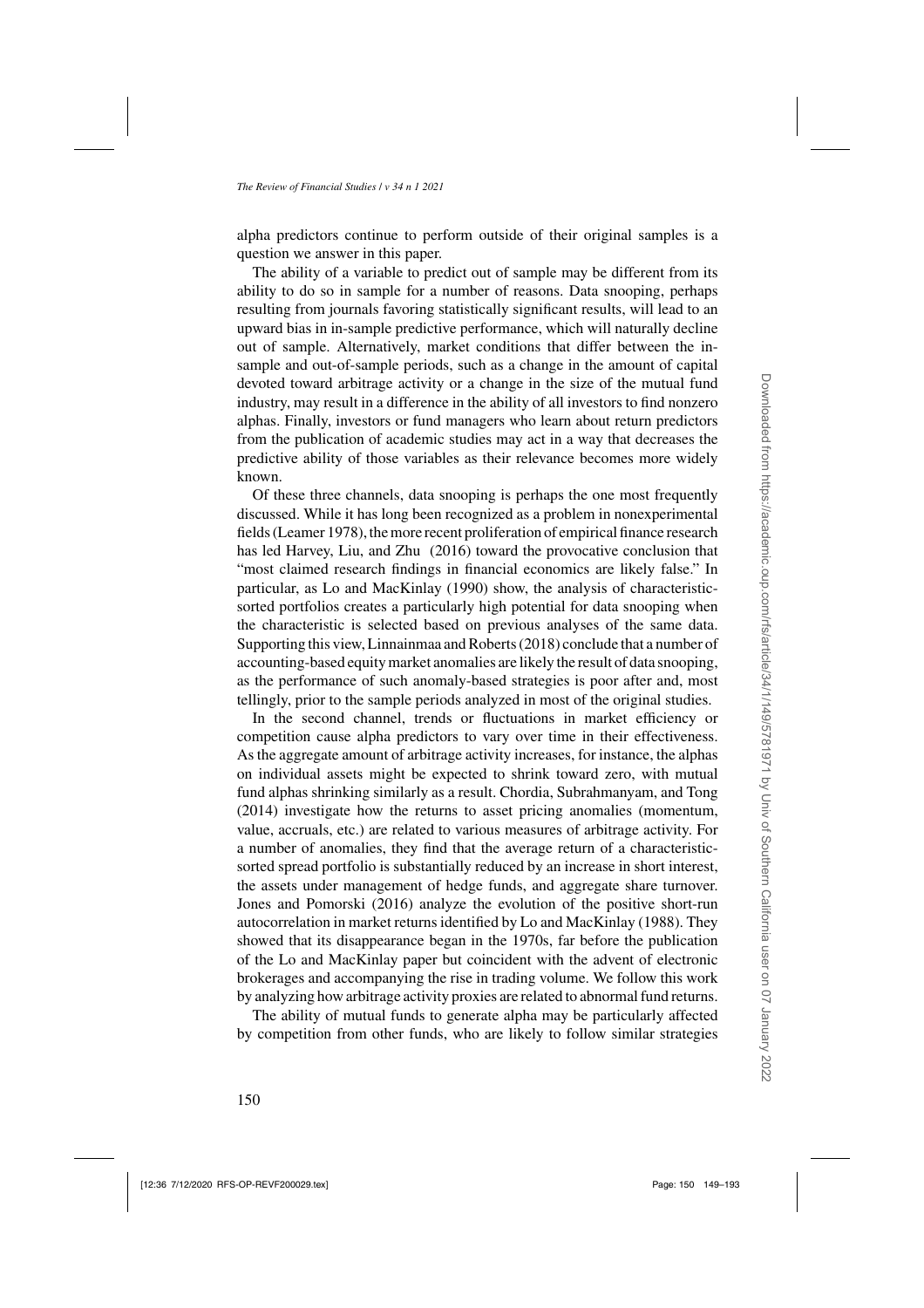alpha predictors continue to perform outside of their original samples is a question we answer in this paper.

The ability of a variable to predict out of sample may be different from its ability to do so in sample for a number of reasons. Data snooping, perhaps resulting from journals favoring statistically significant results, will lead to an upward bias in in-sample predictive performance, which will naturally decline out of sample. Alternatively, market conditions that differ between the in-sample and out-of-sample periods, such as a change in the amount of capital devoted toward arbitrage activity or a change in the size of the mutual fund industry, may result in a difference in the ability of all investors to find nonzero alphas. Finally, investors or fund managers who learn about return predictors from the publication of academic studies may act in a way that decreases the predictive ability of those variables as their relevance becomes more widely known.

Of these three channels, data snooping is perhaps the one most frequently discussed. While it has long been recognized as a problem in nonexperimental fields (Leamer 1978), the more recent proliferation of empirical finance research has led Harvey, Liu, and Zhu (2016) toward the provocative conclusion that "most claimed research findings in financial economics are likely false." In particular, as Lo and MacKinlay (1990) show, the analysis of characteristic-sorted portfolios creates a particularly high potential for data snooping when the characteristic is selected based on previous analyses of the same data. Supporting this view, Linnainmaa and Roberts (2018) conclude that a number of accounting-based equity market anomalies are likely the result of data snooping, as the performance of such anomaly-based strategies is poor after and, most tellingly, prior to the sample periods analyzed in most of the original studies.

In the second channel, trends or fluctuations in market efficiency or competition cause alpha predictors to vary over time in their effectiveness. As the aggregate amount of arbitrage activity increases, for instance, the alphas on individual assets might be expected to shrink toward zero, with mutual fund alphas shrinking similarly as a result. Chordia, Subrahmanyam, and Tong (2014) investigate how the returns to asset pricing anomalies (momentum, value, accruals, etc.) are related to various measures of arbitrage activity. For a number of anomalies, they find that the average return of a characteristic-sorted spread portfolio is substantially reduced by an increase in short interest, the assets under management of hedge funds, and aggregate share turnover. Jones and Pomorski (2016) analyze the evolution of the positive short-run autocorrelation in market returns identified by Lo and MacKinlay (1988). They showed that its disappearance began in the 1970s, far before the publication of the Lo and MacKinlay paper but coincident with the advent of electronic brokerages and accompanying the rise in trading volume. We follow this work by analyzing how arbitrage activity proxies are related to abnormal fund returns.

The ability of mutual funds to generate alpha may be particularly affected by competition from other funds, who are likely to follow similar strategies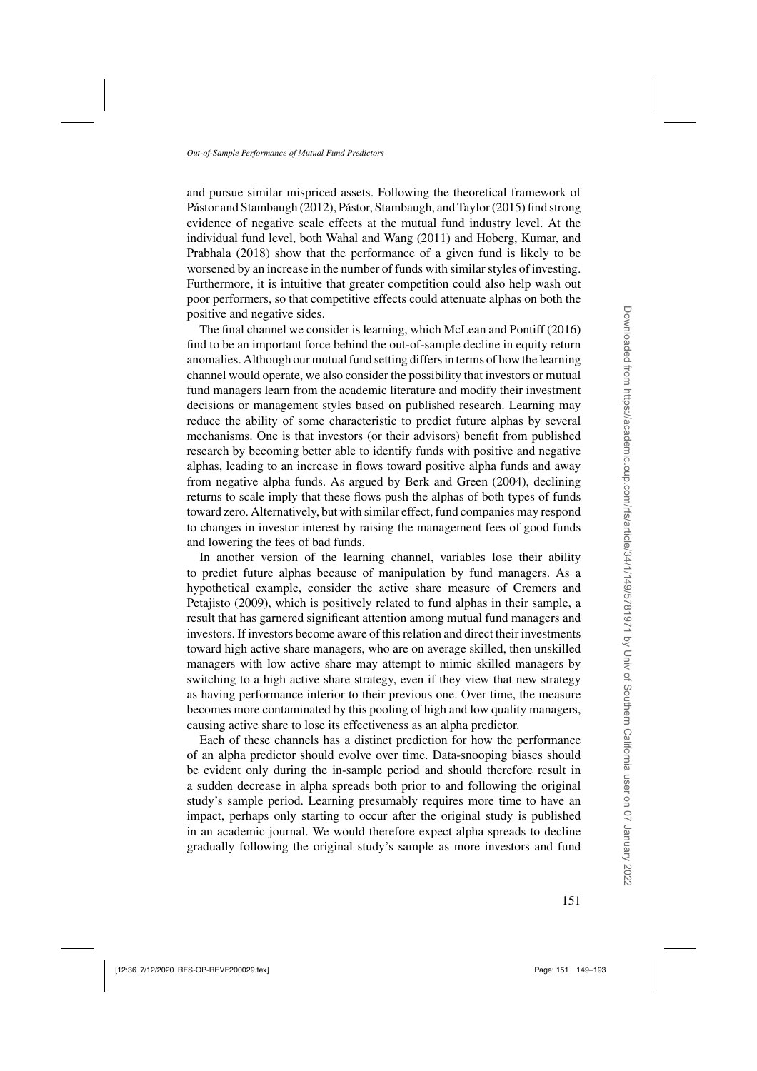and pursue similar mispriced assets. Following the theoretical framework of Pástor and Stambaugh (2012), Pástor, Stambaugh, and Taylor (2015) find strong evidence of negative scale effects at the mutual fund industry level. At the individual fund level, both Wahal and Wang (2011) and Hoberg, Kumar, and Prabhala (2018) show that the performance of a given fund is likely to be worsened by an increase in the number of funds with similar styles of investing. Furthermore, it is intuitive that greater competition could also help wash out poor performers, so that competitive effects could attenuate alphas on both the positive and negative sides.

The final channel we consider is learning, which McLean and Pontiff (2016) find to be an important force behind the out-of-sample decline in equity return anomalies. Although our mutual fund setting differs in terms of how the learning channel would operate, we also consider the possibility that investors or mutual fund managers learn from the academic literature and modify their investment decisions or management styles based on published research. Learning may reduce the ability of some characteristic to predict future alphas by several mechanisms. One is that investors (or their advisors) benefit from published research by becoming better able to identify funds with positive and negative alphas, leading to an increase in flows toward positive alpha funds and away from negative alpha funds. As argued by Berk and Green (2004), declining returns to scale imply that these flows push the alphas of both types of funds toward zero. Alternatively, but with similar effect, fund companies may respond to changes in investor interest by raising the management fees of good funds and lowering the fees of bad funds.

In another version of the learning channel, variables lose their ability to predict future alphas because of manipulation by fund managers. As a hypothetical example, consider the active share measure of Cremers and Petajisto (2009), which is positively related to fund alphas in their sample, a result that has garnered significant attention among mutual fund managers and investors. If investors become aware of this relation and direct their investments toward high active share managers, who are on average skilled, then unskilled managers with low active share may attempt to mimic skilled managers by switching to a high active share strategy, even if they view that new strategy as having performance inferior to their previous one. Over time, the measure becomes more contaminated by this pooling of high and low quality managers, causing active share to lose its effectiveness as an alpha predictor.

Each of these channels has a distinct prediction for how the performance of an alpha predictor should evolve over time. Data-snooping biases should be evident only during the in-sample period and should therefore result in a sudden decrease in alpha spreads both prior to and following the original study's sample period. Learning presumably requires more time to have an impact, perhaps only starting to occur after the original study is published in an academic journal. We would therefore expect alpha spreads to decline gradually following the original study's sample as more investors and fund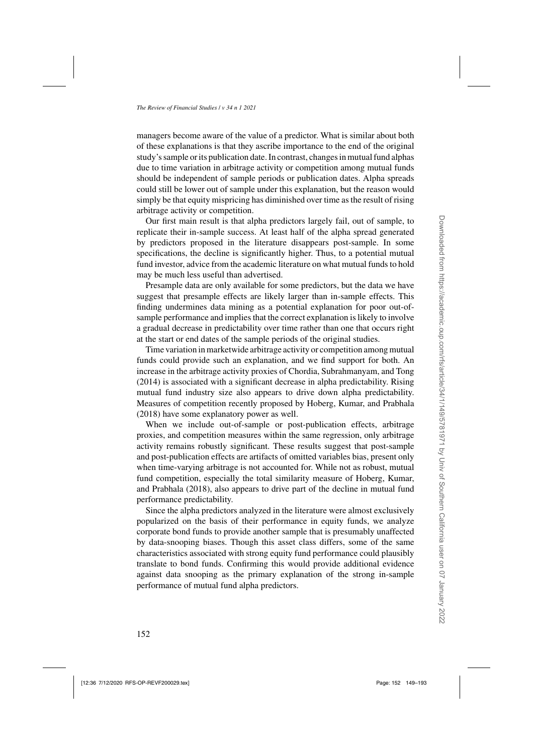managers become aware of the value of a predictor. What is similar about both of these explanations is that they ascribe importance to the end of the original study's sample or its publication date. In contrast, changes in mutual fund alphas due to time variation in arbitrage activity or competition among mutual funds should be independent of sample periods or publication dates. Alpha spreads could still be lower out of sample under this explanation, but the reason would simply be that equity mispricing has diminished over time as the result of rising arbitrage activity or competition.

Our first main result is that alpha predictors largely fail, out of sample, to replicate their in-sample success. At least half of the alpha spread generated by predictors proposed in the literature disappears post-sample. In some specifications, the decline is significantly higher. Thus, to a potential mutual fund investor, advice from the academic literature on what mutual funds to hold may be much less useful than advertised.

Presample data are only available for some predictors, but the data we have suggest that presample effects are likely larger than in-sample effects. This finding undermines data mining as a potential explanation for poor out-of-sample performance and implies that the correct explanation is likely to involve a gradual decrease in predictability over time rather than one that occurs right at the start or end dates of the sample periods of the original studies.

Time variation in marketwide arbitrage activity or competition among mutual funds could provide such an explanation, and we find support for both. An increase in the arbitrage activity proxies of Chordia, Subrahmanyam, and Tong (2014) is associated with a significant decrease in alpha predictability. Rising mutual fund industry size also appears to drive down alpha predictability. Measures of competition recently proposed by Hoberg, Kumar, and Prabhala (2018) have some explanatory power as well.

When we include out-of-sample or post-publication effects, arbitrage proxies, and competition measures within the same regression, only arbitrage activity remains robustly significant. These results suggest that post-sample and post-publication effects are artifacts of omitted variables bias, present only when time-varying arbitrage is not accounted for. While not as robust, mutual fund competition, especially the total similarity measure of Hoberg, Kumar, and Prabhala (2018), also appears to drive part of the decline in mutual fund performance predictability.

Since the alpha predictors analyzed in the literature were almost exclusively popularized on the basis of their performance in equity funds, we analyze corporate bond funds to provide another sample that is presumably unaffected by data-snooping biases. Though this asset class differs, some of the same characteristics associated with strong equity fund performance could plausibly translate to bond funds. Confirming this would provide additional evidence against data snooping as the primary explanation of the strong in-sample performance of mutual fund alpha predictors.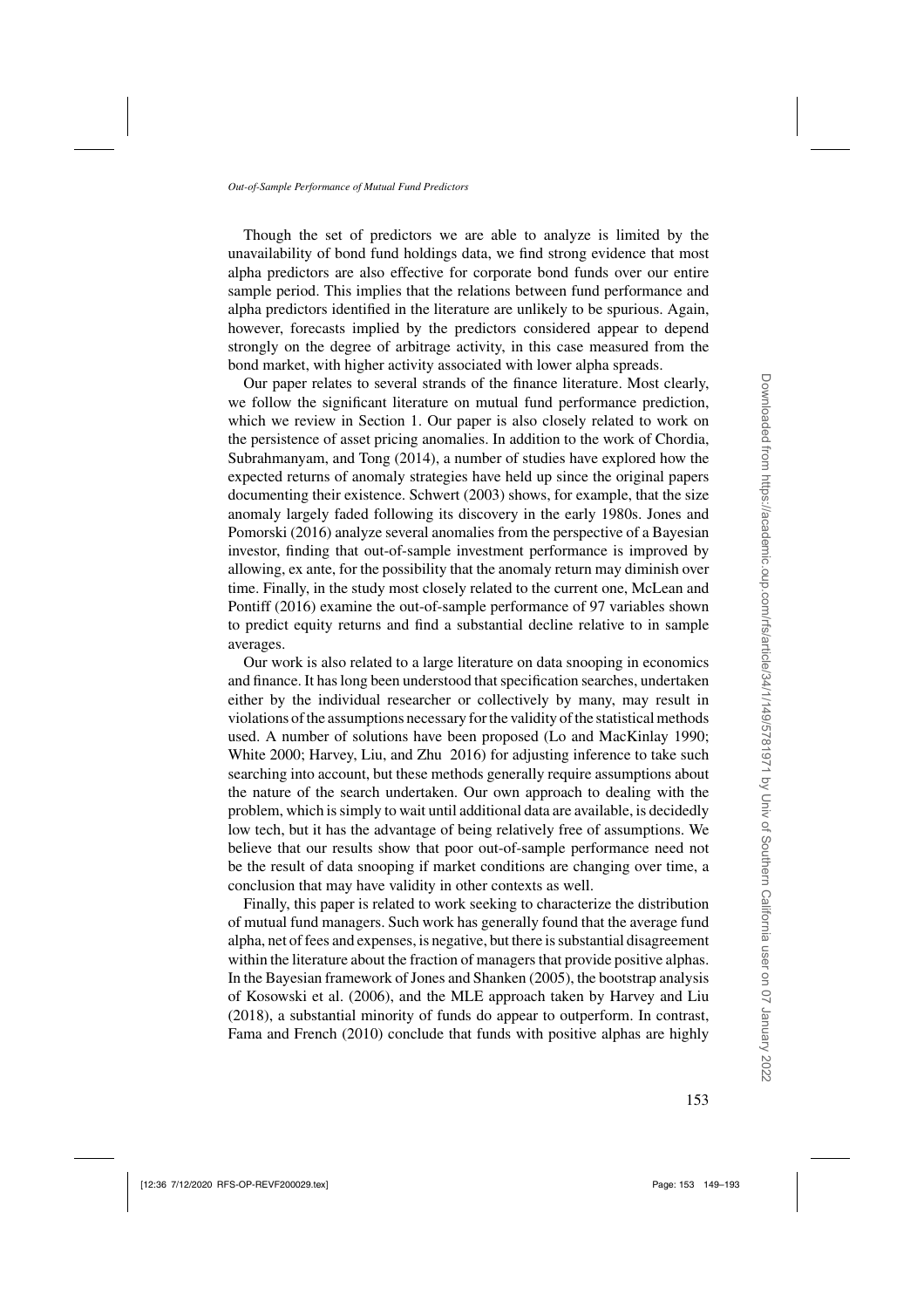Though the set of predictors we are able to analyze is limited by the unavailability of bond fund holdings data, we find strong evidence that most alpha predictors are also effective for corporate bond funds over our entire sample period. This implies that the relations between fund performance and alpha predictors identified in the literature are unlikely to be spurious. Again, however, forecasts implied by the predictors considered appear to depend strongly on the degree of arbitrage activity, in this case measured from the bond market, with higher activity associated with lower alpha spreads.

Our paper relates to several strands of the finance literature. Most clearly, we follow the significant literature on mutual fund performance prediction, which we review in Section 1. Our paper is also closely related to work on the persistence of asset pricing anomalies. In addition to the work of Chordia, Subrahmanyam, and Tong (2014), a number of studies have explored how the expected returns of anomaly strategies have held up since the original papers documenting their existence. Schwert (2003) shows, for example, that the size anomaly largely faded following its discovery in the early 1980s. Jones and Pomorski (2016) analyze several anomalies from the perspective of a Bayesian investor, finding that out-of-sample investment performance is improved by allowing, ex ante, for the possibility that the anomaly return may diminish over time. Finally, in the study most closely related to the current one, McLean and Pontiff (2016) examine the out-of-sample performance of 97 variables shown to predict equity returns and find a substantial decline relative to in sample averages.

Our work is also related to a large literature on data snooping in economics and finance. It has long been understood that specification searches, undertaken either by the individual researcher or collectively by many, may result in violations of the assumptions necessary for the validity of the statistical methods used. A number of solutions have been proposed (Lo and MacKinlay 1990; White 2000; Harvey, Liu, and Zhu 2016) for adjusting inference to take such searching into account, but these methods generally require assumptions about the nature of the search undertaken. Our own approach to dealing with the problem, which is simply to wait until additional data are available, is decidedly low tech, but it has the advantage of being relatively free of assumptions. We believe that our results show that poor out-of-sample performance need not be the result of data snooping if market conditions are changing over time, a conclusion that may have validity in other contexts as well.

Finally, this paper is related to work seeking to characterize the distribution of mutual fund managers. Such work has generally found that the average fund alpha, net of fees and expenses, is negative, but there is substantial disagreement within the literature about the fraction of managers that provide positive alphas. In the Bayesian framework of Jones and Shanken (2005), the bootstrap analysis of Kosowski et al. (2006), and the MLE approach taken by Harvey and Liu (2018), a substantial minority of funds do appear to outperform. In contrast, Fama and French (2010) conclude that funds with positive alphas are highly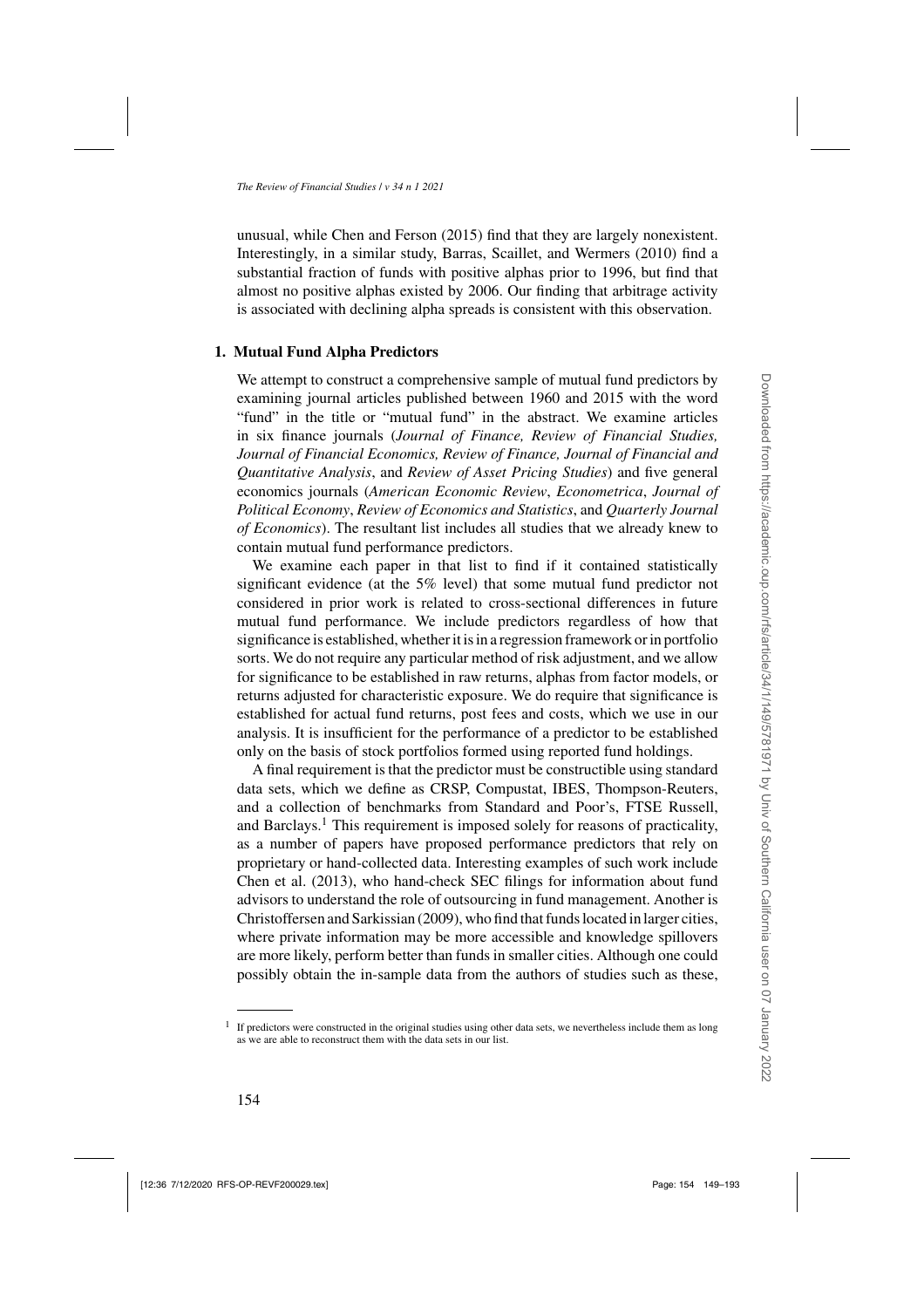unusual, while Chen and Ferson (2015) find that they are largely nonexistent. Interestingly, in a similar study, Barras, Scaillet, and Wermers (2010) find a substantial fraction of funds with positive alphas prior to 1996, but find that almost no positive alphas existed by 2006. Our finding that arbitrage activity is associated with declining alpha spreads is consistent with this observation.

## 1. Mutual Fund Alpha Predictors

We attempt to construct a comprehensive sample of mutual fund predictors by examining journal articles published between 1960 and 2015 with the word "fund" in the title or "mutual fund" in the abstract. We examine articles in six finance journals (*Journal of Finance, Review of Financial Studies, Journal of Financial Economics, Review of Finance, Journal of Financial and Quantitative Analysis*, and *Review of Asset Pricing Studies*) and five general economics journals (*American Economic Review*, *Econometrica*, *Journal of Political Economy*, *Review of Economics and Statistics*, and *Quarterly Journal of Economics*). The resultant list includes all studies that we already knew to contain mutual fund performance predictors.

We examine each paper in that list to find if it contained statistically significant evidence (at the 5% level) that some mutual fund predictor not considered in prior work is related to cross-sectional differences in future mutual fund performance. We include predictors regardless of how that significance is established, whether it is in a regression framework or in portfolio sorts. We do not require any particular method of risk adjustment, and we allow for significance to be established in raw returns, alphas from factor models, or returns adjusted for characteristic exposure. We do require that significance is established for actual fund returns, post fees and costs, which we use in our analysis. It is insufficient for the performance of a predictor to be established only on the basis of stock portfolios formed using reported fund holdings.

A final requirement is that the predictor must be constructible using standard data sets, which we define as CRSP, Compustat, IBES, Thompson-Reuters, and a collection of benchmarks from Standard and Poor's, FTSE Russell, and Barclays.[1] This requirement is imposed solely for reasons of practicality, as a number of papers have proposed performance predictors that rely on proprietary or hand-collected data. Interesting examples of such work include Chen et al. (2013), who hand-check SEC filings for information about fund advisors to understand the role of outsourcing in fund management. Another is Christoffersen and Sarkissian (2009), who find that funds located in larger cities, where private information may be more accessible and knowledge spillovers are more likely, perform better than funds in smaller cities. Although one could possibly obtain the in-sample data from the authors of studies such as these,

[1] If predictors were constructed in the original studies using other data sets, we nevertheless include them as long as we are able to reconstruct them with the data sets in our list.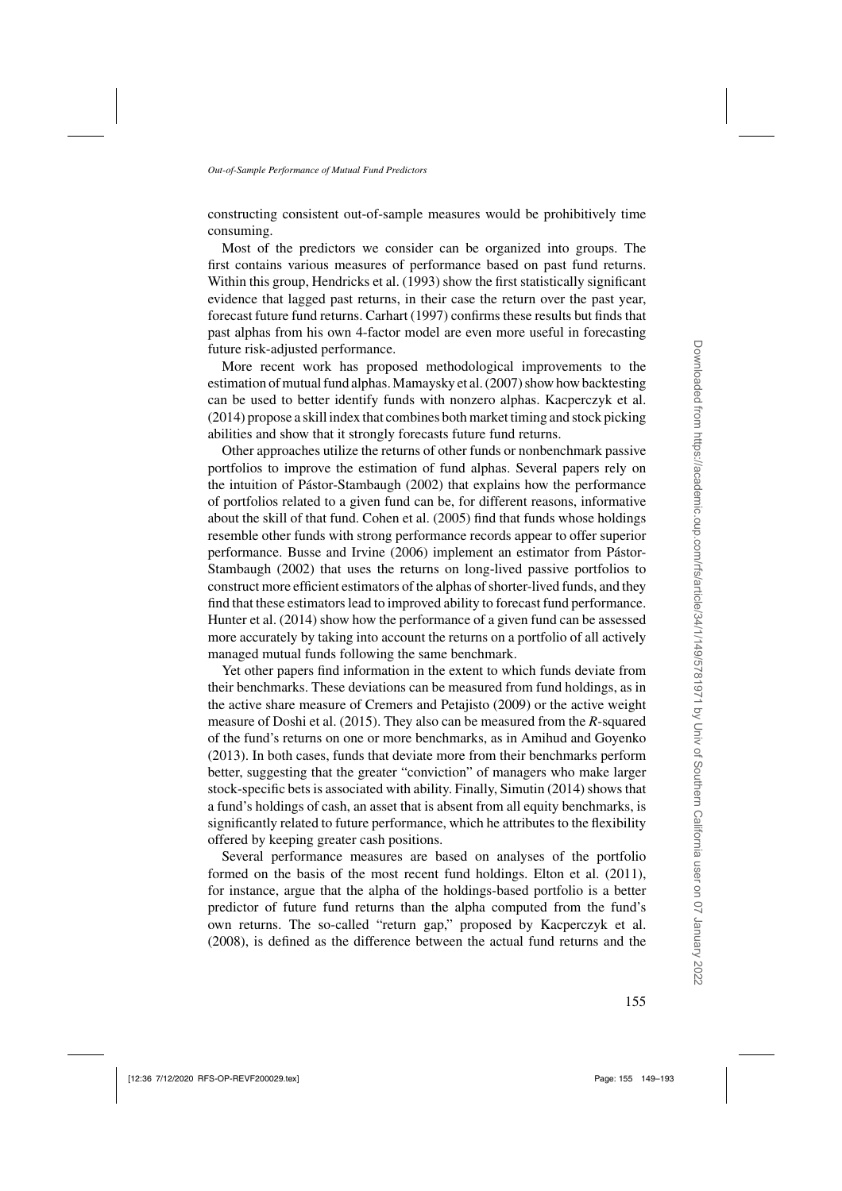constructing consistent out-of-sample measures would be prohibitively time consuming.

Most of the predictors we consider can be organized into groups. The first contains various measures of performance based on past fund returns. Within this group, Hendricks et al. (1993) show the first statistically significant evidence that lagged past returns, in their case the return over the past year, forecast future fund returns. Carhart (1997) confirms these results but finds that past alphas from his own 4-factor model are even more useful in forecasting future risk-adjusted performance.

More recent work has proposed methodological improvements to the estimation of mutual fund alphas. Mamaysky et al. (2007) show how backtesting can be used to better identify funds with nonzero alphas. Kacperczyk et al. (2014) propose a skill index that combines both market timing and stock picking abilities and show that it strongly forecasts future fund returns.

Other approaches utilize the returns of other funds or nonbenchmark passive portfolios to improve the estimation of fund alphas. Several papers rely on the intuition of Pástor-Stambaugh (2002) that explains how the performance of portfolios related to a given fund can be, for different reasons, informative about the skill of that fund. Cohen et al. (2005) find that funds whose holdings resemble other funds with strong performance records appear to offer superior performance. Busse and Irvine (2006) implement an estimator from Pástor-Stambaugh (2002) that uses the returns on long-lived passive portfolios to construct more efficient estimators of the alphas of shorter-lived funds, and they find that these estimators lead to improved ability to forecast fund performance. Hunter et al. (2014) show how the performance of a given fund can be assessed more accurately by taking into account the returns on a portfolio of all actively managed mutual funds following the same benchmark.

Yet other papers find information in the extent to which funds deviate from their benchmarks. These deviations can be measured from fund holdings, as in the active share measure of Cremers and Petajisto (2009) or the active weight measure of Doshi et al. (2015). They also can be measured from the *R*-squared of the fund's returns on one or more benchmarks, as in Amihud and Goyenko (2013). In both cases, funds that deviate more from their benchmarks perform better, suggesting that the greater "conviction" of managers who make larger stock-specific bets is associated with ability. Finally, Simutin (2014) shows that a fund's holdings of cash, an asset that is absent from all equity benchmarks, is significantly related to future performance, which he attributes to the flexibility offered by keeping greater cash positions.

Several performance measures are based on analyses of the portfolio formed on the basis of the most recent fund holdings. Elton et al. (2011), for instance, argue that the alpha of the holdings-based portfolio is a better predictor of future fund returns than the alpha computed from the fund's own returns. The so-called "return gap," proposed by Kacperczyk et al. (2008), is defined as the difference between the actual fund returns and the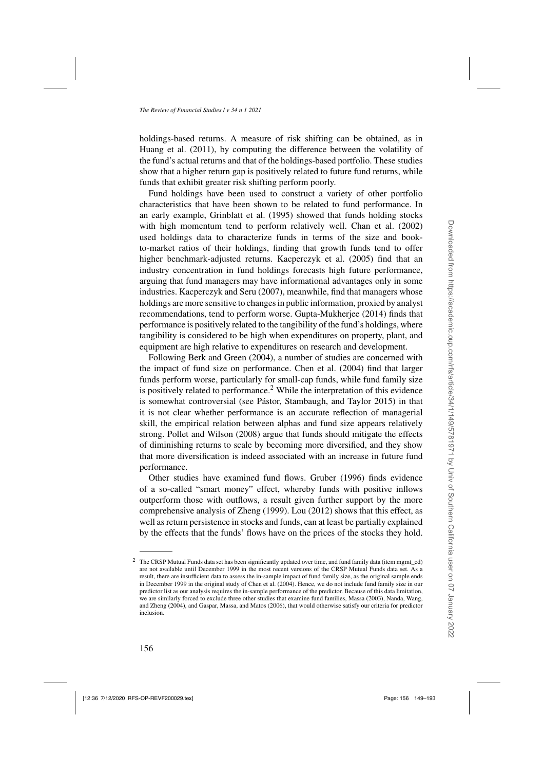holdings-based returns. A measure of risk shifting can be obtained, as in Huang et al. (2011), by computing the difference between the volatility of the fund's actual returns and that of the holdings-based portfolio. These studies show that a higher return gap is positively related to future fund returns, while funds that exhibit greater risk shifting perform poorly.

Fund holdings have been used to construct a variety of other portfolio characteristics that have been shown to be related to fund performance. In an early example, Grinblatt et al. (1995) showed that funds holding stocks with high momentum tend to perform relatively well. Chan et al. (2002) used holdings data to characterize funds in terms of the size and book-to-market ratios of their holdings, finding that growth funds tend to offer higher benchmark-adjusted returns. Kacperczyk et al. (2005) find that an industry concentration in fund holdings forecasts high future performance, arguing that fund managers may have informational advantages only in some industries. Kacperczyk and Seru (2007), meanwhile, find that managers whose holdings are more sensitive to changes in public information, proxied by analyst recommendations, tend to perform worse. Gupta-Mukherjee (2014) finds that performance is positively related to the tangibility of the fund's holdings, where tangibility is considered to be high when expenditures on property, plant, and equipment are high relative to expenditures on research and development.

Following Berk and Green (2004), a number of studies are concerned with the impact of fund size on performance. Chen et al. (2004) find that larger funds perform worse, particularly for small-cap funds, while fund family size is positively related to performance.[2] While the interpretation of this evidence is somewhat controversial (see Pástor, Stambaugh, and Taylor 2015) in that it is not clear whether performance is an accurate reflection of managerial skill, the empirical relation between alphas and fund size appears relatively strong. Pollet and Wilson (2008) argue that funds should mitigate the effects of diminishing returns to scale by becoming more diversified, and they show that more diversification is indeed associated with an increase in future fund performance.

Other studies have examined fund flows. Gruber (1996) finds evidence of a so-called "smart money" effect, whereby funds with positive inflows outperform those with outflows, a result given further support by the more comprehensive analysis of Zheng (1999). Lou (2012) shows that this effect, as well as return persistence in stocks and funds, can at least be partially explained by the effects that the funds' flows have on the prices of the stocks they hold.

---

[2] The CRSP Mutual Funds data set has been significantly updated over time, and fund family data (item mgmt_cd) are not available until December 1999 in the most recent versions of the CRSP Mutual Funds data set. As a result, there are insufficient data to assess the in-sample impact of fund family size, as the original sample ends in December 1999 in the original study of Chen et al. (2004). Hence, we do not include fund family size in our predictor list as our analysis requires the in-sample performance of the predictor. Because of this data limitation, we are similarly forced to exclude three other studies that examine fund families, Massa (2003), Nanda, Wang, and Zheng (2004), and Gaspar, Massa, and Matos (2006), that would otherwise satisfy our criteria for predictor inclusion.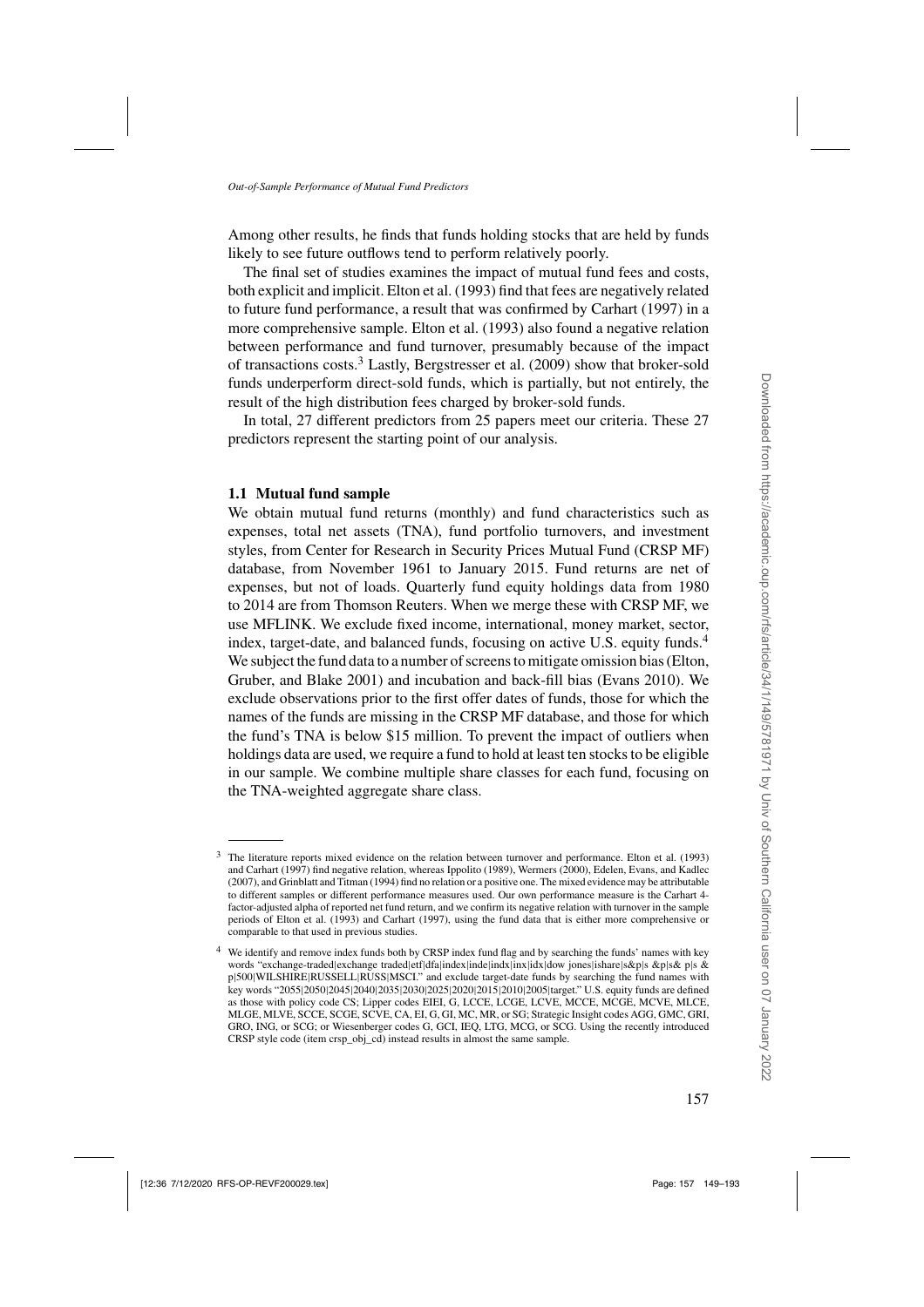Among other results, he finds that funds holding stocks that are held by funds likely to see future outflows tend to perform relatively poorly.

The final set of studies examines the impact of mutual fund fees and costs, both explicit and implicit. Elton et al. (1993) find that fees are negatively related to future fund performance, a result that was confirmed by Carhart (1997) in a more comprehensive sample. Elton et al. (1993) also found a negative relation between performance and fund turnover, presumably because of the impact of transactions costs.[3] Lastly, Bergstresser et al. (2009) show that broker-sold funds underperform direct-sold funds, which is partially, but not entirely, the result of the high distribution fees charged by broker-sold funds.

In total, 27 different predictors from 25 papers meet our criteria. These 27 predictors represent the starting point of our analysis.

### 1.1 Mutual fund sample

We obtain mutual fund returns (monthly) and fund characteristics such as expenses, total net assets (TNA), fund portfolio turnovers, and investment styles, from Center for Research in Security Prices Mutual Fund (CRSP MF) database, from November 1961 to January 2015. Fund returns are net of expenses, but not of loads. Quarterly fund equity holdings data from 1980 to 2014 are from Thomson Reuters. When we merge these with CRSP MF, we use MFLINK. We exclude fixed income, international, money market, sector, index, target-date, and balanced funds, focusing on active U.S. equity funds.[4] We subject the fund data to a number of screens to mitigate omission bias (Elton, Gruber, and Blake 2001) and incubation and back-fill bias (Evans 2010). We exclude observations prior to the first offer dates of funds, those for which the names of the funds are missing in the CRSP MF database, and those for which the fund's TNA is below \$15 million. To prevent the impact of outliers when holdings data are used, we require a fund to hold at least ten stocks to be eligible in our sample. We combine multiple share classes for each fund, focusing on the TNA-weighted aggregate share class.

---

[3] The literature reports mixed evidence on the relation between turnover and performance. Elton et al. (1993) and Carhart (1997) find negative relation, whereas Ippolito (1989), Wermers (2000), Edelen, Evans, and Kadlec (2007), and Grinblatt and Titman (1994) find no relation or a positive one. The mixed evidence may be attributable to different samples or different performance measures used. Our own performance measure is the Carhart 4-factor-adjusted alpha of reported net fund return, and we confirm its negative relation with turnover in the sample periods of Elton et al. (1993) and Carhart (1997), using the fund data that is either more comprehensive or comparable to that used in previous studies.

[4] We identify and remove index funds both by CRSP index fund flag and by searching the funds' names with key words "exchange-traded|exchange traded|etf|dfa|index|inde|indx|inx|idx|dow jones|ishare|s&p|s &p|s& p|s & p|500|WILSHIRE|RUSSELL|RUSS|MSCI." and exclude target-date funds by searching the fund names with key words "2055|2050|2045|2040|2035|2030|2025|2020|2015|2010|2005|target." U.S. equity funds are defined as those with policy code CS; Lipper codes EIEI, G, LCCE, LCGE, LCVE, MCCE, MCGE, MCVE, MLCE, MLGE, MLVE, SCCE, SCGE, SCVE, CA, EI, G, GI, MC, MR, or SG; Strategic Insight codes AGG, GMC, GRI, GRO, ING, or SCG; or Wiesenberger codes G, GCI, IEQ, LTG, MCG, or SCG. Using the recently introduced CRSP style code (item crsp_obj_cd) instead results in almost the same sample.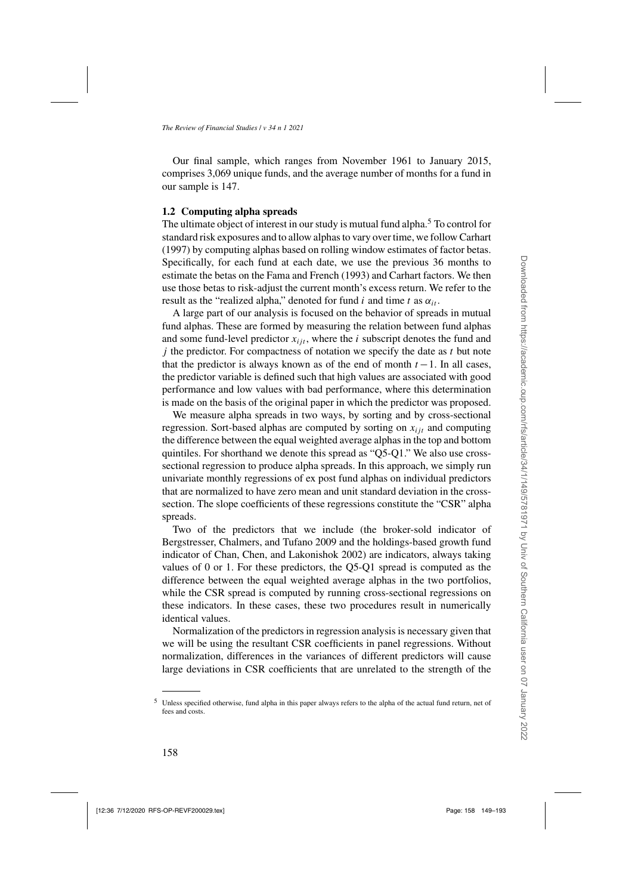Our final sample, which ranges from November 1961 to January 2015, comprises 3,069 unique funds, and the average number of months for a fund in our sample is 147.

### 1.2 Computing alpha spreads

The ultimate object of interest in our study is mutual fund alpha.[5] To control for standard risk exposures and to allow alphas to vary over time, we follow Carhart (1997) by computing alphas based on rolling window estimates of factor betas. Specifically, for each fund at each date, we use the previous 36 months to estimate the betas on the Fama and French (1993) and Carhart factors. We then use those betas to risk-adjust the current month's excess return. We refer to the result as the "realized alpha," denoted for fund $i$ and time $t$ as $\alpha_{it}$.

A large part of our analysis is focused on the behavior of spreads in mutual fund alphas. These are formed by measuring the relation between fund alphas and some fund-level predictor $x_{ijt}$, where the $i$ subscript denotes the fund and $j$ the predictor. For compactness of notation we specify the date as $t$ but note that the predictor is always known as of the end of month $t-1$. In all cases, the predictor variable is defined such that high values are associated with good performance and low values with bad performance, where this determination is made on the basis of the original paper in which the predictor was proposed.

We measure alpha spreads in two ways, by sorting and by cross-sectional regression. Sort-based alphas are computed by sorting on $x_{ijt}$ and computing the difference between the equal weighted average alphas in the top and bottom quintiles. For shorthand we denote this spread as "Q5-Q1." We also use cross-sectional regression to produce alpha spreads. In this approach, we simply run univariate monthly regressions of ex post fund alphas on individual predictors that are normalized to have zero mean and unit standard deviation in the cross-section. The slope coefficients of these regressions constitute the "CSR" alpha spreads.

Two of the predictors that we include (the broker-sold indicator of Bergstresser, Chalmers, and Tufano 2009 and the holdings-based growth fund indicator of Chan, Chen, and Lakonishok 2002) are indicators, always taking values of 0 or 1. For these predictors, the Q5-Q1 spread is computed as the difference between the equal weighted average alphas in the two portfolios, while the CSR spread is computed by running cross-sectional regressions on these indicators. In these cases, these two procedures result in numerically identical values.

Normalization of the predictors in regression analysis is necessary given that we will be using the resultant CSR coefficients in panel regressions. Without normalization, differences in the variances of different predictors will cause large deviations in CSR coefficients that are unrelated to the strength of the

[5] Unless specified otherwise, fund alpha in this paper always refers to the alpha of the actual fund return, net of fees and costs.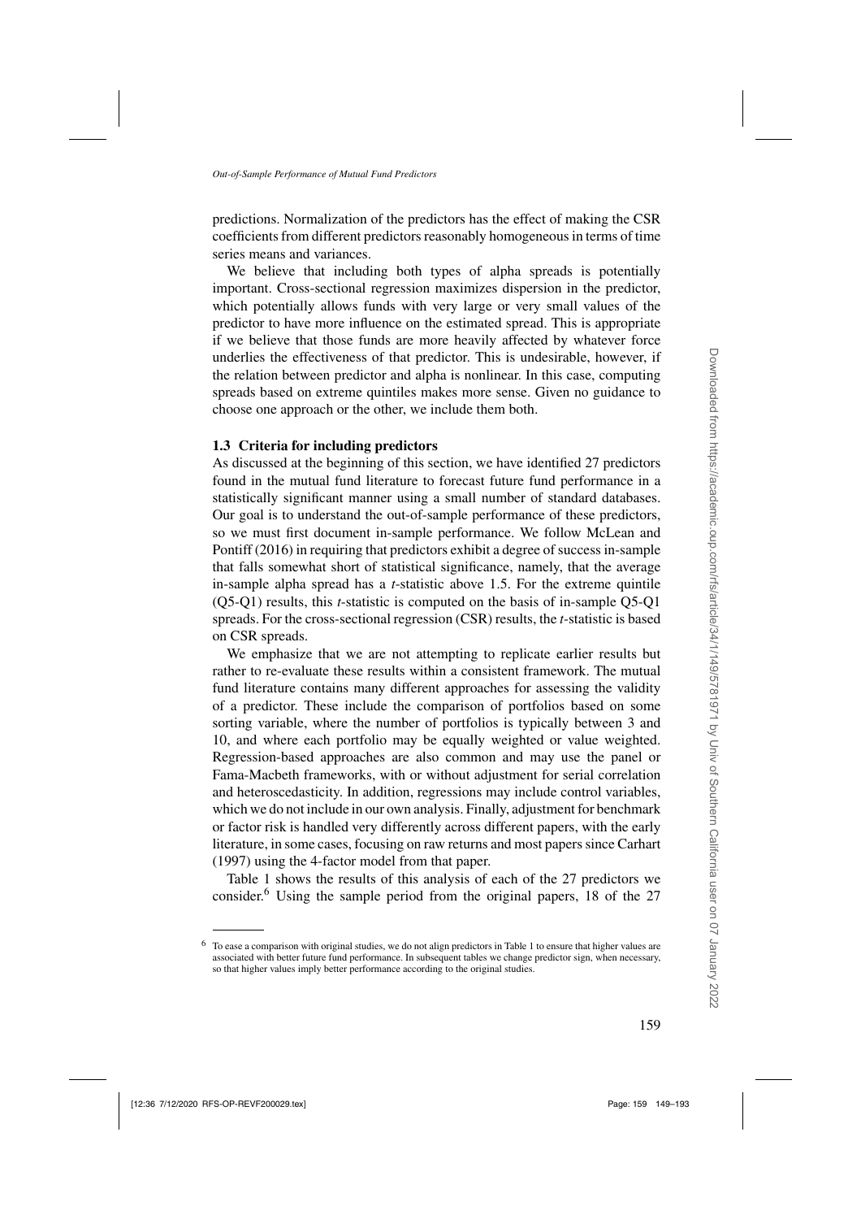predictions. Normalization of the predictors has the effect of making the CSR coefficients from different predictors reasonably homogeneous in terms of time series means and variances.

We believe that including both types of alpha spreads is potentially important. Cross-sectional regression maximizes dispersion in the predictor, which potentially allows funds with very large or very small values of the predictor to have more influence on the estimated spread. This is appropriate if we believe that those funds are more heavily affected by whatever force underlies the effectiveness of that predictor. This is undesirable, however, if the relation between predictor and alpha is nonlinear. In this case, computing spreads based on extreme quintiles makes more sense. Given no guidance to choose one approach or the other, we include them both.

### 1.3 Criteria for including predictors

As discussed at the beginning of this section, we have identified 27 predictors found in the mutual fund literature to forecast future fund performance in a statistically significant manner using a small number of standard databases. Our goal is to understand the out-of-sample performance of these predictors, so we must first document in-sample performance. We follow McLean and Pontiff (2016) in requiring that predictors exhibit a degree of success in-sample that falls somewhat short of statistical significance, namely, that the average in-sample alpha spread has a *t*-statistic above 1.5. For the extreme quintile (Q5-Q1) results, this *t*-statistic is computed on the basis of in-sample Q5-Q1 spreads. For the cross-sectional regression (CSR) results, the *t*-statistic is based on CSR spreads.

We emphasize that we are not attempting to replicate earlier results but rather to re-evaluate these results within a consistent framework. The mutual fund literature contains many different approaches for assessing the validity of a predictor. These include the comparison of portfolios based on some sorting variable, where the number of portfolios is typically between 3 and 10, and where each portfolio may be equally weighted or value weighted. Regression-based approaches are also common and may use the panel or Fama-Macbeth frameworks, with or without adjustment for serial correlation and heteroscedasticity. In addition, regressions may include control variables, which we do not include in our own analysis. Finally, adjustment for benchmark or factor risk is handled very differently across different papers, with the early literature, in some cases, focusing on raw returns and most papers since Carhart (1997) using the 4-factor model from that paper.

Table 1 shows the results of this analysis of each of the 27 predictors we consider.[6] Using the sample period from the original papers, 18 of the 27

[6] To ease a comparison with original studies, we do not align predictors in Table 1 to ensure that higher values are associated with better future fund performance. In subsequent tables we change predictor sign, when necessary, so that higher values imply better performance according to the original studies.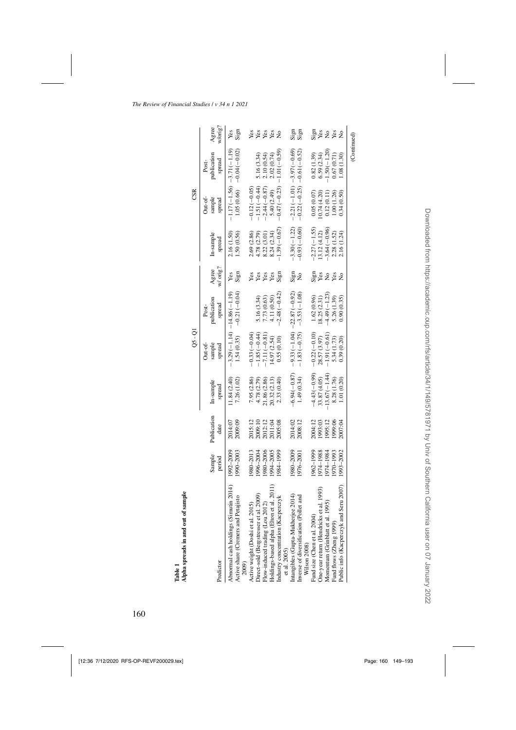**Table 1**
**Alpha spreads in and out of sample**

| | | | Q5 - Q1 | | | | CSR | | | |
|---|---|---|---|---|---|---|---|---|---|---|
| Predictor | Sample period | Publication date | In-sample spread | Out-of-sample spread | Post-publication spread | Agree w/ orig.? | In-sample spread | Out-of-sample spread | Post-publication spread | Agree w/orig? |
| Abnormal cash holdings (Simutin 2014) | 1992–2009 | 2014:07 | 11.84 (2.40) | −3.29 (−1.14) | −14.86 (−1.19) | Yes | 2.16 (1.50) | −1.17 (−1.56) | −3.71 (−1.19) | Yes |
| Active share (Cremers and Petajisto 2009) | 1990–2003 | 2009:09 | 7.26 (1.02) | 1.54 (0.35) | −0.21 (−0.04) | Sign | 1.50 (0.56) | 1.05 (0.66) | −0.04 (−0.02) | Sign |
| Active weight (Doshi et al. 2015) | 1980–2013 | 2015:12 | 7.95 (2.86) | −0.33 (−0.04) | | Yes | 2.69 (2.86) | −0.12 (−0.05) | | Yes |
| Direct-sold (Bergstresser et al. 2009) | 1996–2004 | 2009:10 | 4.78 (2.79) | −1.85 (−0.44) | 5.16 (3.34) | Yes | 4.78 (2.79) | −1.51 (−0.44) | 5.16 (3.34) | Yes |
| Flow-induced trading (Lou 2012) | 1980–2006 | 2012:12 | 21.86 (2.86) | −7.11 (−0.81) | 7.73 (0.63) | Yes | 8.22 (3.01) | −2.44 (−0.87) | 2.10 (0.54) | Yes |
| Holdings-based alpha (Elton et al. 2011) | 1994–2005 | 2011:04 | 20.32 (2.13) | 14.97 (2.54) | 4.11 (0.50) | Yes | 8.24 (2.34) | 5.40 (2.49) | 2.02 (0.74) | Yes |
| Industry concentration (Kacperczyk et al. 2005) | 1984–1999 | 2005:08 | 2.33 (0.40) | 0.55 (0.10) | −2.48 (−0.42) | Sign | −1.39 (−0.67) | −0.47 (−0.23) | −1.01 (−0.59) | No |
| Intangibles (Gupta-Mukherjee 2014) | 1980–2009 | 2014:02 | −6.94 (−0.87) | −9.33 (−1.04) | −22.87 (−0.92) | Sign | −3.30 (−1.22) | −2.21 (−1.01) | −3.97 (−0.69) | Sign |
| Inverse of diversification (Pollet and Wilson 2008) | 1976–2001 | 2008:12 | 1.49 (0.34) | −1.83 (−0.75) | −3.53 (−1.08) | No | −0.93 (−0.60) | −0.22 (−0.25) | −0.61 (−0.52) | Sign |
| Fund size (Chen et al. 2004) | 1962–1999 | 2004:12 | −4.43 (−0.99) | −0.22 (−0.10) | 1.62 (0.96) | Sign | −2.27 (−1.55) | 0.05 (0.07) | 0.82 (1.39) | Sign |
| One-year return (Hendricks et al. 1993) | 1974–1988 | 1993:03 | 33.87 (4.05) | 28.57 (3.97) | 18.25 (2.31) | Yes | 13.12 (4.12) | 10.74 (4.20) | 6.59 (2.34) | Yes |
| Momentum (Grinblatt et al. 1995) | 1974–1984 | 1995:12 | −13.67 (−1.44) | −1.91 (−0.61) | −4.49 (−1.23) | No | −3.64 (−0.96) | 0.12 (0.11) | −1.50 (−1.20) | No |
| Fund flows (Zheng 1999) | 1970–1993 | 1999:06 | 8.28 (1.76) | 5.34 (1.73) | 5.26 (1.39) | Yes | 2.28 (1.52) | 1.00 (1.26) | 0.67 (0.71) | Yes |
| Public info (Kacperczyk and Seru 2007) | 1993–2002 | 2007:04 | 1.01 (0.20) | 0.39 (0.20) | 0.90 (0.35) | No | 2.16 (1.24) | 0.34 (0.50) | 1.08 (1.30) | No |

(Continued)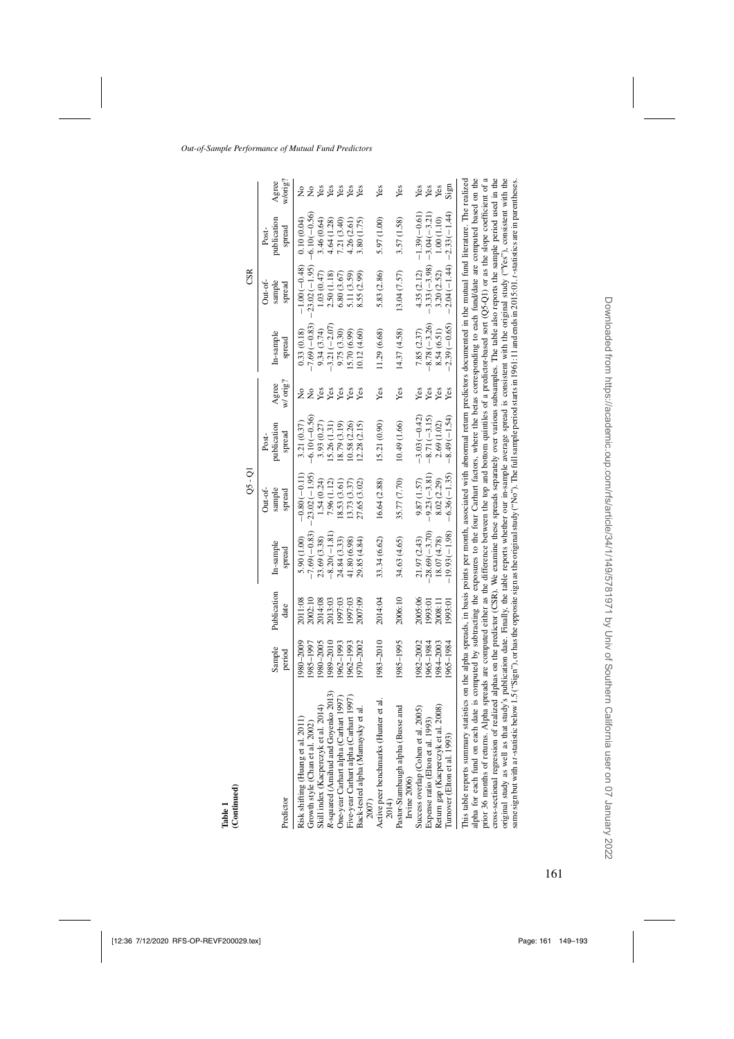**Table 1**
**(Continued)**

| Predictor | Sample period | Publication date | Q5 - Q1 | | | | CSR | | | |
|---|---|---|---|---|---|---|---|---|---|---|
| | | | In-sample spread | Out-of-sample spread | Post-publication spread | Agree w/ orig.? | In-sample spread | Out-of-sample spread | Post-publication spread | Agree w/orig? |
| Risk shifting (Huang et al. 2011) | 1980–2009 | 2011:08 | 5.90 (1.00) | −0.80 (−0.11) | 3.21 (0.37) | No | 0.33 (0.18) | −1.00 (−0.48) | 0.10 (0.04) | No |
| Growth style (Chan et al. 2002) | 1985–1997 | 2002:10 | −7.69 (−0.83) | −23.02 (−1.95) | −6.10 (−0.56) | No | −7.69 (−0.83) | −23.02 (−1.95) | −6.10 (−0.56) | No |
| Skill index (Kacperczyk et al. 2014) | 1980–2005 | 2014:08 | 23.69 (3.38) | 1.54 (0.24) | 3.93 (0.27) | Yes | 9.34 (3.74) | 1.03 (0.47) | 3.46 (0.64) | Yes |
| $R$-squared (Amihud and Goyenko 2013) | 1989–2010 | 2013:03 | −8.20 (−1.81) | 7.96 (1.12) | 15.26 (1.31) | Yes | −3.21 (−2.07) | 2.50 (1.18) | 4.64 (1.28) | Yes |
| One-year Carhart alpha (Carhart 1997) | 1962–1993 | 1997:03 | 24.84 (3.33) | 18.53 (3.61) | 18.79 (3.19) | Yes | 9.75 (3.30) | 6.80 (3.67) | 7.21 (3.40) | Yes |
| Five-year Carhart alpha (Carhart 1997) | 1962–1993 | 1997:03 | 41.80 (6.98) | 13.73 (3.37) | 10.58 (2.26) | Yes | 15.70 (6.99) | 5.11 (3.59) | 4.26 (2.61) | Yes |
| Back-tested alpha (Mamaysky et al. 2007) | 1970–2002 | 2007:09 | 29.85 (4.84) | 27.65 (3.02) | 12.28 (2.15) | Yes | 10.12 (4.60) | 8.55 (2.99) | 3.80 (1.75) | Yes |
| Active peer benchmarks (Hunter et al. 2014) | 1983–2010 | 2014:04 | 33.34 (6.62) | 16.64 (2.88) | 15.21 (0.90) | Yes | 11.29 (6.68) | 5.83 (2.86) | 5.97 (1.00) | Yes |
| Pastor-Stambaugh alpha (Busse and Irvine 2006) | 1985–1995 | 2006:10 | 34.63 (4.65) | 35.77 (7.70) | 10.49 (1.66) | Yes | 14.37 (4.58) | 13.04 (7.57) | 3.57 (1.58) | Yes |
| Success overlap (Cohen et al. 2005) | 1982–2002 | 2005:06 | 21.97 (2.43) | 9.87 (1.57) | −3.03 (−0.42) | Yes | 7.85 (2.37) | 4.35 (2.12) | −1.39 (−0.61) | Yes |
| Expense ratio (Elton et al. 1993) | 1965–1984 | 1993:01 | −28.69 (−3.70) | −9.23 (−3.81) | −8.71 (−3.15) | Yes | −8.78 (−3.26) | −3.33 (−3.98) | −3.04 (−3.21) | Yes |
| Return gap (Kacperczyk et al. 2008) | 1984–2003 | 2008:11 | 18.07 (4.78) | 8.02 (2.29) | 2.69 (1.02) | Yes | 8.54 (6.51) | 3.20 (2.52) | 1.00 (1.10) | Yes |
| Turnover (Elton et al. 1993) | 1965–1984 | 1993:01 | −19.93 (−1.98) | −6.36 (−1.35) | −8.49 (−1.54) | Yes | −2.39 (−0.65) | −2.04 (−1.44) | −2.33 (−1.44) | Sign |

This table reports summary statistics on the alpha spreads, in basis points per month, associated with abnormal return predictors documented in the mutual fund literature. The realized alpha for each fund on each date is computed by subtracting the exposures to the four Carhart factors, where the betas corresponding to each fund/date are computed based on the prior 36 months of returns. Alpha spreads are computed either as the difference between the top and bottom quintiles of a predictor-based sort (Q5-Q1) or as the slope coefficient of a cross-sectional regression of realized alphas on the predictor (CSR). We examine these spreads separately over various subsamples. The table also reports the sample period used in the original study as well as that study's publication date. Finally, the table reports whether our in-sample average spread is consistent with the original study ("Yes"), consistent with the same sign but with a $t$-statistic below 1.5 ("Sign"), or has the opposite sign as the original study ("No"). The full sample period starts in 1961:11 and ends in 2015:01. $t$-statistics are in parentheses.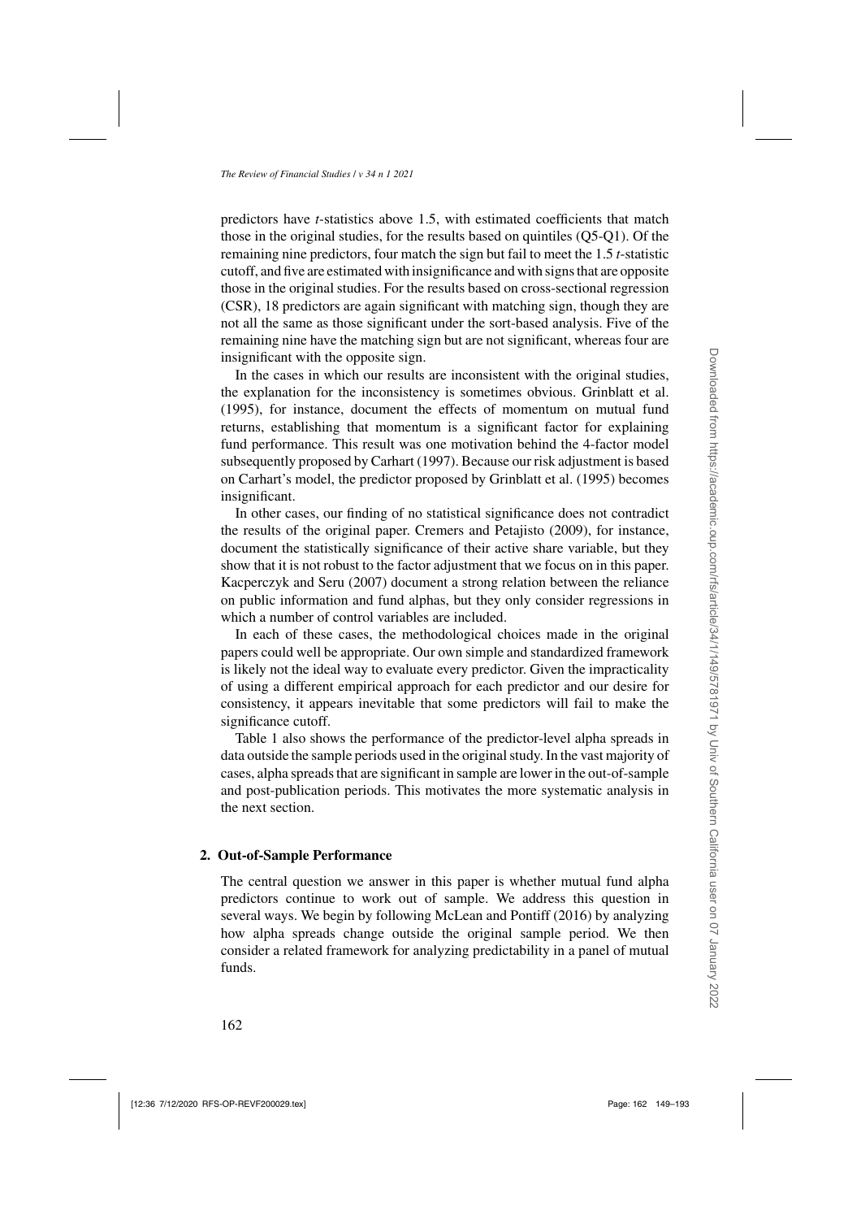predictors have $t$-statistics above 1.5, with estimated coefficients that match those in the original studies, for the results based on quintiles (Q5-Q1). Of the remaining nine predictors, four match the sign but fail to meet the 1.5 $t$-statistic cutoff, and five are estimated with insignificance and with signs that are opposite those in the original studies. For the results based on cross-sectional regression (CSR), 18 predictors are again significant with matching sign, though they are not all the same as those significant under the sort-based analysis. Five of the remaining nine have the matching sign but are not significant, whereas four are insignificant with the opposite sign.

In the cases in which our results are inconsistent with the original studies, the explanation for the inconsistency is sometimes obvious. Grinblatt et al. (1995), for instance, document the effects of momentum on mutual fund returns, establishing that momentum is a significant factor for explaining fund performance. This result was one motivation behind the 4-factor model subsequently proposed by Carhart (1997). Because our risk adjustment is based on Carhart's model, the predictor proposed by Grinblatt et al. (1995) becomes insignificant.

In other cases, our finding of no statistical significance does not contradict the results of the original paper. Cremers and Petajisto (2009), for instance, document the statistically significance of their active share variable, but they show that it is not robust to the factor adjustment that we focus on in this paper. Kacperczyk and Seru (2007) document a strong relation between the reliance on public information and fund alphas, but they only consider regressions in which a number of control variables are included.

In each of these cases, the methodological choices made in the original papers could well be appropriate. Our own simple and standardized framework is likely not the ideal way to evaluate every predictor. Given the impracticality of using a different empirical approach for each predictor and our desire for consistency, it appears inevitable that some predictors will fail to make the significance cutoff.

Table 1 also shows the performance of the predictor-level alpha spreads in data outside the sample periods used in the original study. In the vast majority of cases, alpha spreads that are significant in sample are lower in the out-of-sample and post-publication periods. This motivates the more systematic analysis in the next section.

## 2. Out-of-Sample Performance

The central question we answer in this paper is whether mutual fund alpha predictors continue to work out of sample. We address this question in several ways. We begin by following McLean and Pontiff (2016) by analyzing how alpha spreads change outside the original sample period. We then consider a related framework for analyzing predictability in a panel of mutual funds.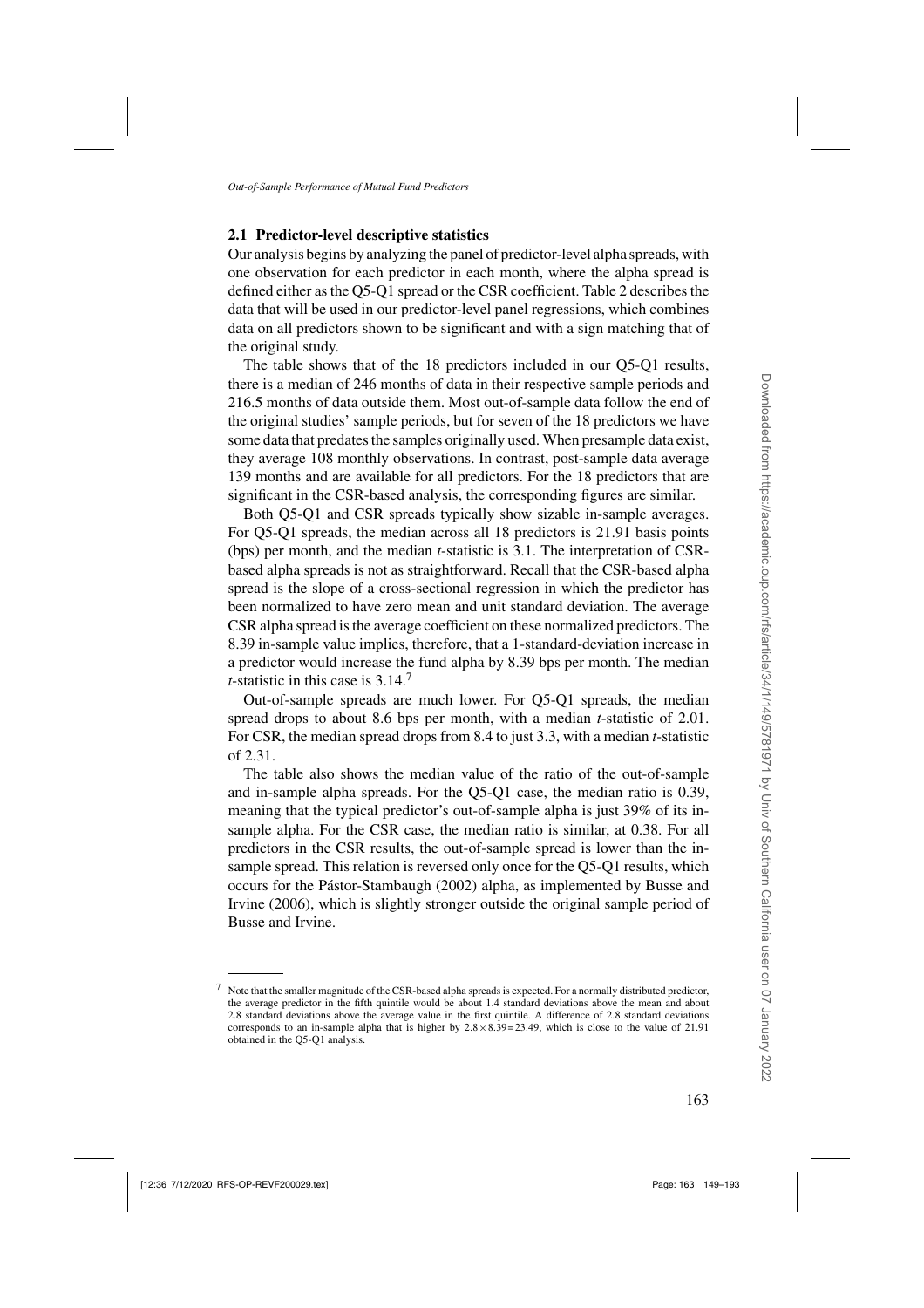### 2.1 Predictor-level descriptive statistics

Our analysis begins by analyzing the panel of predictor-level alpha spreads, with one observation for each predictor in each month, where the alpha spread is defined either as the Q5-Q1 spread or the CSR coefficient. Table 2 describes the data that will be used in our predictor-level panel regressions, which combines data on all predictors shown to be significant and with a sign matching that of the original study.

The table shows that of the 18 predictors included in our Q5-Q1 results, there is a median of 246 months of data in their respective sample periods and 216.5 months of data outside them. Most out-of-sample data follow the end of the original studies' sample periods, but for seven of the 18 predictors we have some data that predates the samples originally used. When presample data exist, they average 108 monthly observations. In contrast, post-sample data average 139 months and are available for all predictors. For the 18 predictors that are significant in the CSR-based analysis, the corresponding figures are similar.

Both Q5-Q1 and CSR spreads typically show sizable in-sample averages. For Q5-Q1 spreads, the median across all 18 predictors is 21.91 basis points (bps) per month, and the median *t*-statistic is 3.1. The interpretation of CSR-based alpha spreads is not as straightforward. Recall that the CSR-based alpha spread is the slope of a cross-sectional regression in which the predictor has been normalized to have zero mean and unit standard deviation. The average CSR alpha spread is the average coefficient on these normalized predictors. The 8.39 in-sample value implies, therefore, that a 1-standard-deviation increase in a predictor would increase the fund alpha by 8.39 bps per month. The median *t*-statistic in this case is 3.14.[7]

Out-of-sample spreads are much lower. For Q5-Q1 spreads, the median spread drops to about 8.6 bps per month, with a median *t*-statistic of 2.01. For CSR, the median spread drops from 8.4 to just 3.3, with a median *t*-statistic of 2.31.

The table also shows the median value of the ratio of the out-of-sample and in-sample alpha spreads. For the Q5-Q1 case, the median ratio is 0.39, meaning that the typical predictor's out-of-sample alpha is just 39% of its in-sample alpha. For the CSR case, the median ratio is similar, at 0.38. For all predictors in the CSR results, the out-of-sample spread is lower than the in-sample spread. This relation is reversed only once for the Q5-Q1 results, which occurs for the Pástor-Stambaugh (2002) alpha, as implemented by Busse and Irvine (2006), which is slightly stronger outside the original sample period of Busse and Irvine.

---

[7] Note that the smaller magnitude of the CSR-based alpha spreads is expected. For a normally distributed predictor, the average predictor in the fifth quintile would be about 1.4 standard deviations above the mean and about 2.8 standard deviations above the average value in the first quintile. A difference of 2.8 standard deviations corresponds to an in-sample alpha that is higher by $2.8 \times 8.39 = 23.49$, which is close to the value of 21.91 obtained in the Q5-Q1 analysis.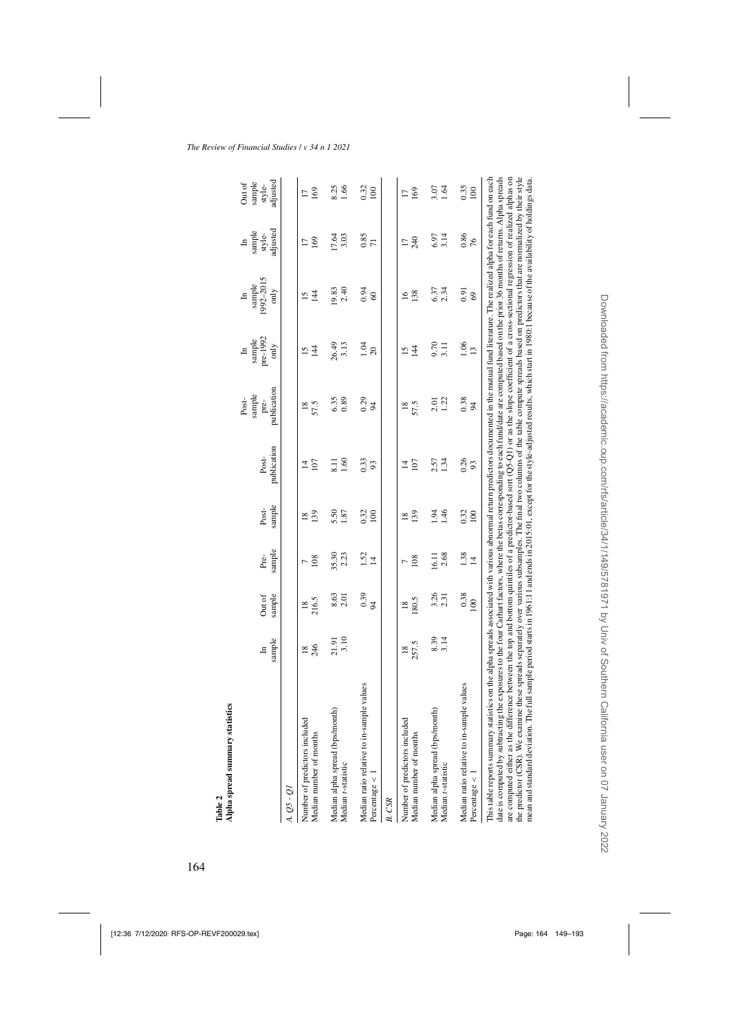**Table 2**
**Alpha spread summary statistics**

| | In sample | Out of sample | Pre-sample | Post-sample | Post-publication | Post-sample pre-publication | In sample pre-1992 only | In sample 1992–2015 only | In sample style-adjusted | Out of sample style-adjusted |
|---|---|---|---|---|---|---|---|---|---|---|
| *A. Q5 - Q1* | | | | | | | | | | |
| Number of predictors included | 18 | 18 | 7 | 18 | 14 | 18 | 15 | 15 | 17 | 17 |
| Median number of months | 246 | 216.5 | 108 | 139 | 107 | 57.5 | 144 | 144 | 169 | 169 |
| Median alpha spread (bps/month) | 21.91 | 8.63 | 35.30 | 5.50 | 8.11 | 6.35 | 26.49 | 19.83 | 17.64 | 8.25 |
| Median *t*-statistic | 3.10 | 2.01 | 2.23 | 1.87 | 1.60 | 0.89 | 3.13 | 2.40 | 3.03 | 1.66 |
| Median ratio relative to in-sample values | | 0.39 | 1.52 | 0.32 | 0.33 | 0.29 | 1.04 | 0.94 | 0.85 | 0.32 |
| Percentage < 1 | | 94 | 14 | 100 | 93 | 94 | 20 | 60 | 71 | 100 |
| *B. CSR* | | | | | | | | | | |
| Number of predictors included | 18 | 18 | 7 | 18 | 14 | 18 | 15 | 16 | 17 | 17 |
| Median number of months | 257.5 | 180.5 | 108 | 139 | 107 | 57.5 | 144 | 138 | 240 | 169 |
| Median alpha spread (bps/month) | 8.39 | 3.26 | 16.11 | 1.94 | 2.57 | 2.01 | 9.70 | 6.37 | 6.97 | 3.07 |
| Median *t*-statistic | 3.14 | 2.31 | 2.68 | 1.46 | 1.34 | 1.22 | 3.11 | 2.34 | 3.14 | 1.64 |
| Median ratio relative to in-sample values | | 0.38 | 1.38 | 0.32 | 0.26 | 0.38 | 1.06 | 0.91 | 0.86 | 0.35 |
| Percentage < 1 | | 100 | 14 | 100 | 93 | 94 | 13 | 69 | 76 | 100 |

This table reports summary statistics on the alpha spreads associated with various abnormal return predictors documented in the mutual fund literature. The realized alpha for each fund on each date is computed by subtracting the exposures to the four Carhart factors, where the betas corresponding to each fund/date are computed based on the prior 36 months of returns. Alpha spreads are computed either as the difference between the top and bottom quintiles of a predictor-based sort (Q5-Q1) or as the slope coefficient of a cross-sectional regression of realized alphas on the predictor (CSR). We examine these spreads separately over various subsamples. The final two columns of the table compute spreads based on predictors that are normalized by their style mean and standard deviation. The full sample period starts in 1961:11 and ends in 2015:01, except for the style-adjusted results, which start in 1980:1 because of the availability of holdings data.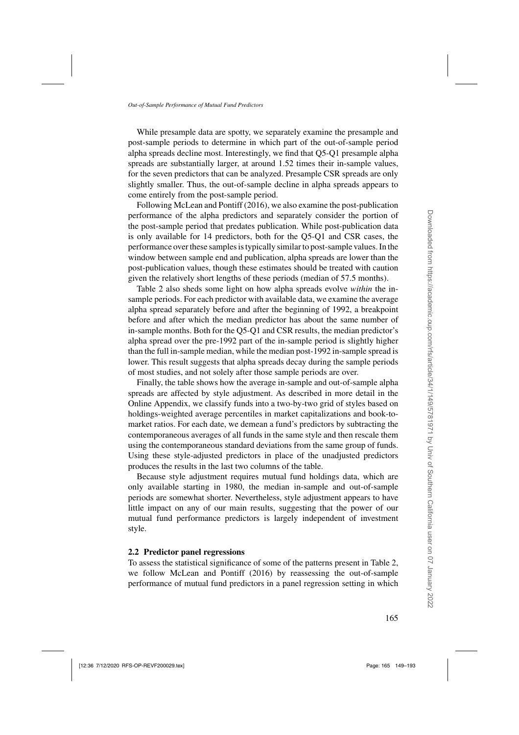While presample data are spotty, we separately examine the presample and post-sample periods to determine in which part of the out-of-sample period alpha spreads decline most. Interestingly, we find that Q5-Q1 presample alpha spreads are substantially larger, at around 1.52 times their in-sample values, for the seven predictors that can be analyzed. Presample CSR spreads are only slightly smaller. Thus, the out-of-sample decline in alpha spreads appears to come entirely from the post-sample period.

Following McLean and Pontiff (2016), we also examine the post-publication performance of the alpha predictors and separately consider the portion of the post-sample period that predates publication. While post-publication data is only available for 14 predictors, both for the Q5-Q1 and CSR cases, the performance over these samples is typically similar to post-sample values. In the window between sample end and publication, alpha spreads are lower than the post-publication values, though these estimates should be treated with caution given the relatively short lengths of these periods (median of 57.5 months).

Table 2 also sheds some light on how alpha spreads evolve *within* the in-sample periods. For each predictor with available data, we examine the average alpha spread separately before and after the beginning of 1992, a breakpoint before and after which the median predictor has about the same number of in-sample months. Both for the Q5-Q1 and CSR results, the median predictor's alpha spread over the pre-1992 part of the in-sample period is slightly higher than the full in-sample median, while the median post-1992 in-sample spread is lower. This result suggests that alpha spreads decay during the sample periods of most studies, and not solely after those sample periods are over.

Finally, the table shows how the average in-sample and out-of-sample alpha spreads are affected by style adjustment. As described in more detail in the Online Appendix, we classify funds into a two-by-two grid of styles based on holdings-weighted average percentiles in market capitalizations and book-to-market ratios. For each date, we demean a fund's predictors by subtracting the contemporaneous averages of all funds in the same style and then rescale them using the contemporaneous standard deviations from the same group of funds. Using these style-adjusted predictors in place of the unadjusted predictors produces the results in the last two columns of the table.

Because style adjustment requires mutual fund holdings data, which are only available starting in 1980, the median in-sample and out-of-sample periods are somewhat shorter. Nevertheless, style adjustment appears to have little impact on any of our main results, suggesting that the power of our mutual fund performance predictors is largely independent of investment style.

### 2.2 Predictor panel regressions

To assess the statistical significance of some of the patterns present in Table 2, we follow McLean and Pontiff (2016) by reassessing the out-of-sample performance of mutual fund predictors in a panel regression setting in which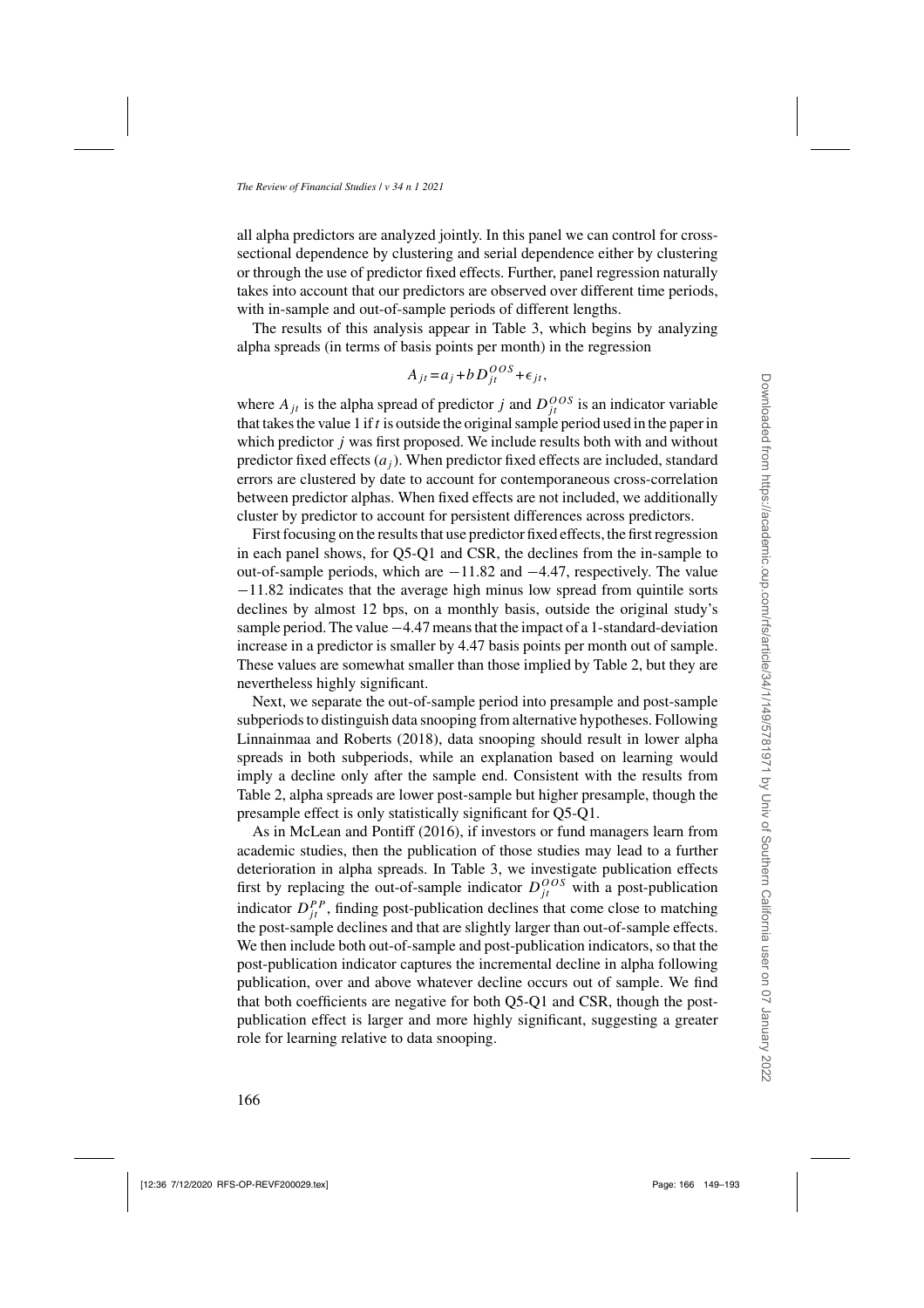all alpha predictors are analyzed jointly. In this panel we can control for cross-sectional dependence by clustering and serial dependence either by clustering or through the use of predictor fixed effects. Further, panel regression naturally takes into account that our predictors are observed over different time periods, with in-sample and out-of-sample periods of different lengths.

The results of this analysis appear in Table 3, which begins by analyzing alpha spreads (in terms of basis points per month) in the regression

$$A_{jt} = a_j + b D_{jt}^{OOS} + \epsilon_{jt},$$

where $A_{jt}$ is the alpha spread of predictor $j$ and $D_{jt}^{OOS}$ is an indicator variable that takes the value 1 if $t$ is outside the original sample period used in the paper in which predictor $j$ was first proposed. We include results both with and without predictor fixed effects ($a_j$). When predictor fixed effects are included, standard errors are clustered by date to account for contemporaneous cross-correlation between predictor alphas. When fixed effects are not included, we additionally cluster by predictor to account for persistent differences across predictors.

First focusing on the results that use predictor fixed effects, the first regression in each panel shows, for Q5-Q1 and CSR, the declines from the in-sample to out-of-sample periods, which are −11.82 and −4.47, respectively. The value −11.82 indicates that the average high minus low spread from quintile sorts declines by almost 12 bps, on a monthly basis, outside the original study's sample period. The value −4.47 means that the impact of a 1-standard-deviation increase in a predictor is smaller by 4.47 basis points per month out of sample. These values are somewhat smaller than those implied by Table 2, but they are nevertheless highly significant.

Next, we separate the out-of-sample period into presample and post-sample subperiods to distinguish data snooping from alternative hypotheses. Following Linnainmaa and Roberts (2018), data snooping should result in lower alpha spreads in both subperiods, while an explanation based on learning would imply a decline only after the sample end. Consistent with the results from Table 2, alpha spreads are lower post-sample but higher presample, though the presample effect is only statistically significant for Q5-Q1.

As in McLean and Pontiff (2016), if investors or fund managers learn from academic studies, then the publication of those studies may lead to a further deterioration in alpha spreads. In Table 3, we investigate publication effects first by replacing the out-of-sample indicator $D_{jt}^{OOS}$ with a post-publication indicator $D_{jt}^{PP}$, finding post-publication declines that come close to matching the post-sample declines and that are slightly larger than out-of-sample effects. We then include both out-of-sample and post-publication indicators, so that the post-publication indicator captures the incremental decline in alpha following publication, over and above whatever decline occurs out of sample. We find that both coefficients are negative for both Q5-Q1 and CSR, though the post-publication effect is larger and more highly significant, suggesting a greater role for learning relative to data snooping.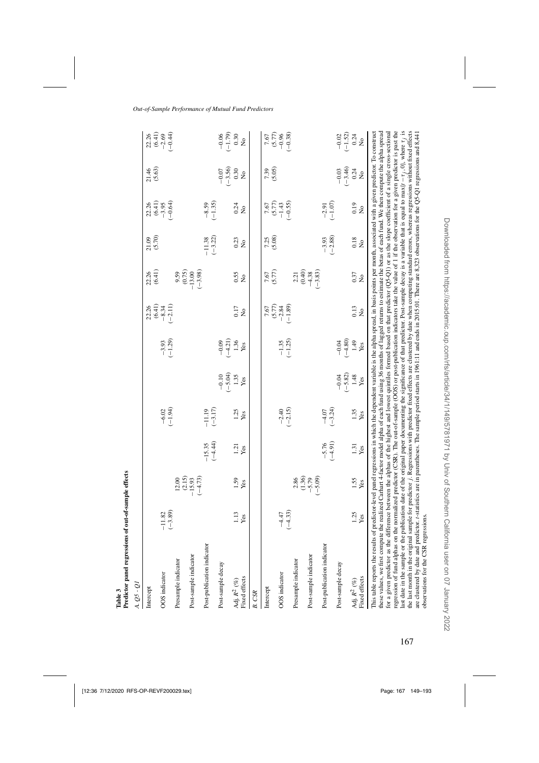**Table 3**
**Predictor panel regressions of out-of-sample effects**

| | | | | | | | | | | | | |
|---|---|---|---|---|---|---|---|---|---|---|---|---|
| *A. Q5 - Q1* | | | | | | | | | | | | |
| Intercept | | | | | | | 22.26 | 22.26 | 21.09 | 22.26 | 21.46 | 22.26 |
| | | | | | | | (6.41) | (6.41) | (5.70) | (6.41) | (5.63) | (6.41) |
| OOS indicator | −11.82 | | | −6.02 | | −3.93 | −8.34 | | | −3.95 | | −2.69 |
| | (−3.89) | | | (−1.94) | | (−1.29) | (−2.11) | | | (−0.64) | | (−0.44) |
| Presample indicator | | 12.00 | | | | | | 9.59 | | | | |
| | | (2.15) | | | | | | (0.75) | | | | |
| Post-sample indicator | | −15.93 | | | | | | −13.00 | | | | |
| | | (−4.73) | | | | | | (−3.98) | | | | |
| Post-publication indicator | | | −15.35 | −11.19 | | | | | −11.38 | −8.59 | | |
| | | | (−4.44) | (−3.17) | | | | | (−3.22) | (−1.35) | | |
| Post-sample decay | | | | | −0.10 | −0.09 | | | | | −0.07 | −0.06 |
| | | | | | (−5.04) | (−4.21) | | | | | (−3.56) | (−1.79) |
| Adj. $R^2$ (%) | 1.13 | 1.59 | 1.21 | 1.25 | 1.35 | 1.36 | 0.17 | 0.55 | 0.23 | 0.24 | 0.30 | 0.30 |
| Fixed effects | Yes | Yes | Yes | Yes | Yes | Yes | No | No | No | No | No | No |
| *B. CSR* | | | | | | | | | | | | |
| Intercept | | | | | | | 7.67 | 7.67 | 7.25 | 7.67 | 7.39 | 7.67 |
| | | | | | | | (5.77) | (5.77) | (5.08) | (5.77) | (5.05) | (5.77) |
| OOS indicator | −4.47 | | | −2.40 | | −1.35 | −2.84 | | | −1.43 | | −0.96 |
| | (−4.33) | | | (−2.15) | | (−1.25) | (−1.89) | | | (−0.55) | | (−0.38) |
| Presample indicator | | 2.86 | | | | | | 2.21 | | | | |
| | | (1.36) | | | | | | (0.40) | | | | |
| Post-sample indicator | | −5.79 | | | | | | −4.38 | | | | |
| | | (−5.09) | | | | | | (−3.83) | | | | |
| Post-publication indicator | | | −5.76 | −4.07 | | | | | −3.93 | −2.91 | | |
| | | | (−4.91) | (−3.24) | | | | | (−2.88) | (−1.07) | | |
| Post-sample decay | | | | | −0.04 | −0.04 | | | | | −0.03 | −0.02 |
| | | | | | (−5.82) | (−4.80) | | | | | (−3.46) | (−1.52) |
| Adj. $R^2$ (%) | 1.25 | 1.55 | 1.31 | 1.35 | 1.48 | 1.49 | 0.13 | 0.37 | 0.18 | 0.19 | 0.24 | 0.24 |
| Fixed effects | Yes | Yes | Yes | Yes | Yes | Yes | No | No | No | No | No | No |

This table reports the results of predictor-level panel regressions in which the dependent variable is the alpha spread, in basis points per month, associated with a given predictor. To construct these values, we first compute the realized Carhart 4-factor model alpha of each fund using 36 months of lagged returns to estimate the betas of each fund. We then compute the alpha spread for a given predictor as the difference between the alphas of the highest and lowest quintiles formed based on that predictor (Q5-Q1) or as the slope coefficient of a single cross-sectional regression of fund alphas on the normalized predictor (CSR). The out-of-sample (OOS) or post-publication indicators take the value of 1 if the observation for a given predictor is past the last date in the sample or the publication date of the original paper documenting the significance of that predictor. Post-sample decay is a variable that is equal to $\max(t - \tau_j, 0)$, where $\tau_j$ is the last month in the original sample for predictor $j$. Regressions with predictor fixed effects are clustered by date when computing standard errors, whereas regressions without fixed effects are clustered by date and predictor. $t$-statistics are in parentheses. The sample period starts in 1961:11 and ends in 2015:01. There are 8,323 observations for the Q5-Q1 regressions and 8,441 observations for the CSR regressions.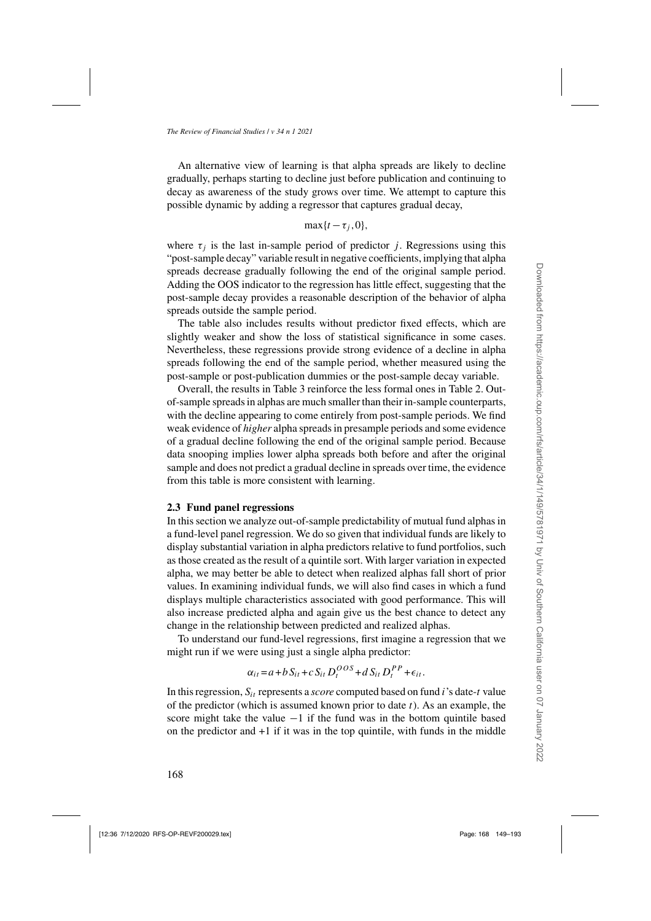An alternative view of learning is that alpha spreads are likely to decline gradually, perhaps starting to decline just before publication and continuing to decay as awareness of the study grows over time. We attempt to capture this possible dynamic by adding a regressor that captures gradual decay,

$$\max\{t-\tau_j, 0\},$$

where $\tau_j$ is the last in-sample period of predictor $j$. Regressions using this "post-sample decay" variable result in negative coefficients, implying that alpha spreads decrease gradually following the end of the original sample period. Adding the OOS indicator to the regression has little effect, suggesting that the post-sample decay provides a reasonable description of the behavior of alpha spreads outside the sample period.

The table also includes results without predictor fixed effects, which are slightly weaker and show the loss of statistical significance in some cases. Nevertheless, these regressions provide strong evidence of a decline in alpha spreads following the end of the sample period, whether measured using the post-sample or post-publication dummies or the post-sample decay variable.

Overall, the results in Table 3 reinforce the less formal ones in Table 2. Out-of-sample spreads in alphas are much smaller than their in-sample counterparts, with the decline appearing to come entirely from post-sample periods. We find weak evidence of *higher* alpha spreads in presample periods and some evidence of a gradual decline following the end of the original sample period. Because data snooping implies lower alpha spreads both before and after the original sample and does not predict a gradual decline in spreads over time, the evidence from this table is more consistent with learning.

### 2.3 Fund panel regressions

In this section we analyze out-of-sample predictability of mutual fund alphas in a fund-level panel regression. We do so given that individual funds are likely to display substantial variation in alpha predictors relative to fund portfolios, such as those created as the result of a quintile sort. With larger variation in expected alpha, we may better be able to detect when realized alphas fall short of prior values. In examining individual funds, we will also find cases in which a fund displays multiple characteristics associated with good performance. This will also increase predicted alpha and again give us the best chance to detect any change in the relationship between predicted and realized alphas.

To understand our fund-level regressions, first imagine a regression that we might run if we were using just a single alpha predictor:

$$\alpha_{it} = a + b\,S_{it} + c\,S_{it}\,D_t^{OOS} + d\,S_{it}\,D_t^{PP} + \epsilon_{it}.$$

In this regression, $S_{it}$ represents a *score* computed based on fund $i$'s date-$t$ value of the predictor (which is assumed known prior to date $t$). As an example, the score might take the value $-1$ if the fund was in the bottom quintile based on the predictor and $+1$ if it was in the top quintile, with funds in the middle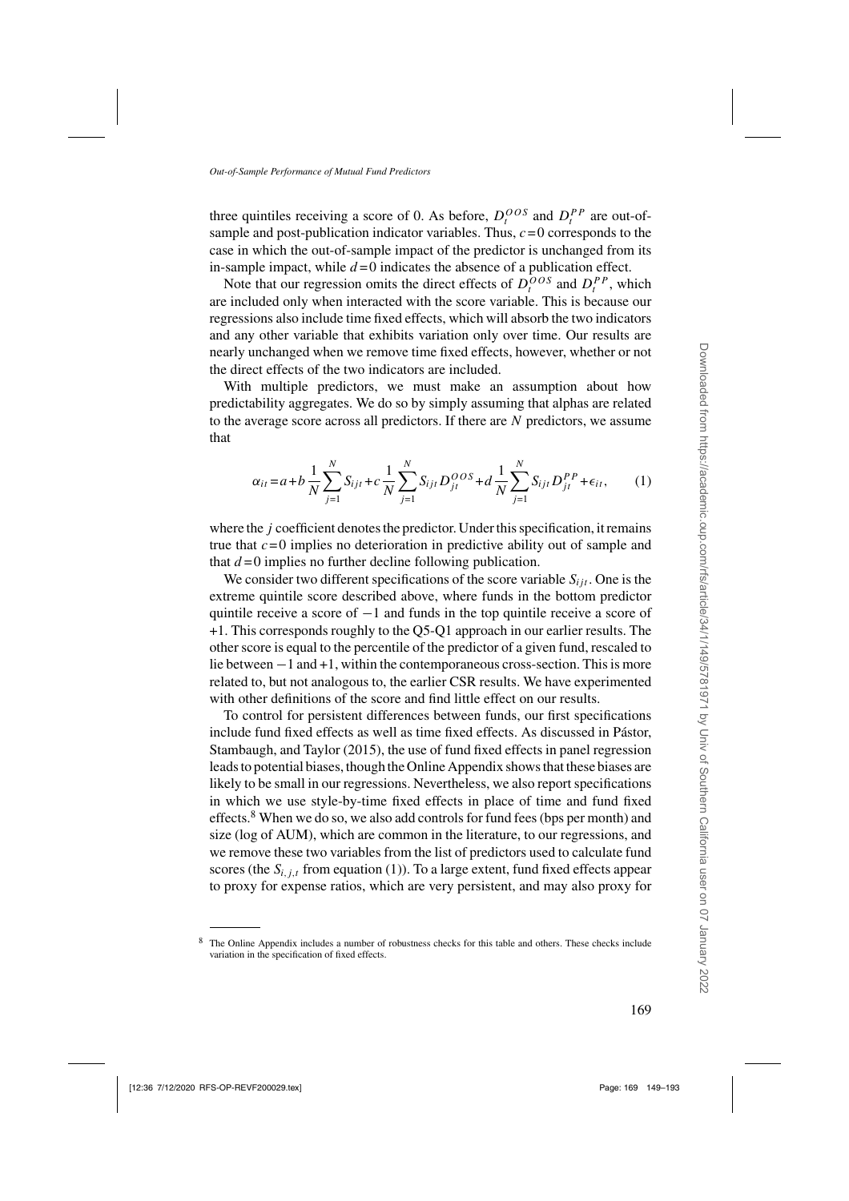three quintiles receiving a score of 0. As before, $D_t^{OOS}$ and $D_t^{PP}$ are out-of-sample and post-publication indicator variables. Thus, $c=0$ corresponds to the case in which the out-of-sample impact of the predictor is unchanged from its in-sample impact, while $d=0$ indicates the absence of a publication effect.

Note that our regression omits the direct effects of $D_t^{OOS}$ and $D_t^{PP}$, which are included only when interacted with the score variable. This is because our regressions also include time fixed effects, which will absorb the two indicators and any other variable that exhibits variation only over time. Our results are nearly unchanged when we remove time fixed effects, however, whether or not the direct effects of the two indicators are included.

With multiple predictors, we must make an assumption about how predictability aggregates. We do so by simply assuming that alphas are related to the average score across all predictors. If there are $N$ predictors, we assume that

$$\alpha_{it} = a + b\frac{1}{N}\sum_{j=1}^{N} S_{ijt} + c\frac{1}{N}\sum_{j=1}^{N} S_{ijt} D_{jt}^{OOS} + d\frac{1}{N}\sum_{j=1}^{N} S_{ijt} D_{jt}^{PP} + \epsilon_{it}, \qquad (1)$$

where the $j$ coefficient denotes the predictor. Under this specification, it remains true that $c=0$ implies no deterioration in predictive ability out of sample and that $d=0$ implies no further decline following publication.

We consider two different specifications of the score variable $S_{ijt}$. One is the extreme quintile score described above, where funds in the bottom predictor quintile receive a score of $-1$ and funds in the top quintile receive a score of $+1$. This corresponds roughly to the Q5-Q1 approach in our earlier results. The other score is equal to the percentile of the predictor of a given fund, rescaled to lie between $-1$ and $+1$, within the contemporaneous cross-section. This is more related to, but not analogous to, the earlier CSR results. We have experimented with other definitions of the score and find little effect on our results.

To control for persistent differences between funds, our first specifications include fund fixed effects as well as time fixed effects. As discussed in Pástor, Stambaugh, and Taylor (2015), the use of fund fixed effects in panel regression leads to potential biases, though the Online Appendix shows that these biases are likely to be small in our regressions. Nevertheless, we also report specifications in which we use style-by-time fixed effects in place of time and fund fixed effects.[8] When we do so, we also add controls for fund fees (bps per month) and size (log of AUM), which are common in the literature, to our regressions, and we remove these two variables from the list of predictors used to calculate fund scores (the $S_{i,j,t}$ from equation (1)). To a large extent, fund fixed effects appear to proxy for expense ratios, which are very persistent, and may also proxy for

[8] The Online Appendix includes a number of robustness checks for this table and others. These checks include variation in the specification of fixed effects.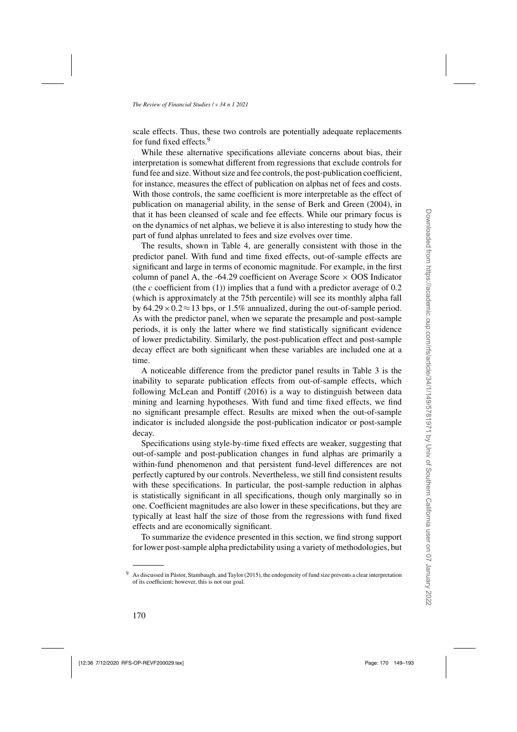scale effects. Thus, these two controls are potentially adequate replacements for fund fixed effects.[9]

While these alternative specifications alleviate concerns about bias, their interpretation is somewhat different from regressions that exclude controls for fund fee and size. Without size and fee controls, the post-publication coefficient, for instance, measures the effect of publication on alphas net of fees and costs. With those controls, the same coefficient is more interpretable as the effect of publication on managerial ability, in the sense of Berk and Green (2004), in that it has been cleansed of scale and fee effects. While our primary focus is on the dynamics of net alphas, we believe it is also interesting to study how the part of fund alphas unrelated to fees and size evolves over time.

The results, shown in Table 4, are generally consistent with those in the predictor panel. With fund and time fixed effects, out-of-sample effects are significant and large in terms of economic magnitude. For example, in the first column of panel A, the -64.29 coefficient on Average Score $\times$ OOS Indicator (the $c$ coefficient from (1)) implies that a fund with a predictor average of 0.2 (which is approximately at the 75th percentile) will see its monthly alpha fall by $64.29 \times 0.2 \approx 13$ bps, or 1.5% annualized, during the out-of-sample period. As with the predictor panel, when we separate the presample and post-sample periods, it is only the latter where we find statistically significant evidence of lower predictability. Similarly, the post-publication effect and post-sample decay effect are both significant when these variables are included one at a time.

A noticeable difference from the predictor panel results in Table 3 is the inability to separate publication effects from out-of-sample effects, which following McLean and Pontiff (2016) is a way to distinguish between data mining and learning hypotheses. With fund and time fixed effects, we find no significant presample effect. Results are mixed when the out-of-sample indicator is included alongside the post-publication indicator or post-sample decay.

Specifications using style-by-time fixed effects are weaker, suggesting that out-of-sample and post-publication changes in fund alphas are primarily a within-fund phenomenon and that persistent fund-level differences are not perfectly captured by our controls. Nevertheless, we still find consistent results with these specifications. In particular, the post-sample reduction in alphas is statistically significant in all specifications, though only marginally so in one. Coefficient magnitudes are also lower in these specifications, but they are typically at least half the size of those from the regressions with fund fixed effects and are economically significant.

To summarize the evidence presented in this section, we find strong support for lower post-sample alpha predictability using a variety of methodologies, but

[9] As discussed in Pástor, Stambaugh, and Taylor (2015), the endogeneity of fund size prevents a clear interpretation of its coefficient; however, this is not our goal.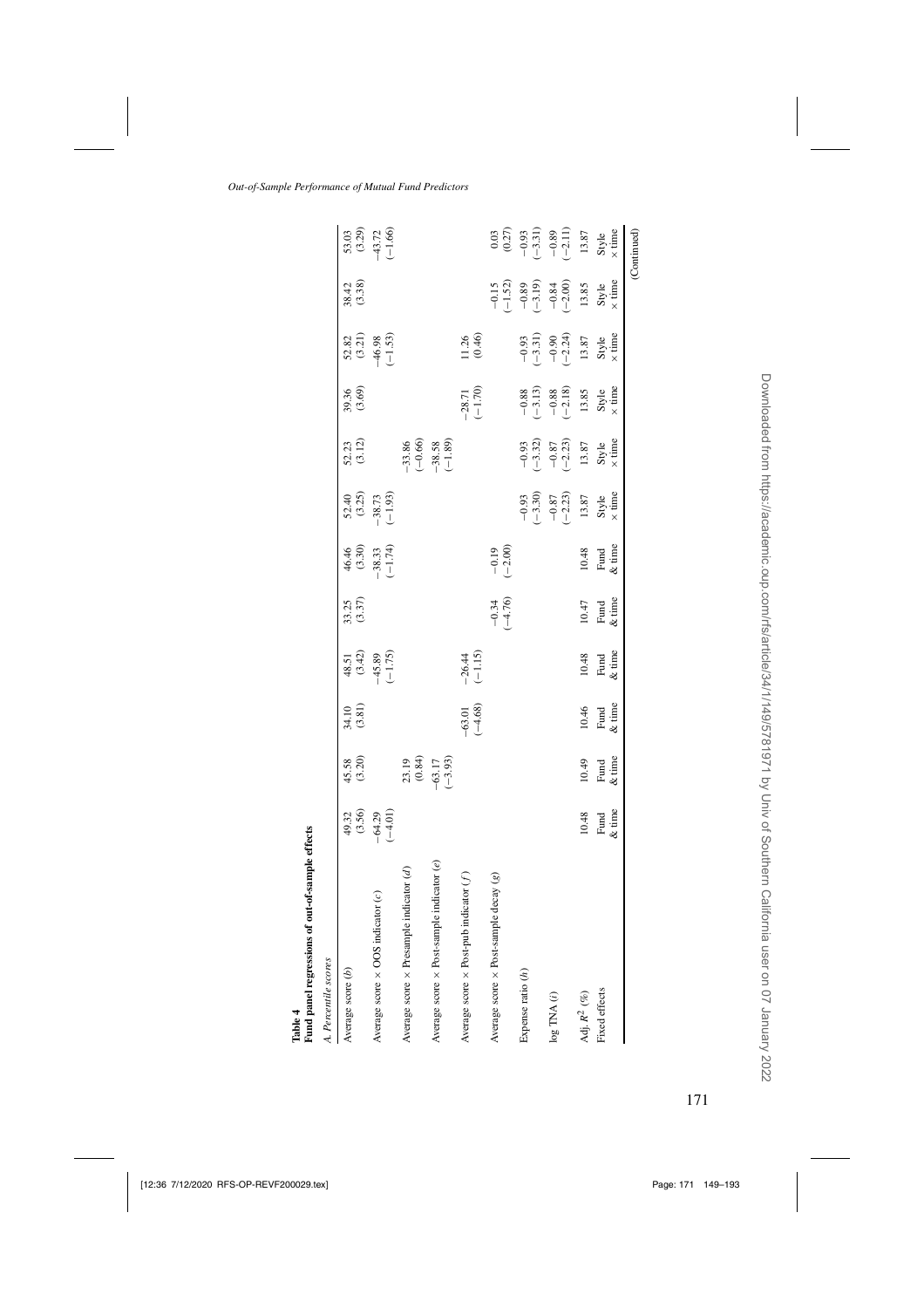**Table 4**
**Fund panel regressions of out-of-sample effects**

*A. Percentile scores*

| | (1) | (2) | (3) | (4) | (5) | (6) | (7) | (8) | (9) | (10) | (11) | (12) |
|---|---|---|---|---|---|---|---|---|---|---|---|---|
| Average score (*b*) | 49.32 | 45.58 | 34.10 | 48.51 | 33.25 | 46.46 | 52.40 | 52.23 | 39.36 | 52.82 | 38.42 | 53.03 |
| | (3.56) | (3.20) | (3.81) | (3.42) | (3.37) | (3.30) | (3.25) | (3.12) | (3.69) | (3.21) | (3.38) | (3.29) |
| Average score × OOS indicator (*c*) | −64.29 | | | −45.89 | | −38.33 | −38.73 | | | −46.98 | | −43.72 |
| | (−4.01) | | | (−1.75) | | (−1.74) | (−1.93) | | | (−1.53) | | (−1.66) |
| Average score × Presample indicator (*d*) | | 23.19 | | | | | | −33.86 | | | | |
| | | (0.84) | | | | | | (−0.66) | | | | |
| Average score × Post-sample indicator (*e*) | | −63.17 | | | | | | −38.58 | | | | |
| | | (−3.93) | | | | | | (−1.89) | | | | |
| Average score × Post-pub indicator (*f*) | | | −63.01 | −26.44 | | | | | −28.71 | 11.26 | | |
| | | | (−4.68) | (−1.15) | | | | | (−1.70) | (0.46) | | |
| Average score × Post-sample decay (*g*) | | | | | −0.34 | −0.19 | | | | | −0.15 | 0.03 |
| | | | | | (−4.76) | (−2.00) | | | | | (−1.52) | (0.27) |
| Expense ratio (*h*) | | | | | | | −0.93 | −0.93 | −0.88 | −0.93 | −0.89 | −0.93 |
| | | | | | | | (−3.30) | (−3.32) | (−3.13) | (−3.31) | (−3.19) | (−3.31) |
| log TNA (*i*) | | | | | | | −0.87 | −0.87 | −0.88 | −0.90 | −0.84 | −0.89 |
| | | | | | | | (−2.23) | (−2.23) | (−2.18) | (−2.24) | (−2.00) | (−2.11) |
| Adj. $R^2$ (%) | 10.48 | 10.49 | 10.46 | 10.48 | 10.47 | 10.48 | 13.87 | 13.87 | 13.85 | 13.87 | 13.85 | 13.87 |
| Fixed effects | Fund & time | Fund & time | Fund & time | Fund & time | Fund & time | Fund & time | Style × time | Style × time | Style × time | Style × time | Style × time | Style × time |

(Continued)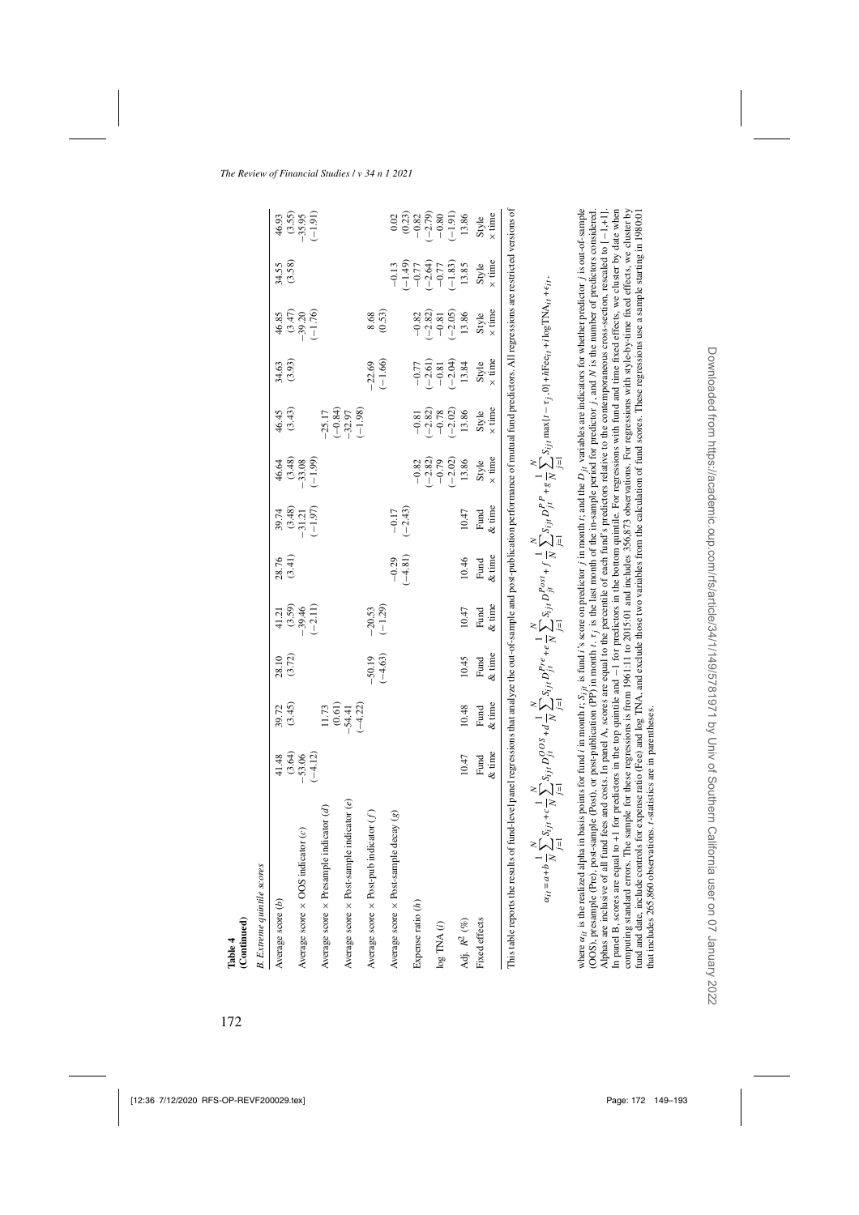**Table 4**
**(Continued)**

*B. Extreme quintile scores*

| | | | | | | | | | | | | |
|---|---|---|---|---|---|---|---|---|---|---|---|---|
| Average score ($b$) | 41.48 | 39.72 | 28.10 | 41.21 | 28.76 | 39.74 | 46.64 | 46.45 | 34.63 | 46.85 | 34.55 | 46.93 |
| | (3.64) | (3.45) | (3.72) | (3.59) | (3.41) | (3.48) | (3.48) | (3.43) | (3.93) | (3.47) | (3.58) | (3.55) |
| Average score × OOS indicator ($c$) | −53.06 | | | −39.46 | | −31.21 | −33.08 | | | −39.20 | | −35.95 |
| | (−4.12) | | | (−2.11) | | (−1.97) | (−1.99) | | | (−1.76) | | (−1.91) |
| Average score × Presample indicator ($d$) | | 11.73 | | | | | | −25.17 | | | | |
| | | (0.61) | | | | | | (−0.84) | | | | |
| Average score × Post-sample indicator ($e$) | | −54.41 | | | | | | −32.97 | | | | |
| | | (−4.22) | | | | | | (−1.98) | | | | |
| Average score × Post-pub indicator ($f$) | | | −50.19 | −20.53 | | | | | −22.69 | 8.68 | | |
| | | | (−4.63) | (−1.29) | | | | | (−1.66) | (0.53) | | |
| Average score × Post-sample decay ($g$) | | | | | −0.29 | −0.17 | | | | | −0.13 | 0.02 |
| | | | | | (−4.81) | (−2.43) | | | | | (−1.49) | (0.23) |
| Expense ratio ($h$) | | | | | | | −0.82 | −0.81 | −0.77 | −0.82 | −0.77 | −0.82 |
| | | | | | | | (−2.82) | (−2.82) | (−2.61) | (−2.82) | (−2.64) | (−2.79) |
| log TNA ($i$) | | | | | | | −0.79 | −0.78 | −0.81 | −0.81 | −0.77 | −0.80 |
| | | | | | | | (−2.02) | (−2.02) | (−2.04) | (−2.05) | (−1.83) | (−1.91) |
| Adj. $R^2$ (%) | 10.47 | 10.48 | 10.45 | 10.47 | 10.46 | 10.47 | 13.86 | 13.86 | 13.84 | 13.86 | 13.85 | 13.86 |
| Fixed effects | Fund & time | Fund & time | Fund & time | Fund & time | Fund & time | Fund & time | Style × time | Style × time | Style × time | Style × time | Style × time | Style × time |

This table reports the results of fund-level panel regressions that analyze the out-of-sample and post-publication performance of mutual fund predictors. All regressions are restricted versions of

$$\alpha_{it} = a + b\frac{1}{N}\sum_{j=1}^{N} S_{ijt} + c\frac{1}{N}\sum_{j=1}^{N} S_{ijt} D_{jt}^{OOS} + d\frac{1}{N}\sum_{j=1}^{N} S_{ijt} D_{jt}^{Pre} + e\frac{1}{N}\sum_{j=1}^{N} S_{ijt} D_{jt}^{Post} + f\frac{1}{N}\sum_{j=1}^{N} S_{ijt} D_{jt}^{PP} + g\frac{1}{N}\sum_{j=1}^{N} S_{ijt} \max[t-\tau_j, 0] + h\mathrm{Fee}_{it} + i\log\mathrm{TNA}_{it} + \epsilon_{it},$$

where $\alpha_{it}$ is the realized alpha in basis points for fund $i$ in month $t$; $S_{ijt}$ is fund $i$'s score on predictor $j$ in month $t$; and the $D_{jt}$ variables are indicators for whether predictor $j$ is out-of-sample (OOS), presample (Pre), post-sample (Post), or post-publication (PP) in month $t$. $\tau_j$ is the last month of the in-sample period for predictor $j$, and $N$ is the number of predictors considered. Alphas are inclusive of all fund fees and costs. In panel A, scores are equal to the percentile of each fund's predictors relative to the contemporaneous cross-section, rescaled to $[-1,+1]$. In panel B, scores are equal to +1 for predictors in the top quintile and −1 for predictors in the bottom quintile. For regressions with fund and time fixed effects, we cluster by date when computing standard errors. The sample for these regressions is from 1961:11 to 2015:01 and includes 356,873 observations. For regressions with style-by-time fixed effects, we cluster by fund and date, include controls for expense ratio (Fee) and log TNA, and exclude those two variables from the calculation of fund scores. These regressions use a sample starting in 1980:01 that includes 265,860 observations. $t$-statistics are in parentheses.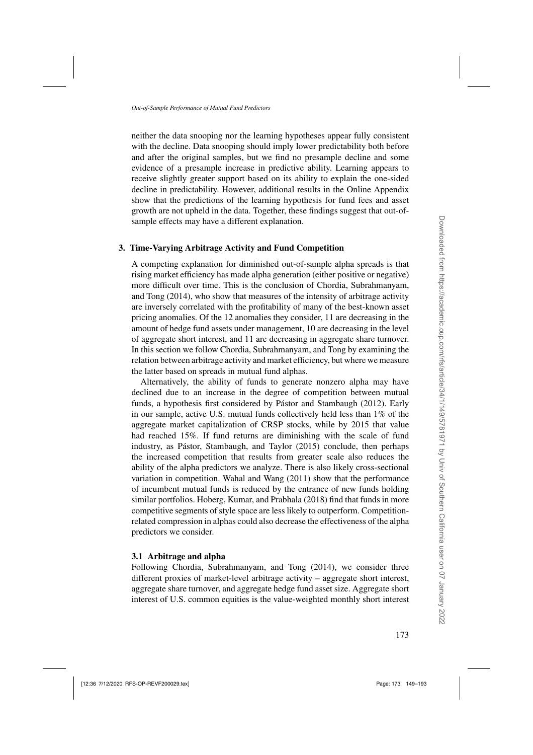neither the data snooping nor the learning hypotheses appear fully consistent with the decline. Data snooping should imply lower predictability both before and after the original samples, but we find no presample decline and some evidence of a presample increase in predictive ability. Learning appears to receive slightly greater support based on its ability to explain the one-sided decline in predictability. However, additional results in the Online Appendix show that the predictions of the learning hypothesis for fund fees and asset growth are not upheld in the data. Together, these findings suggest that out-of-sample effects may have a different explanation.

## 3. Time-Varying Arbitrage Activity and Fund Competition

A competing explanation for diminished out-of-sample alpha spreads is that rising market efficiency has made alpha generation (either positive or negative) more difficult over time. This is the conclusion of Chordia, Subrahmanyam, and Tong (2014), who show that measures of the intensity of arbitrage activity are inversely correlated with the profitability of many of the best-known asset pricing anomalies. Of the 12 anomalies they consider, 11 are decreasing in the amount of hedge fund assets under management, 10 are decreasing in the level of aggregate short interest, and 11 are decreasing in aggregate share turnover. In this section we follow Chordia, Subrahmanyam, and Tong by examining the relation between arbitrage activity and market efficiency, but where we measure the latter based on spreads in mutual fund alphas.

Alternatively, the ability of funds to generate nonzero alpha may have declined due to an increase in the degree of competition between mutual funds, a hypothesis first considered by Pástor and Stambaugh (2012). Early in our sample, active U.S. mutual funds collectively held less than 1% of the aggregate market capitalization of CRSP stocks, while by 2015 that value had reached 15%. If fund returns are diminishing with the scale of fund industry, as Pástor, Stambaugh, and Taylor (2015) conclude, then perhaps the increased competition that results from greater scale also reduces the ability of the alpha predictors we analyze. There is also likely cross-sectional variation in competition. Wahal and Wang (2011) show that the performance of incumbent mutual funds is reduced by the entrance of new funds holding similar portfolios. Hoberg, Kumar, and Prabhala (2018) find that funds in more competitive segments of style space are less likely to outperform. Competition-related compression in alphas could also decrease the effectiveness of the alpha predictors we consider.

### 3.1 Arbitrage and alpha

Following Chordia, Subrahmanyam, and Tong (2014), we consider three different proxies of market-level arbitrage activity – aggregate short interest, aggregate share turnover, and aggregate hedge fund asset size. Aggregate short interest of U.S. common equities is the value-weighted monthly short interest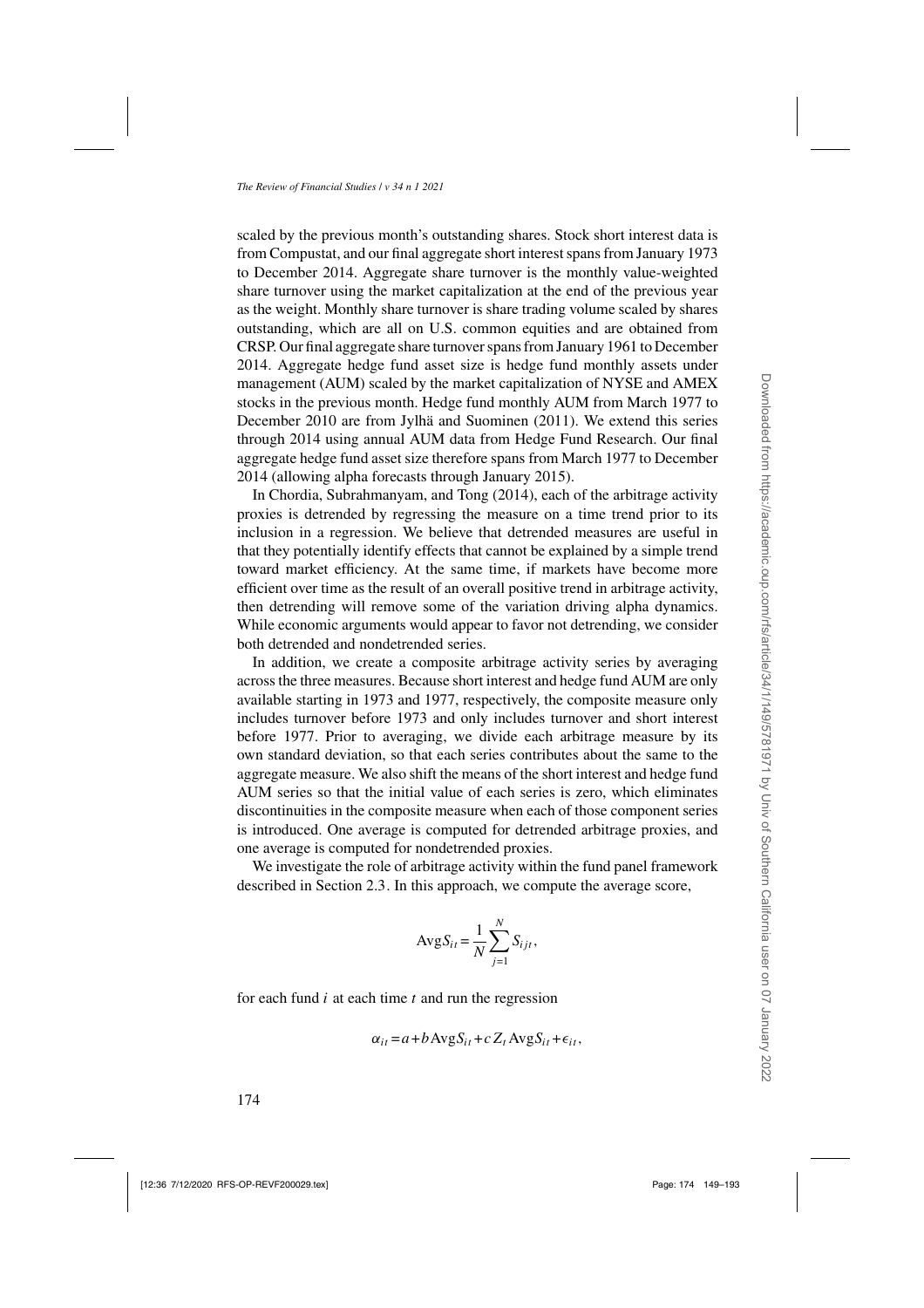scaled by the previous month's outstanding shares. Stock short interest data is from Compustat, and our final aggregate short interest spans from January 1973 to December 2014. Aggregate share turnover is the monthly value-weighted share turnover using the market capitalization at the end of the previous year as the weight. Monthly share turnover is share trading volume scaled by shares outstanding, which are all on U.S. common equities and are obtained from CRSP. Our final aggregate share turnover spans from January 1961 to December 2014. Aggregate hedge fund asset size is hedge fund monthly assets under management (AUM) scaled by the market capitalization of NYSE and AMEX stocks in the previous month. Hedge fund monthly AUM from March 1977 to December 2010 are from Jylhä and Suominen (2011). We extend this series through 2014 using annual AUM data from Hedge Fund Research. Our final aggregate hedge fund asset size therefore spans from March 1977 to December 2014 (allowing alpha forecasts through January 2015).

In Chordia, Subrahmanyam, and Tong (2014), each of the arbitrage activity proxies is detrended by regressing the measure on a time trend prior to its inclusion in a regression. We believe that detrended measures are useful in that they potentially identify effects that cannot be explained by a simple trend toward market efficiency. At the same time, if markets have become more efficient over time as the result of an overall positive trend in arbitrage activity, then detrending will remove some of the variation driving alpha dynamics. While economic arguments would appear to favor not detrending, we consider both detrended and nondetrended series.

In addition, we create a composite arbitrage activity series by averaging across the three measures. Because short interest and hedge fund AUM are only available starting in 1973 and 1977, respectively, the composite measure only includes turnover before 1973 and only includes turnover and short interest before 1977. Prior to averaging, we divide each arbitrage measure by its own standard deviation, so that each series contributes about the same to the aggregate measure. We also shift the means of the short interest and hedge fund AUM series so that the initial value of each series is zero, which eliminates discontinuities in the composite measure when each of those component series is introduced. One average is computed for detrended arbitrage proxies, and one average is computed for nondetrended proxies.

We investigate the role of arbitrage activity within the fund panel framework described in Section 2.3. In this approach, we compute the average score,

$$\text{Avg}S_{it} = \frac{1}{N}\sum_{j=1}^{N} S_{ijt},$$

for each fund $i$ at each time $t$ and run the regression

$$\alpha_{it} = a + b\,\text{Avg}S_{it} + c\,Z_t\,\text{Avg}S_{it} + \epsilon_{it},$$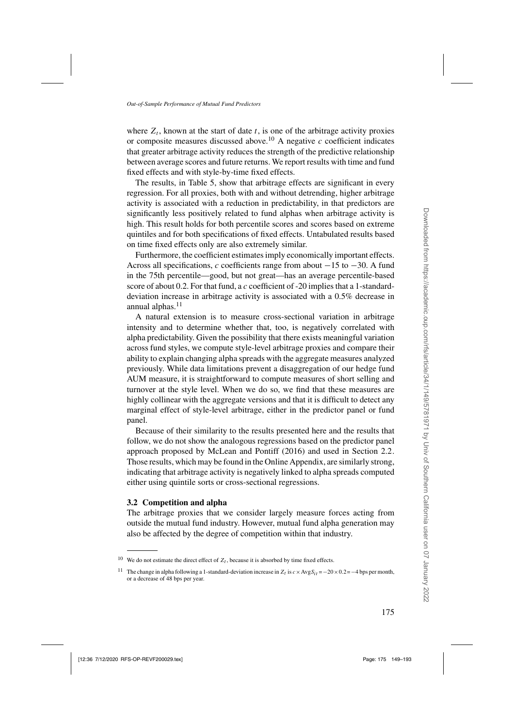where $Z_t$, known at the start of date $t$, is one of the arbitrage activity proxies or composite measures discussed above.[10] A negative $c$ coefficient indicates that greater arbitrage activity reduces the strength of the predictive relationship between average scores and future returns. We report results with time and fund fixed effects and with style-by-time fixed effects.

The results, in Table 5, show that arbitrage effects are significant in every regression. For all proxies, both with and without detrending, higher arbitrage activity is associated with a reduction in predictability, in that predictors are significantly less positively related to fund alphas when arbitrage activity is high. This result holds for both percentile scores and scores based on extreme quintiles and for both specifications of fixed effects. Untabulated results based on time fixed effects only are also extremely similar.

Furthermore, the coefficient estimates imply economically important effects. Across all specifications, $c$ coefficients range from about $-15$ to $-30$. A fund in the 75th percentile—good, but not great—has an average percentile-based score of about 0.2. For that fund, a $c$ coefficient of -20 implies that a 1-standard-deviation increase in arbitrage activity is associated with a 0.5% decrease in annual alphas.[11]

A natural extension is to measure cross-sectional variation in arbitrage intensity and to determine whether that, too, is negatively correlated with alpha predictability. Given the possibility that there exists meaningful variation across fund styles, we compute style-level arbitrage proxies and compare their ability to explain changing alpha spreads with the aggregate measures analyzed previously. While data limitations prevent a disaggregation of our hedge fund AUM measure, it is straightforward to compute measures of short selling and turnover at the style level. When we do so, we find that these measures are highly collinear with the aggregate versions and that it is difficult to detect any marginal effect of style-level arbitrage, either in the predictor panel or fund panel.

Because of their similarity to the results presented here and the results that follow, we do not show the analogous regressions based on the predictor panel approach proposed by McLean and Pontiff (2016) and used in Section 2.2. Those results, which may be found in the Online Appendix, are similarly strong, indicating that arbitrage activity is negatively linked to alpha spreads computed either using quintile sorts or cross-sectional regressions.

### 3.2 Competition and alpha

The arbitrage proxies that we consider largely measure forces acting from outside the mutual fund industry. However, mutual fund alpha generation may also be affected by the degree of competition within that industry.

[10] We do not estimate the direct effect of $Z_t$, because it is absorbed by time fixed effects.

[11] The change in alpha following a 1-standard-deviation increase in $Z_t$ is $c \times \text{Avg}S_{it} = -20 \times 0.2 = -4$ bps per month, or a decrease of 48 bps per year.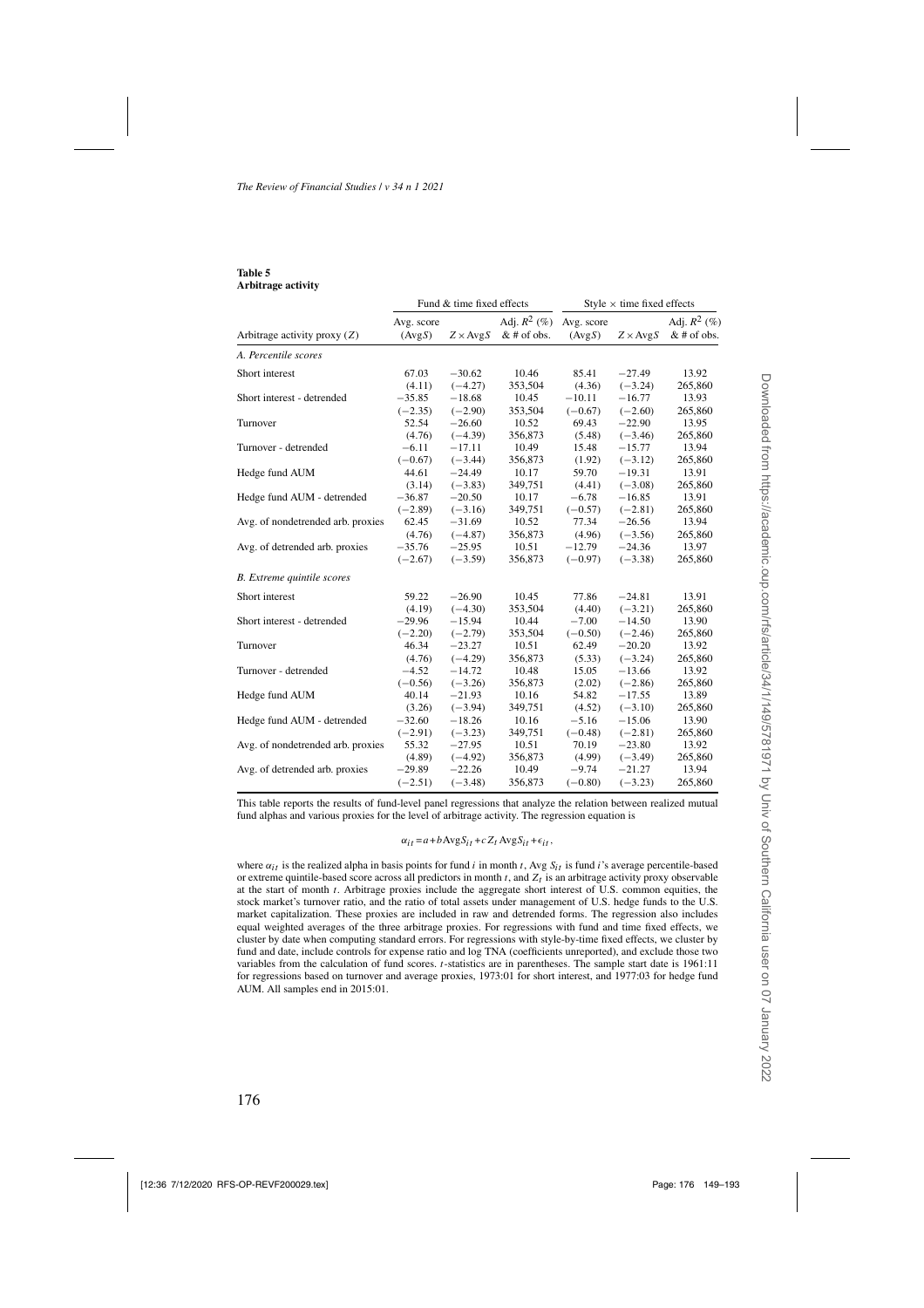**Table 5**
**Arbitrage activity**

| | Fund & time fixed effects | | | Style × time fixed effects | | |
|---|---|---|---|---|---|---|
| Arbitrage activity proxy ($Z$) | Avg. score (Avg$S$) | $Z\times$Avg$S$ | Adj. $R^2$ (%) & # of obs. | Avg. score (Avg$S$) | $Z\times$Avg$S$ | Adj. $R^2$ (%) & # of obs. |
| *A. Percentile scores* | | | | | | |
| Short interest | 67.03 | −30.62 | 10.46 | 85.41 | −27.49 | 13.92 |
| | (4.11) | (−4.27) | 353,504 | (4.36) | (−3.24) | 265,860 |
| Short interest - detrended | −35.85 | −18.68 | 10.45 | −10.11 | −16.77 | 13.93 |
| | (−2.35) | (−2.90) | 353,504 | (−0.67) | (−2.60) | 265,860 |
| Turnover | 52.54 | −26.60 | 10.52 | 69.43 | −22.90 | 13.95 |
| | (4.76) | (−4.39) | 356,873 | (5.48) | (−3.46) | 265,860 |
| Turnover - detrended | −6.11 | −17.11 | 10.49 | 15.48 | −15.77 | 13.94 |
| | (−0.67) | (−3.44) | 356,873 | (1.92) | (−3.12) | 265,860 |
| Hedge fund AUM | 44.61 | −24.49 | 10.17 | 59.70 | −19.31 | 13.91 |
| | (3.14) | (−3.83) | 349,751 | (4.41) | (−3.08) | 265,860 |
| Hedge fund AUM - detrended | −36.87 | −20.50 | 10.17 | −6.78 | −16.85 | 13.91 |
| | (−2.89) | (−3.16) | 349,751 | (−0.57) | (−2.81) | 265,860 |
| Avg. of nondetrended arb. proxies | 62.45 | −31.69 | 10.52 | 77.34 | −26.56 | 13.94 |
| | (4.76) | (−4.87) | 356,873 | (4.96) | (−3.56) | 265,860 |
| Avg. of detrended arb. proxies | −35.76 | −25.95 | 10.51 | −12.79 | −24.36 | 13.97 |
| | (−2.67) | (−3.59) | 356,873 | (−0.97) | (−3.38) | 265,860 |
| *B. Extreme quintile scores* | | | | | | |
| Short interest | 59.22 | −26.90 | 10.45 | 77.86 | −24.81 | 13.91 |
| | (4.19) | (−4.30) | 353,504 | (4.40) | (−3.21) | 265,860 |
| Short interest - detrended | −29.96 | −15.94 | 10.44 | −7.00 | −14.50 | 13.90 |
| | (−2.20) | (−2.79) | 353,504 | (−0.50) | (−2.46) | 265,860 |
| Turnover | 46.34 | −23.27 | 10.51 | 62.49 | −20.20 | 13.92 |
| | (4.76) | (−4.29) | 356,873 | (5.33) | (−3.24) | 265,860 |
| Turnover - detrended | −4.52 | −14.72 | 10.48 | 15.05 | −13.66 | 13.92 |
| | (−0.56) | (−3.26) | 356,873 | (2.02) | (−2.86) | 265,860 |
| Hedge fund AUM | 40.14 | −21.93 | 10.16 | 54.82 | −17.55 | 13.89 |
| | (3.26) | (−3.94) | 349,751 | (4.52) | (−3.10) | 265,860 |
| Hedge fund AUM - detrended | −32.60 | −18.26 | 10.16 | −5.16 | −15.06 | 13.90 |
| | (−2.91) | (−3.23) | 349,751 | (−0.48) | (−2.81) | 265,860 |
| Avg. of nondetrended arb. proxies | 55.32 | −27.95 | 10.51 | 70.19 | −23.80 | 13.92 |
| | (4.89) | (−4.92) | 356,873 | (4.99) | (−3.49) | 265,860 |
| Avg. of detrended arb. proxies | −29.89 | −22.26 | 10.49 | −9.74 | −21.27 | 13.94 |
| | (−2.51) | (−3.48) | 356,873 | (−0.80) | (−3.23) | 265,860 |

This table reports the results of fund-level panel regressions that analyze the relation between realized mutual fund alphas and various proxies for the level of arbitrage activity. The regression equation is

$$\alpha_{it} = a + b\text{Avg}S_{it} + cZ_t\,\text{Avg}S_{it} + \epsilon_{it},$$

where $\alpha_{it}$ is the realized alpha in basis points for fund $i$ in month $t$, Avg $S_{it}$ is fund $i$'s average percentile-based or extreme quintile-based score across all predictors in month $t$, and $Z_t$ is an arbitrage activity proxy observable at the start of month $t$. Arbitrage proxies include the aggregate short interest of U.S. common equities, the stock market's turnover ratio, and the ratio of total assets under management of U.S. hedge funds to the U.S. market capitalization. These proxies are included in raw and detrended forms. The regression also includes equal weighted averages of the three arbitrage proxies. For regressions with fund and time fixed effects, we cluster by date when computing standard errors. For regressions with style-by-time fixed effects, we cluster by fund and date, include controls for expense ratio and log TNA (coefficients unreported), and exclude those two variables from the calculation of fund scores. $t$-statistics are in parentheses. The sample start date is 1961:11 for regressions based on turnover and average proxies, 1973:01 for short interest, and 1977:03 for hedge fund AUM. All samples end in 2015:01.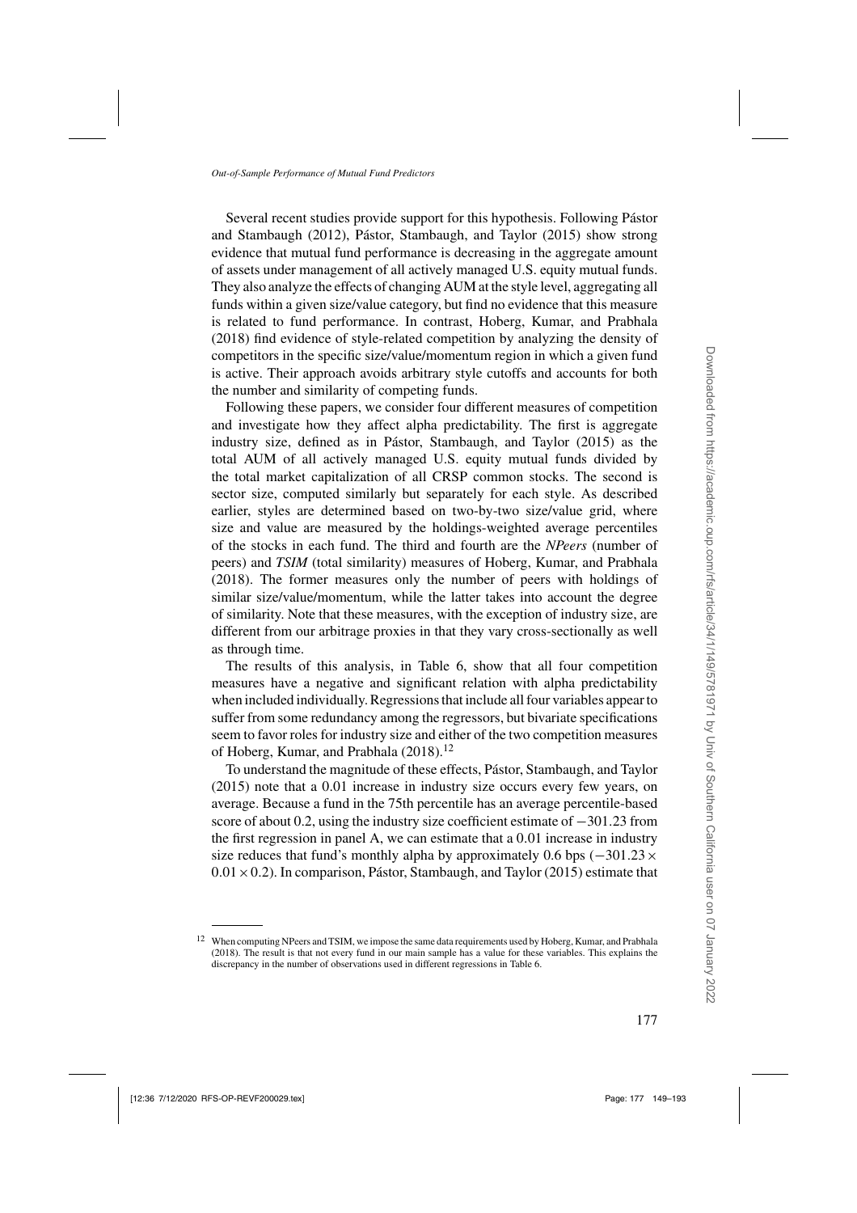Several recent studies provide support for this hypothesis. Following Pástor and Stambaugh (2012), Pástor, Stambaugh, and Taylor (2015) show strong evidence that mutual fund performance is decreasing in the aggregate amount of assets under management of all actively managed U.S. equity mutual funds. They also analyze the effects of changing AUM at the style level, aggregating all funds within a given size/value category, but find no evidence that this measure is related to fund performance. In contrast, Hoberg, Kumar, and Prabhala (2018) find evidence of style-related competition by analyzing the density of competitors in the specific size/value/momentum region in which a given fund is active. Their approach avoids arbitrary style cutoffs and accounts for both the number and similarity of competing funds.

Following these papers, we consider four different measures of competition and investigate how they affect alpha predictability. The first is aggregate industry size, defined as in Pástor, Stambaugh, and Taylor (2015) as the total AUM of all actively managed U.S. equity mutual funds divided by the total market capitalization of all CRSP common stocks. The second is sector size, computed similarly but separately for each style. As described earlier, styles are determined based on two-by-two size/value grid, where size and value are measured by the holdings-weighted average percentiles of the stocks in each fund. The third and fourth are the *NPeers* (number of peers) and *TSIM* (total similarity) measures of Hoberg, Kumar, and Prabhala (2018). The former measures only the number of peers with holdings of similar size/value/momentum, while the latter takes into account the degree of similarity. Note that these measures, with the exception of industry size, are different from our arbitrage proxies in that they vary cross-sectionally as well as through time.

The results of this analysis, in Table 6, show that all four competition measures have a negative and significant relation with alpha predictability when included individually. Regressions that include all four variables appear to suffer from some redundancy among the regressors, but bivariate specifications seem to favor roles for industry size and either of the two competition measures of Hoberg, Kumar, and Prabhala (2018).[12]

To understand the magnitude of these effects, Pástor, Stambaugh, and Taylor (2015) note that a 0.01 increase in industry size occurs every few years, on average. Because a fund in the 75th percentile has an average percentile-based score of about 0.2, using the industry size coefficient estimate of $-301.23$ from the first regression in panel A, we can estimate that a 0.01 increase in industry size reduces that fund's monthly alpha by approximately 0.6 bps ($-301.23 \times 0.01 \times 0.2$). In comparison, Pástor, Stambaugh, and Taylor (2015) estimate that

[12] When computing NPeers and TSIM, we impose the same data requirements used by Hoberg, Kumar, and Prabhala (2018). The result is that not every fund in our main sample has a value for these variables. This explains the discrepancy in the number of observations used in different regressions in Table 6.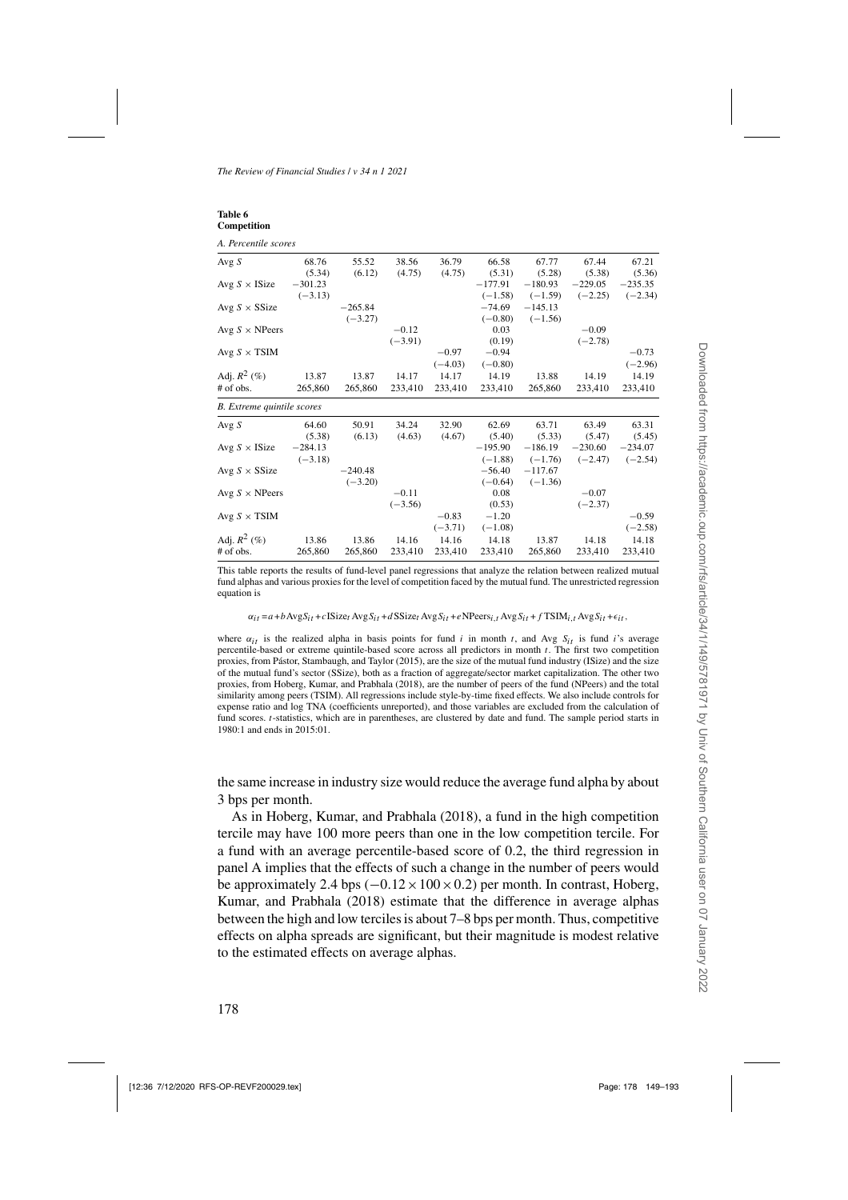**Table 6**
**Competition**

*A. Percentile scores*

| | | | | | | | | |
|---|---|---|---|---|---|---|---|---|
| Avg $S$ | 68.76 | 55.52 | 38.56 | 36.79 | 66.58 | 67.77 | 67.44 | 67.21 |
| | (5.34) | (6.12) | (4.75) | (4.75) | (5.31) | (5.28) | (5.38) | (5.36) |
| Avg $S$ × ISize | −301.23 | | | | −177.91 | −180.93 | −229.05 | −235.35 |
| | (−3.13) | | | | (−1.58) | (−1.59) | (−2.25) | (−2.34) |
| Avg $S$ × SSize | | −265.84 | | | −74.69 | −145.13 | | |
| | | (−3.27) | | | (−0.80) | (−1.56) | | |
| Avg $S$ × NPeers | | | −0.12 | | 0.03 | | −0.09 | |
| | | | (−3.91) | | (0.19) | | (−2.78) | |
| Avg $S$ × TSIM | | | | −0.97 | −0.94 | | | −0.73 |
| | | | | (−4.03) | (−0.80) | | | (−2.96) |
| Adj. $R^2$ (%) | 13.87 | 13.87 | 14.17 | 14.17 | 14.19 | 13.88 | 14.19 | 14.19 |
| # of obs. | 265,860 | 265,860 | 233,410 | 233,410 | 233,410 | 265,860 | 233,410 | 233,410 |
| *B. Extreme quintile scores* | | | | | | | | |
| Avg $S$ | 64.60 | 50.91 | 34.24 | 32.90 | 62.69 | 63.71 | 63.49 | 63.31 |
| | (5.38) | (6.13) | (4.63) | (4.67) | (5.40) | (5.33) | (5.47) | (5.45) |
| Avg $S$ × ISize | −284.13 | | | | −195.90 | −186.19 | −230.60 | −234.07 |
| | (−3.18) | | | | (−1.88) | (−1.76) | (−2.47) | (−2.54) |
| Avg $S$ × SSize | | −240.48 | | | −56.40 | −117.67 | | |
| | | (−3.20) | | | (−0.64) | (−1.36) | | |
| Avg $S$ × NPeers | | | −0.11 | | 0.08 | | −0.07 | |
| | | | (−3.56) | | (0.53) | | (−2.37) | |
| Avg $S$ × TSIM | | | | −0.83 | −1.20 | | | −0.59 |
| | | | | (−3.71) | (−1.08) | | | (−2.58) |
| Adj. $R^2$ (%) | 13.86 | 13.86 | 14.16 | 14.16 | 14.18 | 13.87 | 14.18 | 14.18 |
| # of obs. | 265,860 | 265,860 | 233,410 | 233,410 | 233,410 | 265,860 | 233,410 | 233,410 |

This table reports the results of fund-level panel regressions that analyze the relation between realized mutual fund alphas and various proxies for the level of competition faced by the mutual fund. The unrestricted regression equation is

$$\alpha_{it} = a + b\,\text{Avg}S_{it} + c\,\text{ISize}_t\,\text{Avg}S_{it} + d\,\text{SSize}_t\,\text{Avg}S_{it} + e\,\text{NPeers}_{i,t}\,\text{Avg}S_{it} + f\,\text{TSIM}_{i,t}\,\text{Avg}S_{it} + \epsilon_{it},$$

where $\alpha_{it}$ is the realized alpha in basis points for fund $i$ in month $t$, and Avg $S_{it}$ is fund $i$'s average percentile-based or extreme quintile-based score across all predictors in month $t$. The first two competition proxies, from Pástor, Stambaugh, and Taylor (2015), are the size of the mutual fund industry (ISize) and the size of the mutual fund's sector (SSize), both as a fraction of aggregate/sector market capitalization. The other two proxies, from Hoberg, Kumar, and Prabhala (2018), are the number of peers of the fund (NPeers) and the total similarity among peers (TSIM). All regressions include style-by-time fixed effects. We also include controls for expense ratio and log TNA (coefficients unreported), and those variables are excluded from the calculation of fund scores. $t$-statistics, which are in parentheses, are clustered by date and fund. The sample period starts in 1980:1 and ends in 2015:01.

the same increase in industry size would reduce the average fund alpha by about 3 bps per month.

As in Hoberg, Kumar, and Prabhala (2018), a fund in the high competition tercile may have 100 more peers than one in the low competition tercile. For a fund with an average percentile-based score of 0.2, the third regression in panel A implies that the effects of such a change in the number of peers would be approximately 2.4 bps ($-0.12 \times 100 \times 0.2$) per month. In contrast, Hoberg, Kumar, and Prabhala (2018) estimate that the difference in average alphas between the high and low terciles is about 7–8 bps per month. Thus, competitive effects on alpha spreads are significant, but their magnitude is modest relative to the estimated effects on average alphas.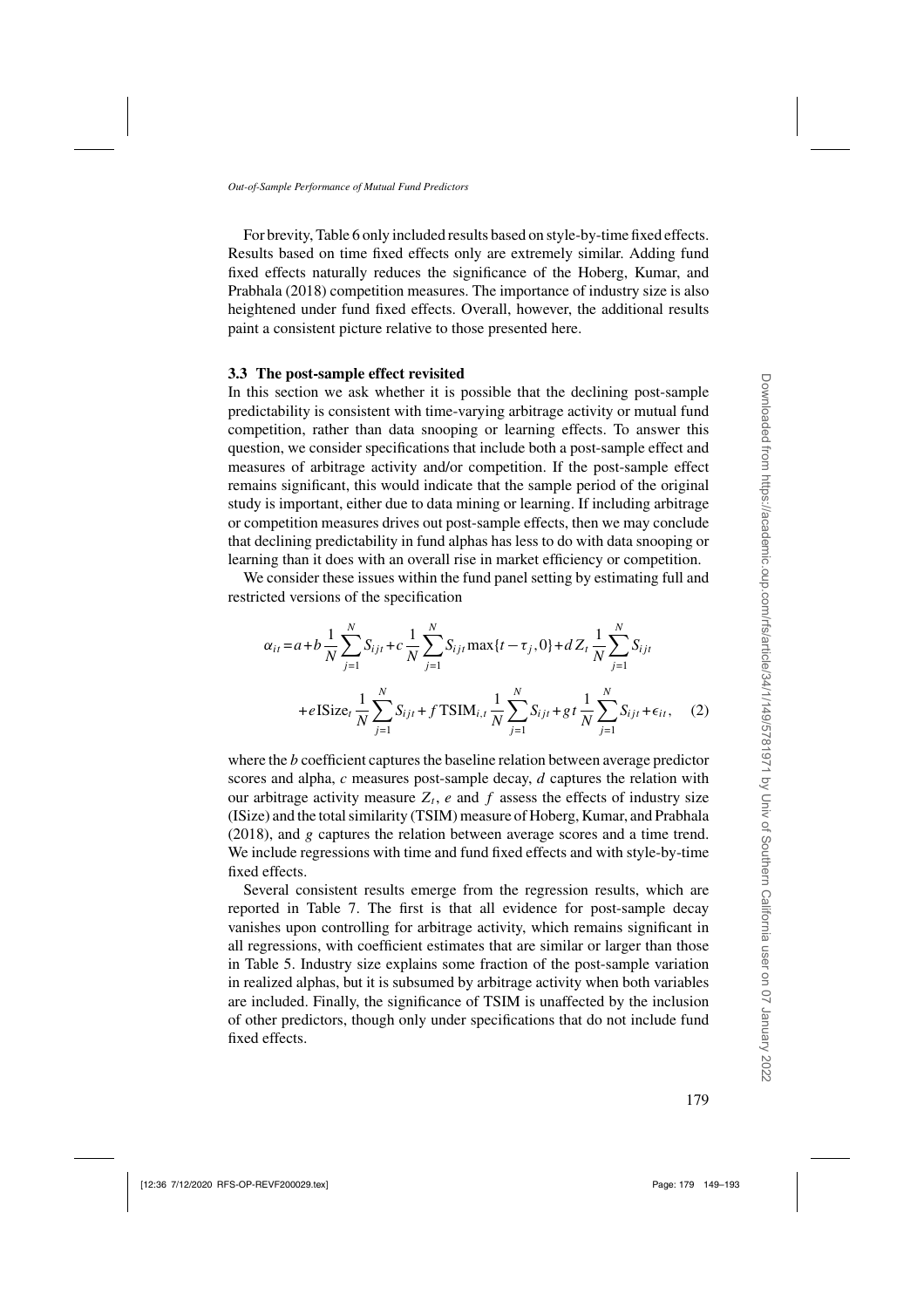For brevity, Table 6 only included results based on style-by-time fixed effects. Results based on time fixed effects only are extremely similar. Adding fund fixed effects naturally reduces the significance of the Hoberg, Kumar, and Prabhala (2018) competition measures. The importance of industry size is also heightened under fund fixed effects. Overall, however, the additional results paint a consistent picture relative to those presented here.

### 3.3 The post-sample effect revisited

In this section we ask whether it is possible that the declining post-sample predictability is consistent with time-varying arbitrage activity or mutual fund competition, rather than data snooping or learning effects. To answer this question, we consider specifications that include both a post-sample effect and measures of arbitrage activity and/or competition. If the post-sample effect remains significant, this would indicate that the sample period of the original study is important, either due to data mining or learning. If including arbitrage or competition measures drives out post-sample effects, then we may conclude that declining predictability in fund alphas has less to do with data snooping or learning than it does with an overall rise in market efficiency or competition.

We consider these issues within the fund panel setting by estimating full and restricted versions of the specification

$$
\begin{aligned}
\alpha_{it} = & a + b\frac{1}{N}\sum_{j=1}^{N} S_{ijt} + c\frac{1}{N}\sum_{j=1}^{N} S_{ijt}\max\{t-\tau_j, 0\} + d\,Z_t\frac{1}{N}\sum_{j=1}^{N} S_{ijt} \\
& + e\,\text{ISize}_t\frac{1}{N}\sum_{j=1}^{N} S_{ijt} + f\,\text{TSIM}_{i,t}\frac{1}{N}\sum_{j=1}^{N} S_{ijt} + g\,t\frac{1}{N}\sum_{j=1}^{N} S_{ijt} + \epsilon_{it}, \quad (2)
\end{aligned}
$$

where the $b$ coefficient captures the baseline relation between average predictor scores and alpha, $c$ measures post-sample decay, $d$ captures the relation with our arbitrage activity measure $Z_t$, $e$ and $f$ assess the effects of industry size (ISize) and the total similarity (TSIM) measure of Hoberg, Kumar, and Prabhala (2018), and $g$ captures the relation between average scores and a time trend. We include regressions with time and fund fixed effects and with style-by-time fixed effects.

Several consistent results emerge from the regression results, which are reported in Table 7. The first is that all evidence for post-sample decay vanishes upon controlling for arbitrage activity, which remains significant in all regressions, with coefficient estimates that are similar or larger than those in Table 5. Industry size explains some fraction of the post-sample variation in realized alphas, but it is subsumed by arbitrage activity when both variables are included. Finally, the significance of TSIM is unaffected by the inclusion of other predictors, though only under specifications that do not include fund fixed effects.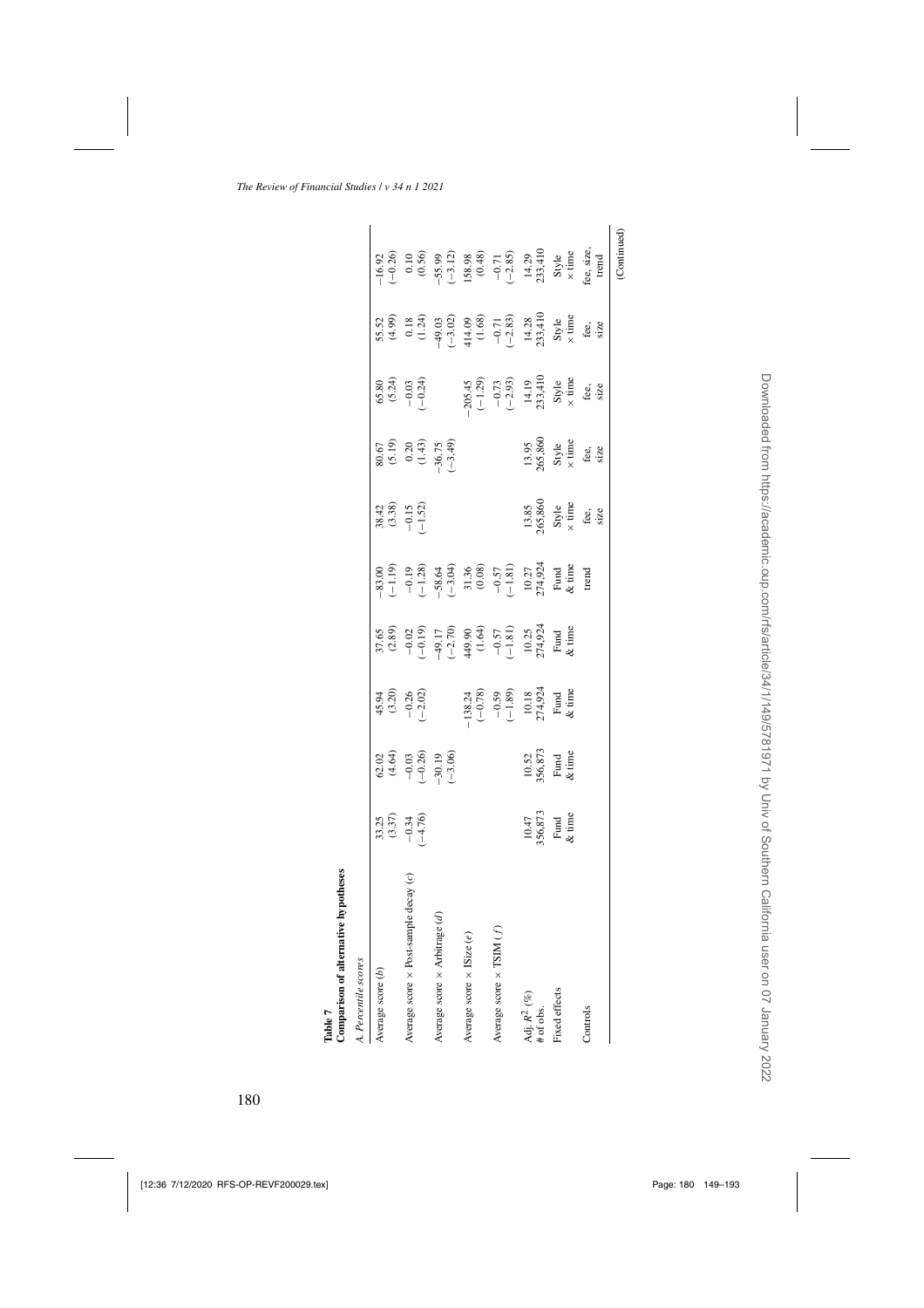**Table 7**
**Comparison of alternative hypotheses**

*A. Percentile scores*

| | (1) | (2) | (3) | (4) | (5) | (6) | (7) | (8) | (9) | (10) |
|---|---|---|---|---|---|---|---|---|---|---|
| Average score ($b$) | 33.25 | 62.02 | 45.94 | 37.65 | −83.00 | 38.42 | 80.67 | 65.80 | 55.52 | −16.92 |
| | (3.37) | (4.64) | (3.20) | (2.89) | (−1.19) | (3.38) | (5.19) | (5.24) | (4.99) | (−0.26) |
| Average score × Post-sample decay ($c$) | −0.34 | −0.03 | −0.26 | −0.02 | −0.19 | −0.15 | 0.20 | −0.03 | 0.18 | 0.10 |
| | (−4.76) | (−0.26) | (−2.02) | (−0.19) | (−1.28) | (−1.52) | (1.43) | (−0.24) | (1.24) | (0.56) |
| Average score × Arbitrage ($d$) | | −30.19 | | −49.17 | −58.64 | | −36.75 | | −49.03 | −55.99 |
| | | (−3.06) | | (−2.70) | (−3.04) | | (−3.49) | | (−3.02) | (−3.12) |
| Average score × ISize ($e$) | | | −138.24 | 449.90 | 31.36 | | | −205.45 | 414.09 | 158.98 |
| | | | (−0.78) | (1.64) | (0.08) | | | (−1.29) | (1.68) | (0.48) |
| Average score × TSIM ($f$) | | | −0.59 | −0.57 | −0.57 | | | −0.73 | −0.71 | −0.71 |
| | | | (−1.89) | (−1.81) | (−1.81) | | | (−2.93) | (−2.83) | (−2.85) |
| Adj. $R^2$ (%) | 10.47 | 10.52 | 10.18 | 10.25 | 10.27 | 13.85 | 13.95 | 14.19 | 14.28 | 14.29 |
| # of obs. | 356,873 | 356,873 | 274,924 | 274,924 | 274,924 | 265,860 | 265,860 | 233,410 | 233,410 | 233,410 |
| Fixed effects | Fund & time | Fund & time | Fund & time | Fund & time | Fund & time | Style × time | Style × time | Style × time | Style × time | Style × time |
| Controls | | | | | trend | fee, size | fee, size | fee, size | fee, size | fee, size, trend |

(Continued)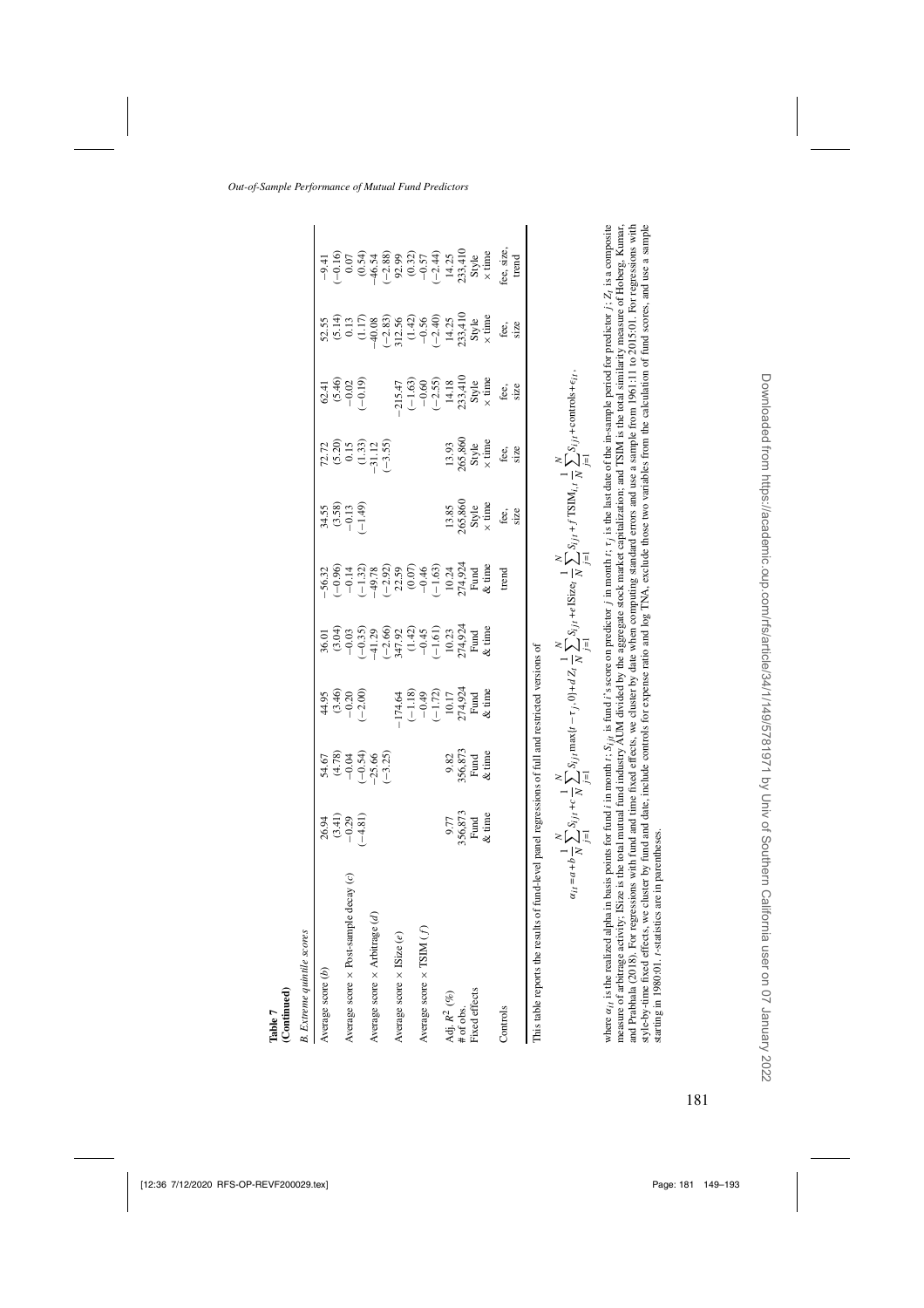**Table 7**
**(Continued)**

*B. Extreme quintile scores*

| | | | | | | | | | | |
|---|---|---|---|---|---|---|---|---|---|---|
| Average score ($b$) | 26.94 | 54.67 | 44.95 | 36.01 | −56.32 | 34.55 | 72.72 | 62.41 | 52.55 | −9.41 |
| | (3.41) | (4.78) | (3.46) | (3.04) | (−0.96) | (3.58) | (5.20) | (5.46) | (5.14) | (−0.16) |
| Average score × Post-sample decay ($c$) | −0.29 | −0.04 | −0.20 | −0.03 | −0.14 | −0.13 | 0.15 | −0.02 | 0.13 | 0.07 |
| | (−4.81) | (−0.54) | (−2.00) | (−0.35) | (−1.32) | (−1.49) | (1.33) | (−0.19) | (1.17) | (0.54) |
| Average score × Arbitrage ($d$) | | −25.66 | | −41.29 | −49.78 | | −31.12 | | −40.08 | −46.54 |
| | | (−3.25) | | (−2.66) | (−2.92) | | (−3.55) | | (−2.83) | (−2.88) |
| Average score × ISize ($e$) | | | −174.64 | 347.92 | 22.59 | | | −215.47 | 312.56 | 92.99 |
| | | | (−1.18) | (1.42) | (0.07) | | | (−1.63) | (1.42) | (0.32) |
| Average score × TSIM ($f$) | | | −0.49 | −0.45 | −0.46 | | | −0.60 | −0.56 | −0.57 |
| | | | (−1.72) | (−1.61) | (−1.63) | | | (−2.55) | (−2.40) | (−2.44) |
| Adj. $R^2$ (%) | 9.77 | 9.82 | 10.17 | 10.23 | 10.24 | 13.85 | 13.93 | 14.18 | 14.25 | 14.25 |
| # of obs. | 356,873 | 356,873 | 274,924 | 274,924 | 274,924 | 265,860 | 265,860 | 233,410 | 233,410 | 233,410 |
| Fixed effects | Fund & time | Fund & time | Fund & time | Fund & time | Fund & time | Style × time | Style × time | Style × time | Style × time | Style × time |
| Controls | | | | | trend | fee, size | fee, size | fee, size | fee, size | fee, size, trend |

This table reports the results of fund-level panel regressions of full and restricted versions of

$$\alpha_{it} = a + b\frac{1}{N}\sum_{j=1}^{N} S_{ijt} + c\frac{1}{N}\sum_{j=1}^{N} S_{ijt}\max(t-\tau_j, 0) + dZ_t\frac{1}{N}\sum_{j=1}^{N} S_{ijt} + e\,\text{ISize}_t\frac{1}{N}\sum_{j=1}^{N} S_{ijt} + f\,\text{TSIM}_{i,t}\frac{1}{N}\sum_{j=1}^{N} S_{ijt} + \text{controls} + \epsilon_{it},$$

where $\alpha_{it}$ is the realized alpha in basis points for fund $i$ in month $t$; $S_{ijt}$ is fund $i$'s score on predictor $j$ in month $t$; $\tau_j$ is the last date of the in-sample period for predictor $j$; $Z_t$ is a composite measure of arbitrage activity; ISize is the total mutual fund industry AUM divided by the aggregate stock market capitalization; and TSIM is the total similarity measure of Hoberg, Kumar, and Prabhala (2018). For regressions with fund and time fixed effects, we cluster by date when computing standard errors and use a sample from 1961:11 to 2015:01. For regressions with style-by-time fixed effects, we cluster by fund and date, include controls for expense ratio and log TNA, exclude those two variables from the calculation of fund scores, and use a sample starting in 1980:01. $t$-statistics are in parentheses.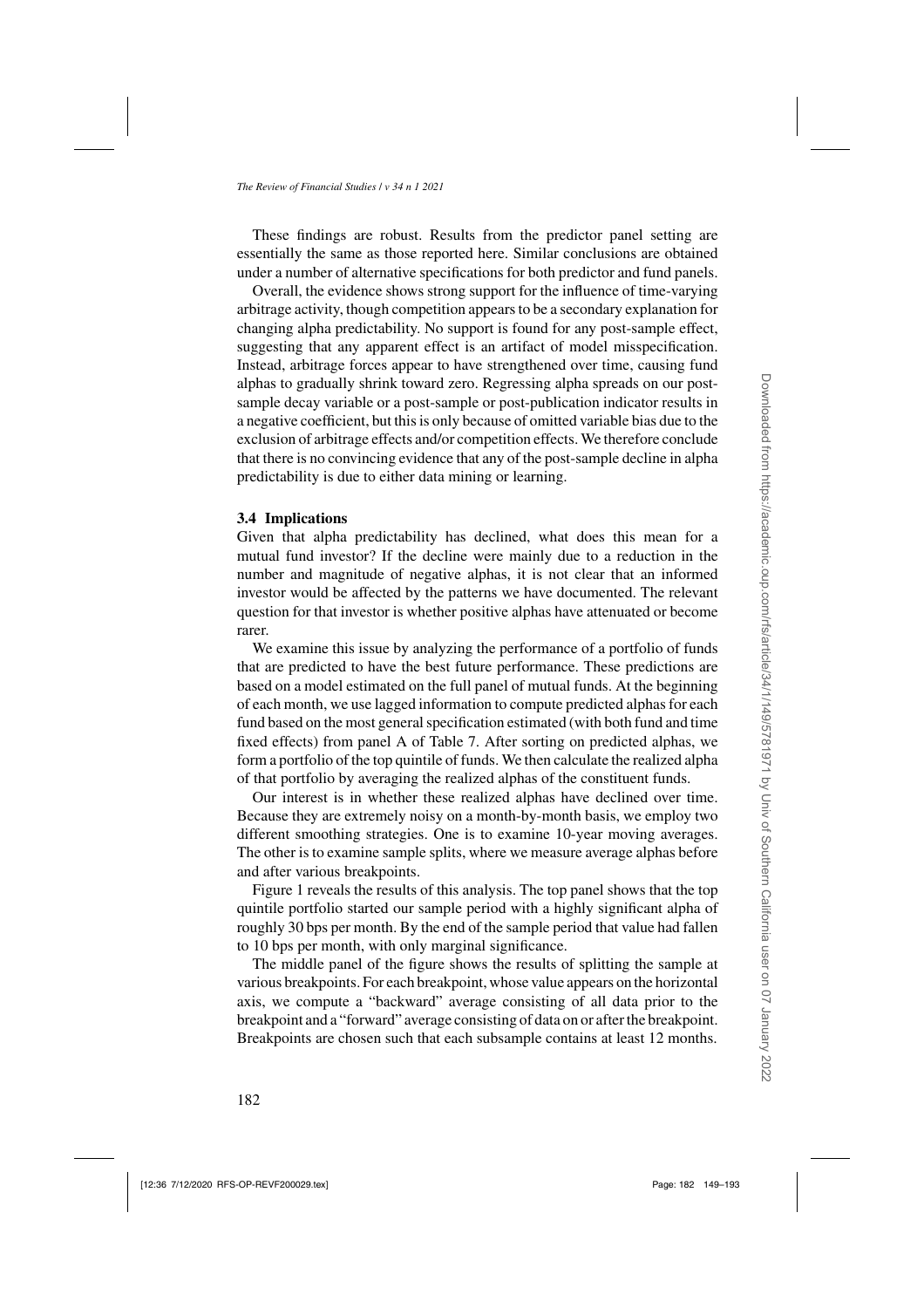These findings are robust. Results from the predictor panel setting are essentially the same as those reported here. Similar conclusions are obtained under a number of alternative specifications for both predictor and fund panels.

Overall, the evidence shows strong support for the influence of time-varying arbitrage activity, though competition appears to be a secondary explanation for changing alpha predictability. No support is found for any post-sample effect, suggesting that any apparent effect is an artifact of model misspecification. Instead, arbitrage forces appear to have strengthened over time, causing fund alphas to gradually shrink toward zero. Regressing alpha spreads on our post-sample decay variable or a post-sample or post-publication indicator results in a negative coefficient, but this is only because of omitted variable bias due to the exclusion of arbitrage effects and/or competition effects. We therefore conclude that there is no convincing evidence that any of the post-sample decline in alpha predictability is due to either data mining or learning.

### 3.4 Implications

Given that alpha predictability has declined, what does this mean for a mutual fund investor? If the decline were mainly due to a reduction in the number and magnitude of negative alphas, it is not clear that an informed investor would be affected by the patterns we have documented. The relevant question for that investor is whether positive alphas have attenuated or become rarer.

We examine this issue by analyzing the performance of a portfolio of funds that are predicted to have the best future performance. These predictions are based on a model estimated on the full panel of mutual funds. At the beginning of each month, we use lagged information to compute predicted alphas for each fund based on the most general specification estimated (with both fund and time fixed effects) from panel A of Table 7. After sorting on predicted alphas, we form a portfolio of the top quintile of funds. We then calculate the realized alpha of that portfolio by averaging the realized alphas of the constituent funds.

Our interest is in whether these realized alphas have declined over time. Because they are extremely noisy on a month-by-month basis, we employ two different smoothing strategies. One is to examine 10-year moving averages. The other is to examine sample splits, where we measure average alphas before and after various breakpoints.

Figure 1 reveals the results of this analysis. The top panel shows that the top quintile portfolio started our sample period with a highly significant alpha of roughly 30 bps per month. By the end of the sample period that value had fallen to 10 bps per month, with only marginal significance.

The middle panel of the figure shows the results of splitting the sample at various breakpoints. For each breakpoint, whose value appears on the horizontal axis, we compute a "backward" average consisting of all data prior to the breakpoint and a "forward" average consisting of data on or after the breakpoint. Breakpoints are chosen such that each subsample contains at least 12 months.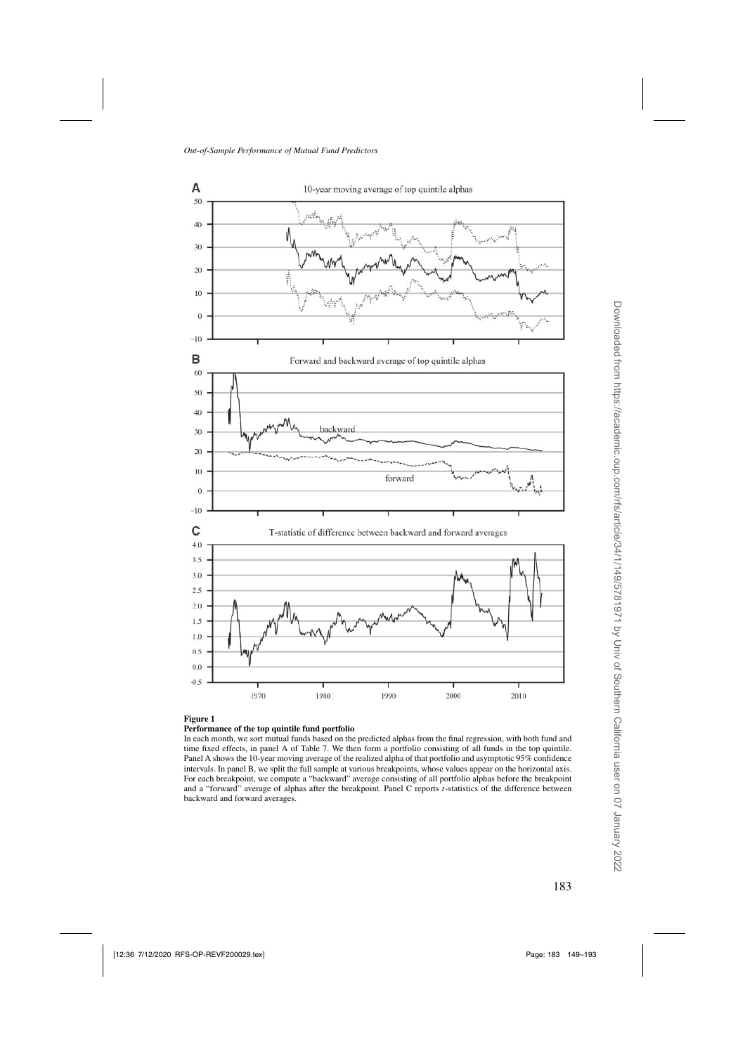**Figure 1**

**Performance of the top quintile fund portfolio**

In each month, we sort mutual funds based on the predicted alphas from the final regression, with both fund and time fixed effects, in panel A of Table 7. We then form a portfolio consisting of all funds in the top quintile. Panel A shows the 10-year moving average of the realized alpha of that portfolio and asymptotic 95% confidence intervals. In panel B, we split the full sample at various breakpoints, whose values appear on the horizontal axis. For each breakpoint, we compute a "backward" average consisting of all portfolio alphas before the breakpoint and a "forward" average of alphas after the breakpoint. Panel C reports $t$-statistics of the difference between backward and forward averages.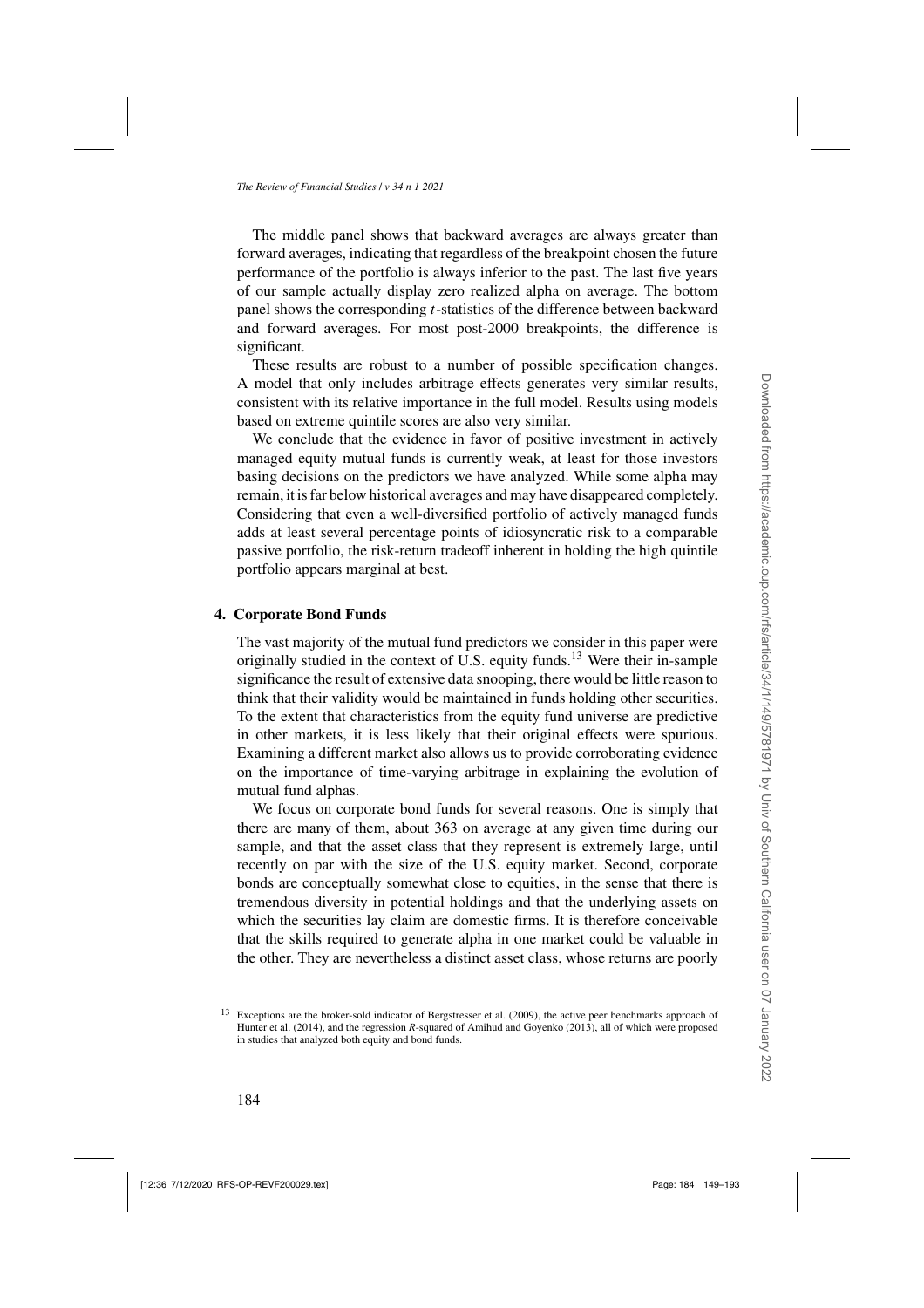The middle panel shows that backward averages are always greater than forward averages, indicating that regardless of the breakpoint chosen the future performance of the portfolio is always inferior to the past. The last five years of our sample actually display zero realized alpha on average. The bottom panel shows the corresponding $t$-statistics of the difference between backward and forward averages. For most post-2000 breakpoints, the difference is significant.

These results are robust to a number of possible specification changes. A model that only includes arbitrage effects generates very similar results, consistent with its relative importance in the full model. Results using models based on extreme quintile scores are also very similar.

We conclude that the evidence in favor of positive investment in actively managed equity mutual funds is currently weak, at least for those investors basing decisions on the predictors we have analyzed. While some alpha may remain, it is far below historical averages and may have disappeared completely. Considering that even a well-diversified portfolio of actively managed funds adds at least several percentage points of idiosyncratic risk to a comparable passive portfolio, the risk-return tradeoff inherent in holding the high quintile portfolio appears marginal at best.

## 4. Corporate Bond Funds

The vast majority of the mutual fund predictors we consider in this paper were originally studied in the context of U.S. equity funds.[13] Were their in-sample significance the result of extensive data snooping, there would be little reason to think that their validity would be maintained in funds holding other securities. To the extent that characteristics from the equity fund universe are predictive in other markets, it is less likely that their original effects were spurious. Examining a different market also allows us to provide corroborating evidence on the importance of time-varying arbitrage in explaining the evolution of mutual fund alphas.

We focus on corporate bond funds for several reasons. One is simply that there are many of them, about 363 on average at any given time during our sample, and that the asset class that they represent is extremely large, until recently on par with the size of the U.S. equity market. Second, corporate bonds are conceptually somewhat close to equities, in the sense that there is tremendous diversity in potential holdings and that the underlying assets on which the securities lay claim are domestic firms. It is therefore conceivable that the skills required to generate alpha in one market could be valuable in the other. They are nevertheless a distinct asset class, whose returns are poorly

[13] Exceptions are the broker-sold indicator of Bergstresser et al. (2009), the active peer benchmarks approach of Hunter et al. (2014), and the regression $R$-squared of Amihud and Goyenko (2013), all of which were proposed in studies that analyzed both equity and bond funds.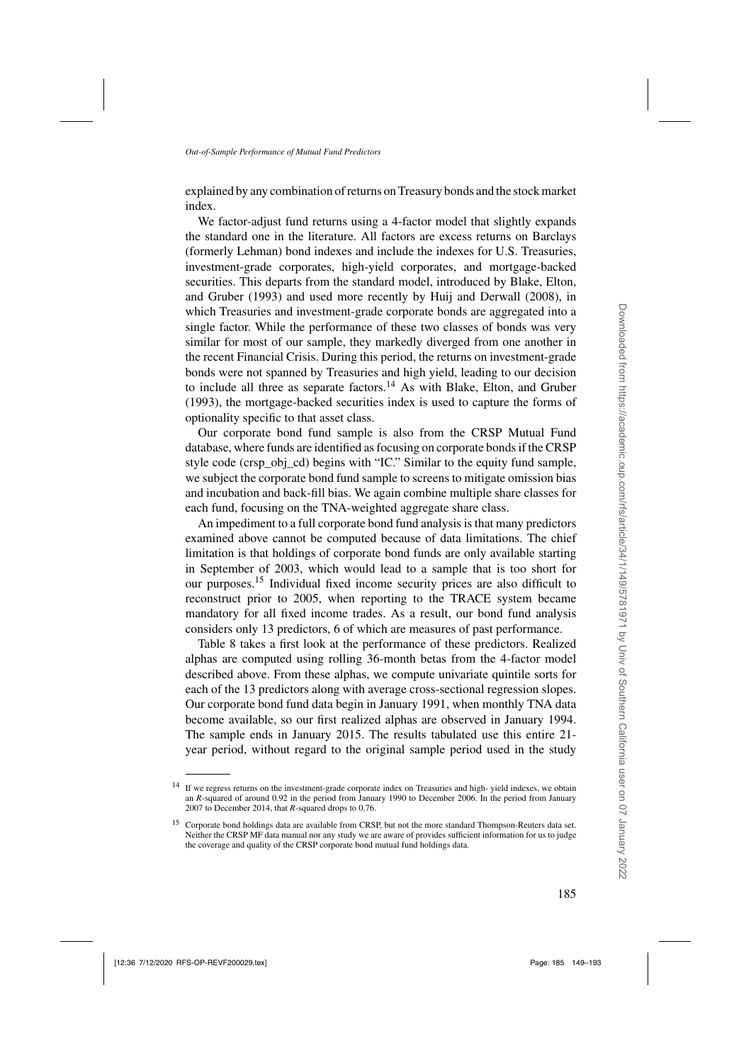explained by any combination of returns on Treasury bonds and the stock market index.

We factor-adjust fund returns using a 4-factor model that slightly expands the standard one in the literature. All factors are excess returns on Barclays (formerly Lehman) bond indexes and include the indexes for U.S. Treasuries, investment-grade corporates, high-yield corporates, and mortgage-backed securities. This departs from the standard model, introduced by Blake, Elton, and Gruber (1993) and used more recently by Huij and Derwall (2008), in which Treasuries and investment-grade corporate bonds are aggregated into a single factor. While the performance of these two classes of bonds was very similar for most of our sample, they markedly diverged from one another in the recent Financial Crisis. During this period, the returns on investment-grade bonds were not spanned by Treasuries and high yield, leading to our decision to include all three as separate factors.[14] As with Blake, Elton, and Gruber (1993), the mortgage-backed securities index is used to capture the forms of optionality specific to that asset class.

Our corporate bond fund sample is also from the CRSP Mutual Fund database, where funds are identified as focusing on corporate bonds if the CRSP style code (crsp_obj_cd) begins with "IC." Similar to the equity fund sample, we subject the corporate bond fund sample to screens to mitigate omission bias and incubation and back-fill bias. We again combine multiple share classes for each fund, focusing on the TNA-weighted aggregate share class.

An impediment to a full corporate bond fund analysis is that many predictors examined above cannot be computed because of data limitations. The chief limitation is that holdings of corporate bond funds are only available starting in September of 2003, which would lead to a sample that is too short for our purposes.[15] Individual fixed income security prices are also difficult to reconstruct prior to 2005, when reporting to the TRACE system became mandatory for all fixed income trades. As a result, our bond fund analysis considers only 13 predictors, 6 of which are measures of past performance.

Table 8 takes a first look at the performance of these predictors. Realized alphas are computed using rolling 36-month betas from the 4-factor model described above. From these alphas, we compute univariate quintile sorts for each of the 13 predictors along with average cross-sectional regression slopes. Our corporate bond fund data begin in January 1991, when monthly TNA data become available, so our first realized alphas are observed in January 1994. The sample ends in January 2015. The results tabulated use this entire 21-year period, without regard to the original sample period used in the study

---

[14] If we regress returns on the investment-grade corporate index on Treasuries and high- yield indexes, we obtain an $R$-squared of around 0.92 in the period from January 1990 to December 2006. In the period from January 2007 to December 2014, that $R$-squared drops to 0.76.

[15] Corporate bond holdings data are available from CRSP, but not the more standard Thompson-Reuters data set. Neither the CRSP MF data manual nor any study we are aware of provides sufficient information for us to judge the coverage and quality of the CRSP corporate bond mutual fund holdings data.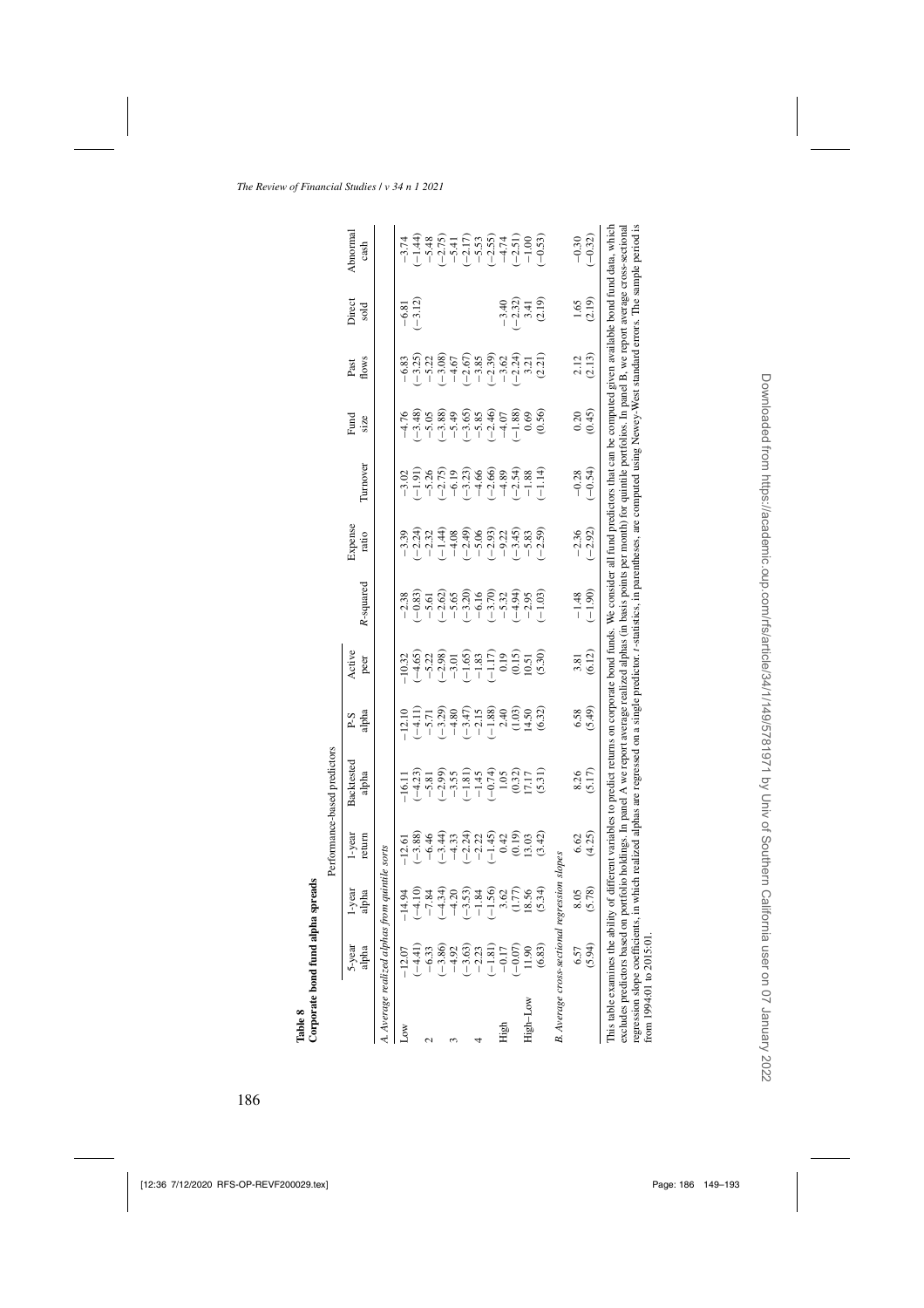**Table 8**
**Corporate bond fund alpha spreads**

| | Performance-based predictors | | | | | | | | | | | | |
|---|---|---|---|---|---|---|---|---|---|---|---|---|---|
| | 5-year alpha | 1-year alpha | 1-year return | Backtested alpha | P-S alpha | Active peer | *R*-squared | Expense ratio | Turnover | Fund size | Past flows | Direct sold | Abnormal cash |
| *A. Average realized alphas from quintile sorts* | | | | | | | | | | | | | |
| Low | −12.07 | −14.94 | −12.61 | −16.11 | −12.10 | −10.32 | −2.38 | −3.39 | −3.02 | −4.76 | −6.83 | −6.81 | −3.74 |
| | (−4.41) | (−4.10) | (−3.88) | (−4.23) | (−4.11) | (−4.65) | (−0.83) | (−2.24) | (−1.91) | (−3.48) | (−3.25) | (−3.12) | (−1.44) |
| 2 | −6.33 | −7.84 | −6.46 | −5.81 | −5.71 | −5.22 | −5.61 | −2.32 | −5.26 | −5.05 | −5.22 | | −5.48 |
| | (−3.86) | (−4.34) | (−3.44) | (−2.99) | (−3.29) | (−2.98) | (−2.62) | (−1.44) | (−2.75) | (−3.88) | (−3.08) | | (−2.75) |
| 3 | −4.92 | −4.20 | −4.33 | −3.55 | −4.80 | −3.01 | −5.65 | −4.08 | −6.19 | −5.49 | −4.67 | | −5.41 |
| | (−3.63) | (−3.53) | (−2.24) | (−1.81) | (−3.47) | (−1.65) | (−3.20) | (−2.49) | (−3.23) | (−3.65) | (−2.67) | | (−2.17) |
| 4 | −2.23 | −1.84 | −2.22 | −1.45 | −2.15 | −1.83 | −6.16 | −5.06 | −4.66 | −5.85 | −3.85 | | −5.53 |
| | (−1.81) | (−1.56) | (−1.45) | (−0.74) | (−1.88) | (−1.17) | (−3.70) | (−2.93) | (−2.66) | (−2.46) | (−2.39) | | (−2.55) |
| High | −0.17 | 3.62 | 0.42 | 1.05 | 2.40 | 0.19 | −5.32 | −9.22 | −4.89 | −4.07 | −3.62 | −3.40 | −4.74 |
| | (−0.07) | (1.77) | (0.19) | (0.32) | (1.03) | (0.15) | (−4.94) | (−3.45) | (−2.54) | (−1.88) | (−2.24) | (−2.32) | (−2.51) |
| High–Low | 11.90 | 18.56 | 13.03 | 17.17 | 14.50 | 10.51 | −2.95 | −5.83 | −1.88 | 0.69 | 3.21 | 3.41 | −1.00 |
| | (6.83) | (5.34) | (3.42) | (5.31) | (6.32) | (5.30) | (−1.03) | (−2.59) | (−1.14) | (0.56) | (2.21) | (2.19) | (−0.53) |
| *B. Average cross-sectional regression slopes* | | | | | | | | | | | | | |
| | 6.57 | 8.05 | 6.62 | 8.26 | 6.58 | 3.81 | −1.48 | −2.36 | −0.28 | 0.20 | 2.12 | 1.65 | −0.30 |
| | (5.94) | (5.78) | (4.25) | (5.17) | (5.49) | (6.12) | (−1.90) | (−2.92) | (−0.54) | (0.45) | (2.13) | (2.19) | (−0.32) |

This table examines the ability of different variables to predict returns on corporate bond funds. We consider all fund predictors that can be computed given available bond fund data, which excludes predictors based on portfolio holdings. In panel A we report average realized alphas (in basis points per month) for quintile portfolios. In panel B, we report average cross-sectional regression slope coefficients, in which realized alphas are regressed on a single predictor. *t*-statistics, in parentheses, are computed using Newey-West standard errors. The sample period is from 1994:01 to 2015:01.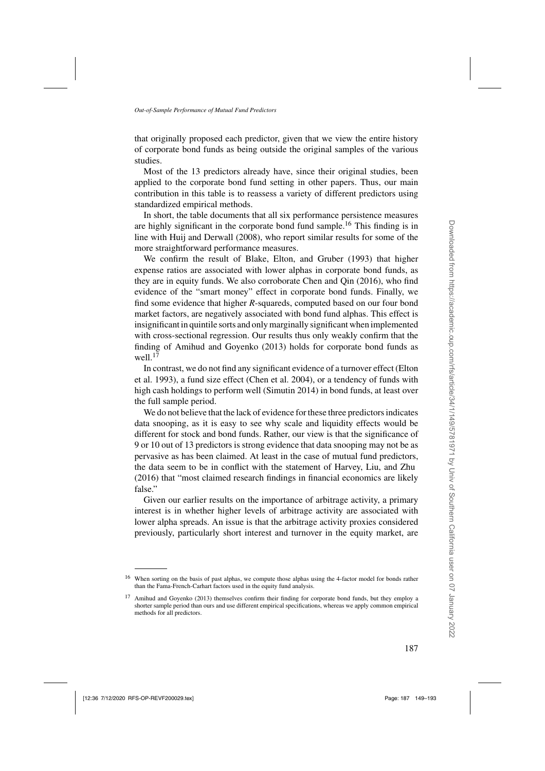that originally proposed each predictor, given that we view the entire history of corporate bond funds as being outside the original samples of the various studies.

Most of the 13 predictors already have, since their original studies, been applied to the corporate bond fund setting in other papers. Thus, our main contribution in this table is to reassess a variety of different predictors using standardized empirical methods.

In short, the table documents that all six performance persistence measures are highly significant in the corporate bond fund sample.[16] This finding is in line with Huij and Derwall (2008), who report similar results for some of the more straightforward performance measures.

We confirm the result of Blake, Elton, and Gruber (1993) that higher expense ratios are associated with lower alphas in corporate bond funds, as they are in equity funds. We also corroborate Chen and Qin (2016), who find evidence of the "smart money" effect in corporate bond funds. Finally, we find some evidence that higher *R*-squareds, computed based on our four bond market factors, are negatively associated with bond fund alphas. This effect is insignificant in quintile sorts and only marginally significant when implemented with cross-sectional regression. Our results thus only weakly confirm that the finding of Amihud and Goyenko (2013) holds for corporate bond funds as well.[17]

In contrast, we do not find any significant evidence of a turnover effect (Elton et al. 1993), a fund size effect (Chen et al. 2004), or a tendency of funds with high cash holdings to perform well (Simutin 2014) in bond funds, at least over the full sample period.

We do not believe that the lack of evidence for these three predictors indicates data snooping, as it is easy to see why scale and liquidity effects would be different for stock and bond funds. Rather, our view is that the significance of 9 or 10 out of 13 predictors is strong evidence that data snooping may not be as pervasive as has been claimed. At least in the case of mutual fund predictors, the data seem to be in conflict with the statement of Harvey, Liu, and Zhu (2016) that "most claimed research findings in financial economics are likely false."

Given our earlier results on the importance of arbitrage activity, a primary interest is in whether higher levels of arbitrage activity are associated with lower alpha spreads. An issue is that the arbitrage activity proxies considered previously, particularly short interest and turnover in the equity market, are

[16] When sorting on the basis of past alphas, we compute those alphas using the 4-factor model for bonds rather than the Fama-French-Carhart factors used in the equity fund analysis.

[17] Amihud and Goyenko (2013) themselves confirm their finding for corporate bond funds, but they employ a shorter sample period than ours and use different empirical specifications, whereas we apply common empirical methods for all predictors.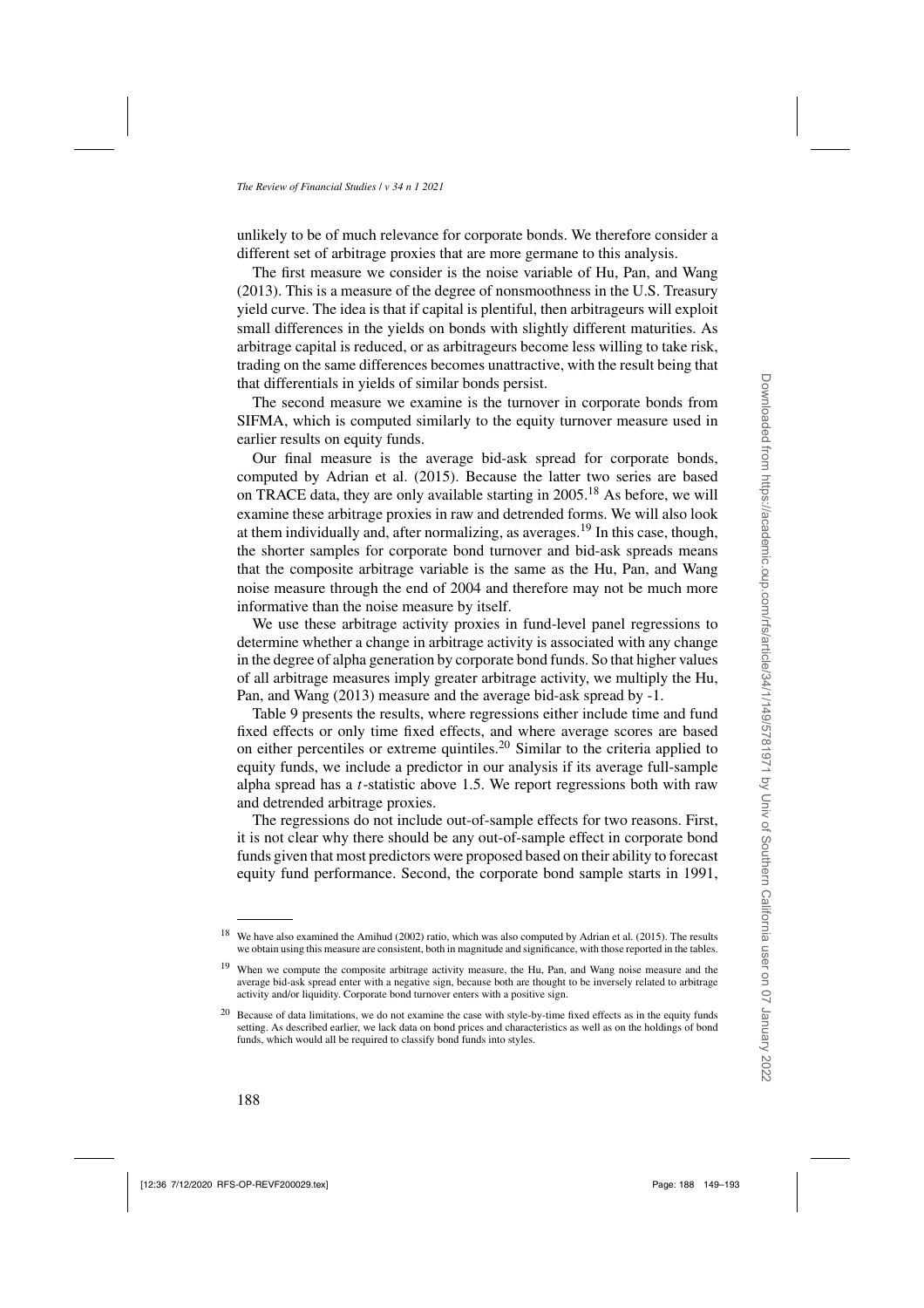unlikely to be of much relevance for corporate bonds. We therefore consider a different set of arbitrage proxies that are more germane to this analysis.

The first measure we consider is the noise variable of Hu, Pan, and Wang (2013). This is a measure of the degree of nonsmoothness in the U.S. Treasury yield curve. The idea is that if capital is plentiful, then arbitrageurs will exploit small differences in the yields on bonds with slightly different maturities. As arbitrage capital is reduced, or as arbitrageurs become less willing to take risk, trading on the same differences becomes unattractive, with the result being that that differentials in yields of similar bonds persist.

The second measure we examine is the turnover in corporate bonds from SIFMA, which is computed similarly to the equity turnover measure used in earlier results on equity funds.

Our final measure is the average bid-ask spread for corporate bonds, computed by Adrian et al. (2015). Because the latter two series are based on TRACE data, they are only available starting in 2005.[18] As before, we will examine these arbitrage proxies in raw and detrended forms. We will also look at them individually and, after normalizing, as averages.[19] In this case, though, the shorter samples for corporate bond turnover and bid-ask spreads means that the composite arbitrage variable is the same as the Hu, Pan, and Wang noise measure through the end of 2004 and therefore may not be much more informative than the noise measure by itself.

We use these arbitrage activity proxies in fund-level panel regressions to determine whether a change in arbitrage activity is associated with any change in the degree of alpha generation by corporate bond funds. So that higher values of all arbitrage measures imply greater arbitrage activity, we multiply the Hu, Pan, and Wang (2013) measure and the average bid-ask spread by -1.

Table 9 presents the results, where regressions either include time and fund fixed effects or only time fixed effects, and where average scores are based on either percentiles or extreme quintiles.[20] Similar to the criteria applied to equity funds, we include a predictor in our analysis if its average full-sample alpha spread has a $t$-statistic above 1.5. We report regressions both with raw and detrended arbitrage proxies.

The regressions do not include out-of-sample effects for two reasons. First, it is not clear why there should be any out-of-sample effect in corporate bond funds given that most predictors were proposed based on their ability to forecast equity fund performance. Second, the corporate bond sample starts in 1991,

[18] We have also examined the Amihud (2002) ratio, which was also computed by Adrian et al. (2015). The results we obtain using this measure are consistent, both in magnitude and significance, with those reported in the tables.

[19] When we compute the composite arbitrage activity measure, the Hu, Pan, and Wang noise measure and the average bid-ask spread enter with a negative sign, because both are thought to be inversely related to arbitrage activity and/or liquidity. Corporate bond turnover enters with a positive sign.

[20] Because of data limitations, we do not examine the case with style-by-time fixed effects as in the equity funds setting. As described earlier, we lack data on bond prices and characteristics as well as on the holdings of bond funds, which would all be required to classify bond funds into styles.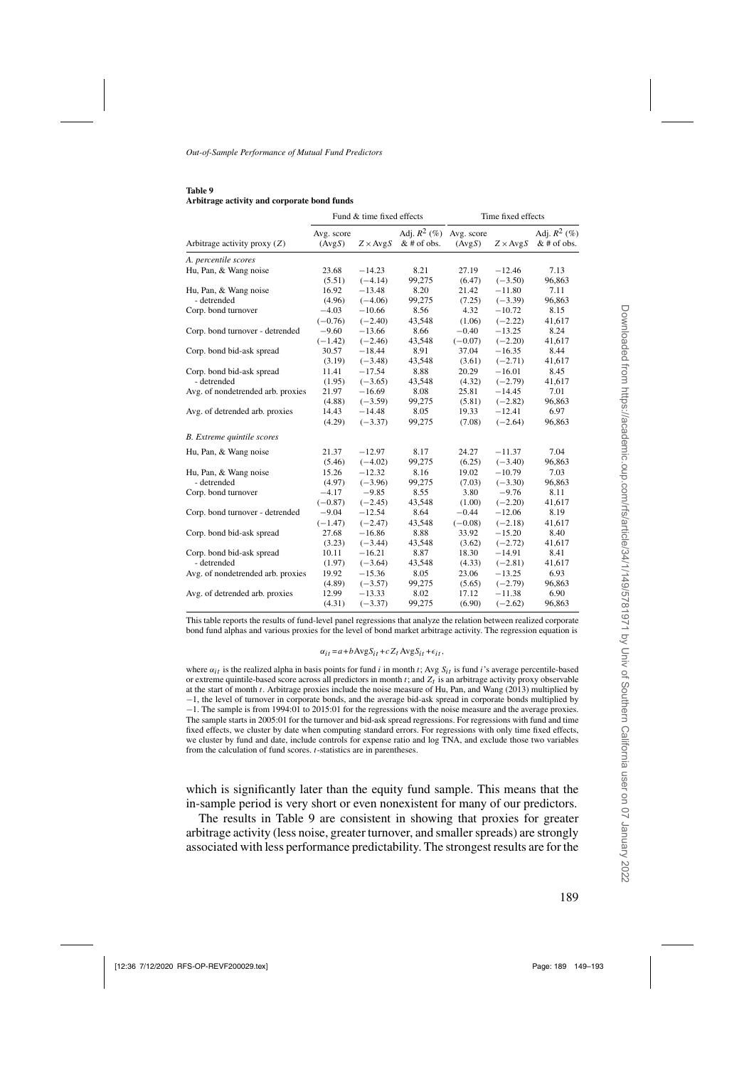**Table 9**
**Arbitrage activity and corporate bond funds**

| | Fund & time fixed effects | | | Time fixed effects | | |
|---|---|---|---|---|---|---|
| Arbitrage activity proxy ($Z$) | Avg. score (Avg$S$) | $Z \times$ Avg$S$ | Adj. $R^2$ (%) & # of obs. | Avg. score (Avg$S$) | $Z \times$ Avg$S$ | Adj. $R^2$ (%) & # of obs. |
| *A. percentile scores* | | | | | | |
| Hu, Pan, & Wang noise | 23.68 | −14.23 | 8.21 | 27.19 | −12.46 | 7.13 |
| | (5.51) | (−4.14) | 99,275 | (6.47) | (−3.50) | 96,863 |
| Hu, Pan, & Wang noise - detrended | 16.92 | −13.48 | 8.20 | 21.42 | −11.80 | 7.11 |
| | (4.96) | (−4.06) | 99,275 | (7.25) | (−3.39) | 96,863 |
| Corp. bond turnover | −4.03 | −10.66 | 8.56 | 4.32 | −10.72 | 8.15 |
| | (−0.76) | (−2.40) | 43,548 | (1.06) | (−2.22) | 41,617 |
| Corp. bond turnover - detrended | −9.60 | −13.66 | 8.66 | −0.40 | −13.25 | 8.24 |
| | (−1.42) | (−2.46) | 43,548 | (−0.07) | (−2.20) | 41,617 |
| Corp. bond bid-ask spread | 30.57 | −18.44 | 8.91 | 37.04 | −16.35 | 8.44 |
| | (3.19) | (−3.48) | 43,548 | (3.61) | (−2.71) | 41,617 |
| Corp. bond bid-ask spread - detrended | 11.41 | −17.54 | 8.88 | 20.29 | −16.01 | 8.45 |
| | (1.95) | (−3.65) | 43,548 | (4.32) | (−2.79) | 41,617 |
| Avg. of nondetrended arb. proxies | 21.97 | −16.69 | 8.08 | 25.81 | −14.45 | 7.01 |
| | (4.88) | (−3.59) | 99,275 | (5.81) | (−2.82) | 96,863 |
| Avg. of detrended arb. proxies | 14.43 | −14.48 | 8.05 | 19.33 | −12.41 | 6.97 |
| | (4.29) | (−3.37) | 99,275 | (7.08) | (−2.64) | 96,863 |
| *B. Extreme quintile scores* | | | | | | |
| Hu, Pan, & Wang noise | 21.37 | −12.97 | 8.17 | 24.27 | −11.37 | 7.04 |
| | (5.46) | (−4.02) | 99,275 | (6.25) | (−3.40) | 96,863 |
| Hu, Pan, & Wang noise - detrended | 15.26 | −12.32 | 8.16 | 19.02 | −10.79 | 7.03 |
| | (4.97) | (−3.96) | 99,275 | (7.03) | (−3.30) | 96,863 |
| Corp. bond turnover | −4.17 | −9.85 | 8.55 | 3.80 | −9.76 | 8.11 |
| | (−0.87) | (−2.45) | 43,548 | (1.00) | (−2.20) | 41,617 |
| Corp. bond turnover - detrended | −9.04 | −12.54 | 8.64 | −0.44 | −12.06 | 8.19 |
| | (−1.47) | (−2.47) | 43,548 | (−0.08) | (−2.18) | 41,617 |
| Corp. bond bid-ask spread | 27.68 | −16.86 | 8.88 | 33.92 | −15.20 | 8.40 |
| | (3.23) | (−3.44) | 43,548 | (3.62) | (−2.72) | 41,617 |
| Corp. bond bid-ask spread - detrended | 10.11 | −16.21 | 8.87 | 18.30 | −14.91 | 8.41 |
| | (1.97) | (−3.64) | 43,548 | (4.33) | (−2.81) | 41,617 |
| Avg. of nondetrended arb. proxies | 19.92 | −15.36 | 8.05 | 23.06 | −13.25 | 6.93 |
| | (4.89) | (−3.57) | 99,275 | (5.65) | (−2.79) | 96,863 |
| Avg. of detrended arb. proxies | 12.99 | −13.33 | 8.02 | 17.12 | −11.38 | 6.90 |
| | (4.31) | (−3.37) | 99,275 | (6.90) | (−2.62) | 96,863 |

This table reports the results of fund-level panel regressions that analyze the relation between realized corporate bond fund alphas and various proxies for the level of bond market arbitrage activity. The regression equation is

$$\alpha_{it} = a + b\,\text{Avg}S_{it} + c\,Z_t\,\text{Avg}S_{it} + \epsilon_{it},$$

where $\alpha_{it}$ is the realized alpha in basis points for fund $i$ in month $t$; Avg $S_{it}$ is fund $i$'s average percentile-based or extreme quintile-based score across all predictors in month $t$; and $Z_t$ is an arbitrage activity proxy observable at the start of month $t$. Arbitrage proxies include the noise measure of Hu, Pan, and Wang (2013) multiplied by −1, the level of turnover in corporate bonds, and the average bid-ask spread in corporate bonds multiplied by −1. The sample is from 1994:01 to 2015:01 for the regressions with the noise measure and the average proxies. The sample starts in 2005:01 for the turnover and bid-ask spread regressions. For regressions with fund and time fixed effects, we cluster by date when computing standard errors. For regressions with only time fixed effects, we cluster by fund and date, include controls for expense ratio and log TNA, and exclude those two variables from the calculation of fund scores. $t$-statistics are in parentheses.

which is significantly later than the equity fund sample. This means that the in-sample period is very short or even nonexistent for many of our predictors.

The results in Table 9 are consistent in showing that proxies for greater arbitrage activity (less noise, greater turnover, and smaller spreads) are strongly associated with less performance predictability. The strongest results are for the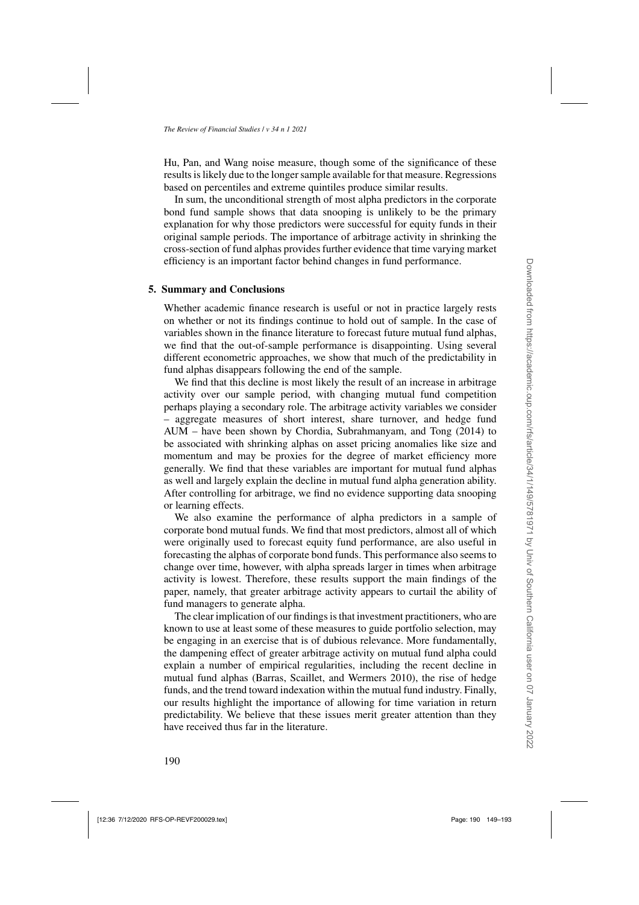Hu, Pan, and Wang noise measure, though some of the significance of these results is likely due to the longer sample available for that measure. Regressions based on percentiles and extreme quintiles produce similar results.

In sum, the unconditional strength of most alpha predictors in the corporate bond fund sample shows that data snooping is unlikely to be the primary explanation for why those predictors were successful for equity funds in their original sample periods. The importance of arbitrage activity in shrinking the cross-section of fund alphas provides further evidence that time varying market efficiency is an important factor behind changes in fund performance.

## 5. Summary and Conclusions

Whether academic finance research is useful or not in practice largely rests on whether or not its findings continue to hold out of sample. In the case of variables shown in the finance literature to forecast future mutual fund alphas, we find that the out-of-sample performance is disappointing. Using several different econometric approaches, we show that much of the predictability in fund alphas disappears following the end of the sample.

We find that this decline is most likely the result of an increase in arbitrage activity over our sample period, with changing mutual fund competition perhaps playing a secondary role. The arbitrage activity variables we consider – aggregate measures of short interest, share turnover, and hedge fund AUM – have been shown by Chordia, Subrahmanyam, and Tong (2014) to be associated with shrinking alphas on asset pricing anomalies like size and momentum and may be proxies for the degree of market efficiency more generally. We find that these variables are important for mutual fund alphas as well and largely explain the decline in mutual fund alpha generation ability. After controlling for arbitrage, we find no evidence supporting data snooping or learning effects.

We also examine the performance of alpha predictors in a sample of corporate bond mutual funds. We find that most predictors, almost all of which were originally used to forecast equity fund performance, are also useful in forecasting the alphas of corporate bond funds. This performance also seems to change over time, however, with alpha spreads larger in times when arbitrage activity is lowest. Therefore, these results support the main findings of the paper, namely, that greater arbitrage activity appears to curtail the ability of fund managers to generate alpha.

The clear implication of our findings is that investment practitioners, who are known to use at least some of these measures to guide portfolio selection, may be engaging in an exercise that is of dubious relevance. More fundamentally, the dampening effect of greater arbitrage activity on mutual fund alpha could explain a number of empirical regularities, including the recent decline in mutual fund alphas (Barras, Scaillet, and Wermers 2010), the rise of hedge funds, and the trend toward indexation within the mutual fund industry. Finally, our results highlight the importance of allowing for time variation in return predictability. We believe that these issues merit greater attention than they have received thus far in the literature.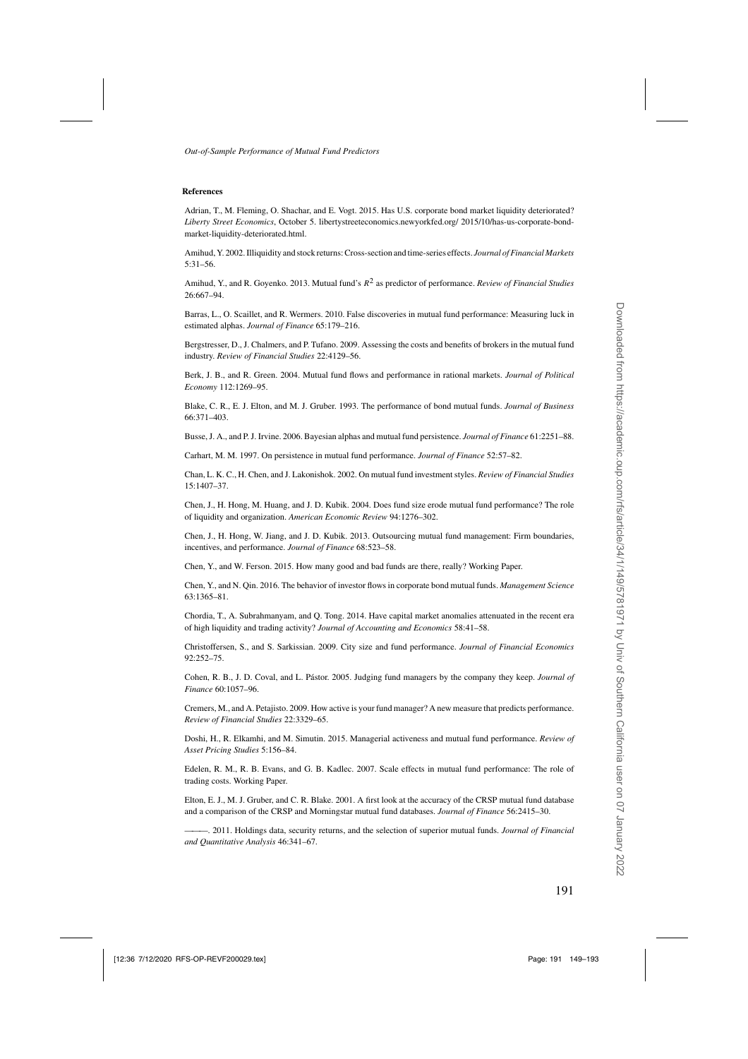#### References

Adrian, T., M. Fleming, O. Shachar, and E. Vogt. 2015. Has U.S. corporate bond market liquidity deteriorated? *Liberty Street Economics*, October 5. libertystreeteconomics.newyorkfed.org/ 2015/10/has-us-corporate-bond-market-liquidity-deteriorated.html.

Amihud, Y. 2002. Illiquidity and stock returns: Cross-section and time-series effects. *Journal of Financial Markets* 5:31–56.

Amihud, Y., and R. Goyenko. 2013. Mutual fund's $R^2$ as predictor of performance. *Review of Financial Studies* 26:667–94.

Barras, L., O. Scaillet, and R. Wermers. 2010. False discoveries in mutual fund performance: Measuring luck in estimated alphas. *Journal of Finance* 65:179–216.

Bergstresser, D., J. Chalmers, and P. Tufano. 2009. Assessing the costs and benefits of brokers in the mutual fund industry. *Review of Financial Studies* 22:4129–56.

Berk, J. B., and R. Green. 2004. Mutual fund flows and performance in rational markets. *Journal of Political Economy* 112:1269–95.

Blake, C. R., E. J. Elton, and M. J. Gruber. 1993. The performance of bond mutual funds. *Journal of Business* 66:371–403.

Busse, J. A., and P. J. Irvine. 2006. Bayesian alphas and mutual fund persistence. *Journal of Finance* 61:2251–88.

Carhart, M. M. 1997. On persistence in mutual fund performance. *Journal of Finance* 52:57–82.

Chan, L. K. C., H. Chen, and J. Lakonishok. 2002. On mutual fund investment styles. *Review of Financial Studies* 15:1407–37.

Chen, J., H. Hong, M. Huang, and J. D. Kubik. 2004. Does fund size erode mutual fund performance? The role of liquidity and organization. *American Economic Review* 94:1276–302.

Chen, J., H. Hong, W. Jiang, and J. D. Kubik. 2013. Outsourcing mutual fund management: Firm boundaries, incentives, and performance. *Journal of Finance* 68:523–58.

Chen, Y., and W. Ferson. 2015. How many good and bad funds are there, really? Working Paper.

Chen, Y., and N. Qin. 2016. The behavior of investor flows in corporate bond mutual funds. *Management Science* 63:1365–81.

Chordia, T., A. Subrahmanyam, and Q. Tong. 2014. Have capital market anomalies attenuated in the recent era of high liquidity and trading activity? *Journal of Accounting and Economics* 58:41–58.

Christoffersen, S., and S. Sarkissian. 2009. City size and fund performance. *Journal of Financial Economics* 92:252–75.

Cohen, R. B., J. D. Coval, and L. Pástor. 2005. Judging fund managers by the company they keep. *Journal of Finance* 60:1057–96.

Cremers, M., and A. Petajisto. 2009. How active is your fund manager? A new measure that predicts performance. *Review of Financial Studies* 22:3329–65.

Doshi, H., R. Elkamhi, and M. Simutin. 2015. Managerial activeness and mutual fund performance. *Review of Asset Pricing Studies* 5:156–84.

Edelen, R. M., R. B. Evans, and G. B. Kadlec. 2007. Scale effects in mutual fund performance: The role of trading costs. Working Paper.

Elton, E. J., M. J. Gruber, and C. R. Blake. 2001. A first look at the accuracy of the CRSP mutual fund database and a comparison of the CRSP and Morningstar mutual fund databases. *Journal of Finance* 56:2415–30.

———. 2011. Holdings data, security returns, and the selection of superior mutual funds. *Journal of Financial and Quantitative Analysis* 46:341–67.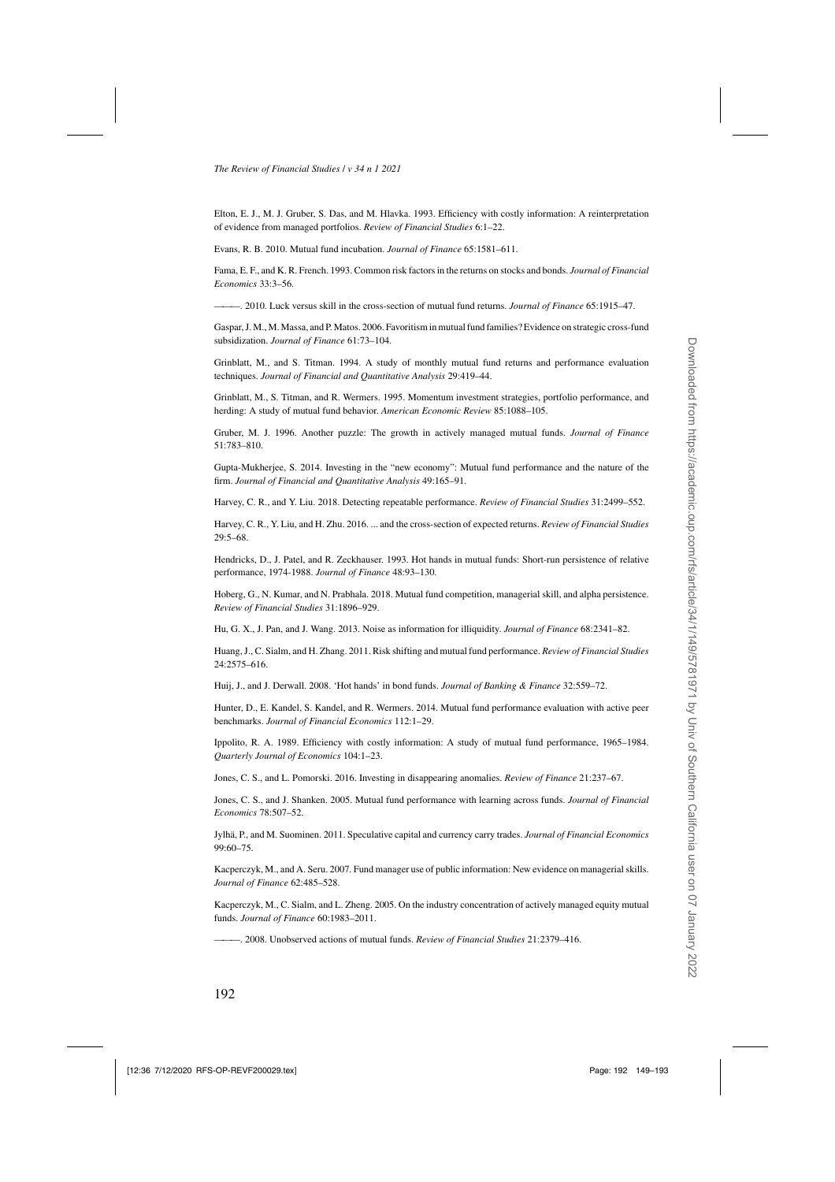Elton, E. J., M. J. Gruber, S. Das, and M. Hlavka. 1993. Efficiency with costly information: A reinterpretation of evidence from managed portfolios. *Review of Financial Studies* 6:1–22.

Evans, R. B. 2010. Mutual fund incubation. *Journal of Finance* 65:1581–611.

Fama, E. F., and K. R. French. 1993. Common risk factors in the returns on stocks and bonds. *Journal of Financial Economics* 33:3–56.

———. 2010. Luck versus skill in the cross-section of mutual fund returns. *Journal of Finance* 65:1915–47.

Gaspar, J. M., M. Massa, and P. Matos. 2006. Favoritism in mutual fund families? Evidence on strategic cross-fund subsidization. *Journal of Finance* 61:73–104.

Grinblatt, M., and S. Titman. 1994. A study of monthly mutual fund returns and performance evaluation techniques. *Journal of Financial and Quantitative Analysis* 29:419–44.

Grinblatt, M., S. Titman, and R. Wermers. 1995. Momentum investment strategies, portfolio performance, and herding: A study of mutual fund behavior. *American Economic Review* 85:1088–105.

Gruber, M. J. 1996. Another puzzle: The growth in actively managed mutual funds. *Journal of Finance* 51:783–810.

Gupta-Mukherjee, S. 2014. Investing in the "new economy": Mutual fund performance and the nature of the firm. *Journal of Financial and Quantitative Analysis* 49:165–91.

Harvey, C. R., and Y. Liu. 2018. Detecting repeatable performance. *Review of Financial Studies* 31:2499–552.

Harvey, C. R., Y. Liu, and H. Zhu. 2016. ... and the cross-section of expected returns. *Review of Financial Studies* 29:5–68.

Hendricks, D., J. Patel, and R. Zeckhauser. 1993. Hot hands in mutual funds: Short-run persistence of relative performance, 1974-1988. *Journal of Finance* 48:93–130.

Hoberg, G., N. Kumar, and N. Prabhala. 2018. Mutual fund competition, managerial skill, and alpha persistence. *Review of Financial Studies* 31:1896–929.

Hu, G. X., J. Pan, and J. Wang. 2013. Noise as information for illiquidity. *Journal of Finance* 68:2341–82.

Huang, J., C. Sialm, and H. Zhang. 2011. Risk shifting and mutual fund performance. *Review of Financial Studies* 24:2575–616.

Huij, J., and J. Derwall. 2008. 'Hot hands' in bond funds. *Journal of Banking & Finance* 32:559–72.

Hunter, D., E. Kandel, S. Kandel, and R. Wermers. 2014. Mutual fund performance evaluation with active peer benchmarks. *Journal of Financial Economics* 112:1–29.

Ippolito, R. A. 1989. Efficiency with costly information: A study of mutual fund performance, 1965–1984. *Quarterly Journal of Economics* 104:1–23.

Jones, C. S., and L. Pomorski. 2016. Investing in disappearing anomalies. *Review of Finance* 21:237–67.

Jones, C. S., and J. Shanken. 2005. Mutual fund performance with learning across funds. *Journal of Financial Economics* 78:507–52.

Jylhä, P., and M. Suominen. 2011. Speculative capital and currency carry trades. *Journal of Financial Economics* 99:60–75.

Kacperczyk, M., and A. Seru. 2007. Fund manager use of public information: New evidence on managerial skills. *Journal of Finance* 62:485–528.

Kacperczyk, M., C. Sialm, and L. Zheng. 2005. On the industry concentration of actively managed equity mutual funds. *Journal of Finance* 60:1983–2011.

———. 2008. Unobserved actions of mutual funds. *Review of Financial Studies* 21:2379–416.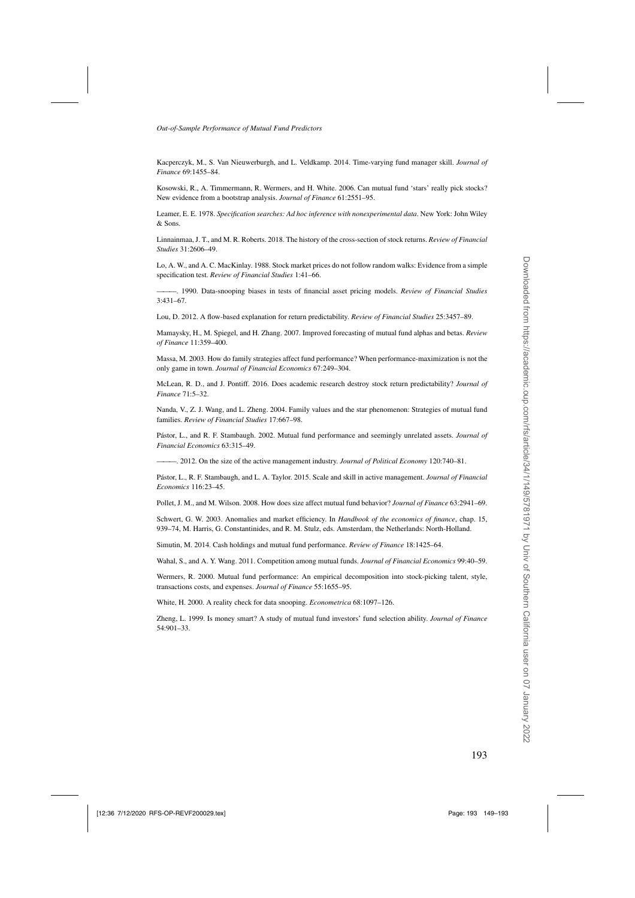Kacperczyk, M., S. Van Nieuwerburgh, and L. Veldkamp. 2014. Time-varying fund manager skill. *Journal of Finance* 69:1455–84.

Kosowski, R., A. Timmermann, R. Wermers, and H. White. 2006. Can mutual fund 'stars' really pick stocks? New evidence from a bootstrap analysis. *Journal of Finance* 61:2551–95.

Leamer, E. E. 1978. *Specification searches: Ad hoc inference with nonexperimental data*. New York: John Wiley & Sons.

Linnainmaa, J. T., and M. R. Roberts. 2018. The history of the cross-section of stock returns. *Review of Financial Studies* 31:2606–49.

Lo, A. W., and A. C. MacKinlay. 1988. Stock market prices do not follow random walks: Evidence from a simple specification test. *Review of Financial Studies* 1:41–66.

———. 1990. Data-snooping biases in tests of financial asset pricing models. *Review of Financial Studies* 3:431–67.

Lou, D. 2012. A flow-based explanation for return predictability. *Review of Financial Studies* 25:3457–89.

Mamaysky, H., M. Spiegel, and H. Zhang. 2007. Improved forecasting of mutual fund alphas and betas. *Review of Finance* 11:359–400.

Massa, M. 2003. How do family strategies affect fund performance? When performance-maximization is not the only game in town. *Journal of Financial Economics* 67:249–304.

McLean, R. D., and J. Pontiff. 2016. Does academic research destroy stock return predictability? *Journal of Finance* 71:5–32.

Nanda, V., Z. J. Wang, and L. Zheng. 2004. Family values and the star phenomenon: Strategies of mutual fund families. *Review of Financial Studies* 17:667–98.

Pástor, L., and R. F. Stambaugh. 2002. Mutual fund performance and seemingly unrelated assets. *Journal of Financial Economics* 63:315–49.

———. 2012. On the size of the active management industry. *Journal of Political Economy* 120:740–81.

Pástor, L., R. F. Stambaugh, and L. A. Taylor. 2015. Scale and skill in active management. *Journal of Financial Economics* 116:23–45.

Pollet, J. M., and M. Wilson. 2008. How does size affect mutual fund behavior? *Journal of Finance* 63:2941–69.

Schwert, G. W. 2003. Anomalies and market efficiency. In *Handbook of the economics of finance*, chap. 15, 939–74, M. Harris, G. Constantinides, and R. M. Stulz, eds. Amsterdam, the Netherlands: North-Holland.

Simutin, M. 2014. Cash holdings and mutual fund performance. *Review of Finance* 18:1425–64.

Wahal, S., and A. Y. Wang. 2011. Competition among mutual funds. *Journal of Financial Economics* 99:40–59.

Wermers, R. 2000. Mutual fund performance: An empirical decomposition into stock-picking talent, style, transactions costs, and expenses. *Journal of Finance* 55:1655–95.

White, H. 2000. A reality check for data snooping. *Econometrica* 68:1097–126.

Zheng, L. 1999. Is money smart? A study of mutual fund investors' fund selection ability. *Journal of Finance* 54:901–33.